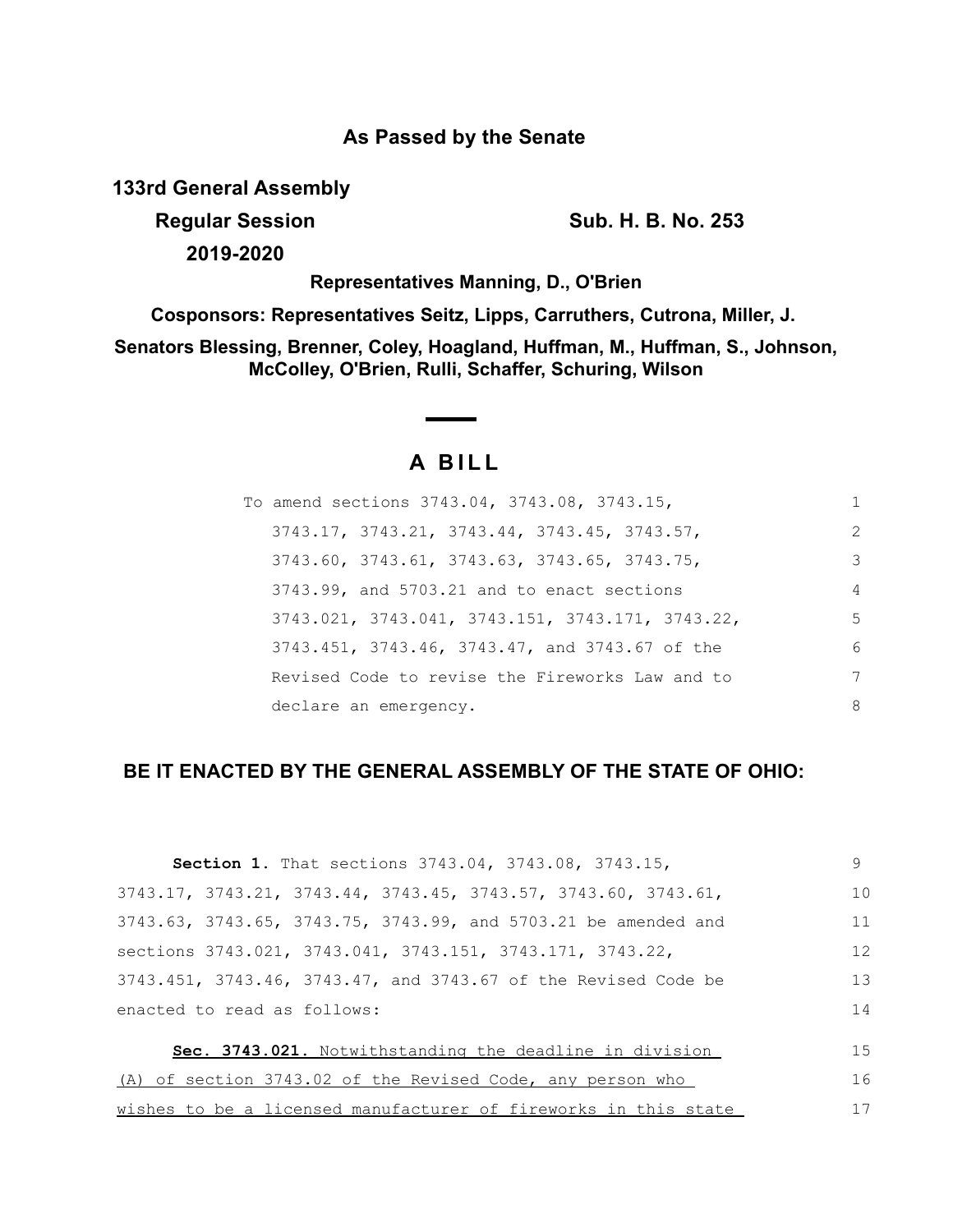**As Passed by the Senate**

**133rd General Assembly**

**Regular Session** **Sub. H. B. No. 253**

**2019-2020**

**Representatives Manning, D., O'Brien**

**Cosponsors: Representatives Seitz, Lipps, Carruthers, Cutrona, Miller, J.**

**Senators Blessing, Brenner, Coley, Hoagland, Huffman, M., Huffman, S., Johnson, McColley, O'Brien, Rulli, Schaffer, Schuring, Wilson**

# A BILL

To amend sections 3743.04, 3743.08, 3743.15, 3743.17, 3743.21, 3743.44, 3743.45, 3743.57, 3743.60, 3743.61, 3743.63, 3743.65, 3743.75, 3743.99, and 5703.21 and to enact sections 3743.021, 3743.041, 3743.151, 3743.171, 3743.22, 3743.451, 3743.46, 3743.47, and 3743.67 of the Revised Code to revise the Fireworks Law and to declare an emergency.

## BE IT ENACTED BY THE GENERAL ASSEMBLY OF THE STATE OF OHIO:

**Section 1.** That sections 3743.04, 3743.08, 3743.15, 3743.17, 3743.21, 3743.44, 3743.45, 3743.57, 3743.60, 3743.61, 3743.63, 3743.65, 3743.75, 3743.99, and 5703.21 be amended and sections 3743.021, 3743.041, 3743.151, 3743.171, 3743.22, 3743.451, 3743.46, 3743.47, and 3743.67 of the Revised Code be enacted to read as follows:

**Sec. 3743.021.** Notwithstanding the deadline in division (A) of section 3743.02 of the Revised Code, any person who wishes to be a licensed manufacturer of fireworks in this state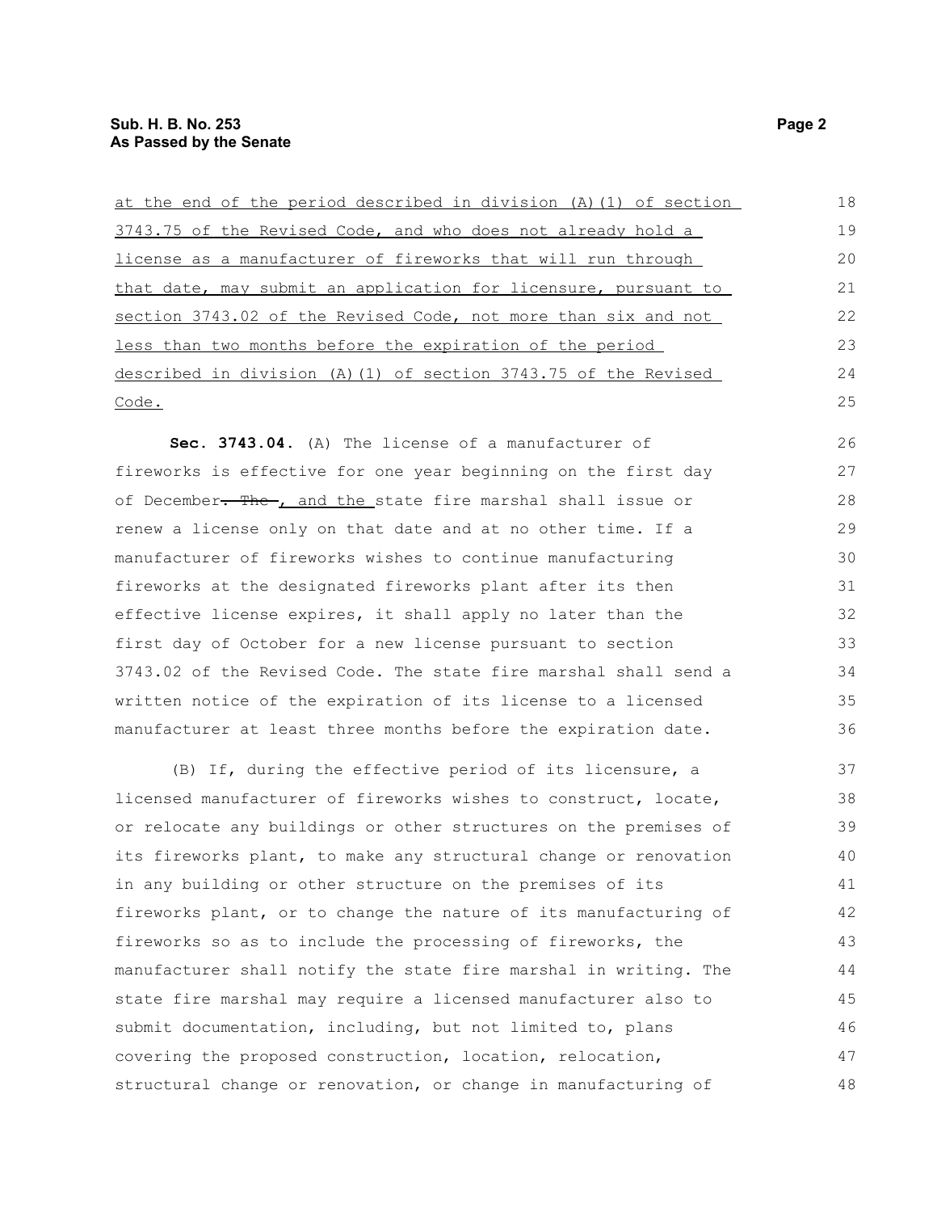at the end of the period described in division (A)(1) of section 3743.75 of the Revised Code, and who does not already hold a license as a manufacturer of fireworks that will run through that date, may submit an application for licensure, pursuant to section 3743.02 of the Revised Code, not more than six and not less than two months before the expiration of the period described in division (A)(1) of section 3743.75 of the Revised Code.

**Sec. 3743.04.** (A) The license of a manufacturer of fireworks is effective for one year beginning on the first day of December~~. The~~ , and the state fire marshal shall issue or renew a license only on that date and at no other time. If a manufacturer of fireworks wishes to continue manufacturing fireworks at the designated fireworks plant after its then effective license expires, it shall apply no later than the first day of October for a new license pursuant to section 3743.02 of the Revised Code. The state fire marshal shall send a written notice of the expiration of its license to a licensed manufacturer at least three months before the expiration date.

(B) If, during the effective period of its licensure, a licensed manufacturer of fireworks wishes to construct, locate, or relocate any buildings or other structures on the premises of its fireworks plant, to make any structural change or renovation in any building or other structure on the premises of its fireworks plant, or to change the nature of its manufacturing of fireworks so as to include the processing of fireworks, the manufacturer shall notify the state fire marshal in writing. The state fire marshal may require a licensed manufacturer also to submit documentation, including, but not limited to, plans covering the proposed construction, location, relocation, structural change or renovation, or change in manufacturing of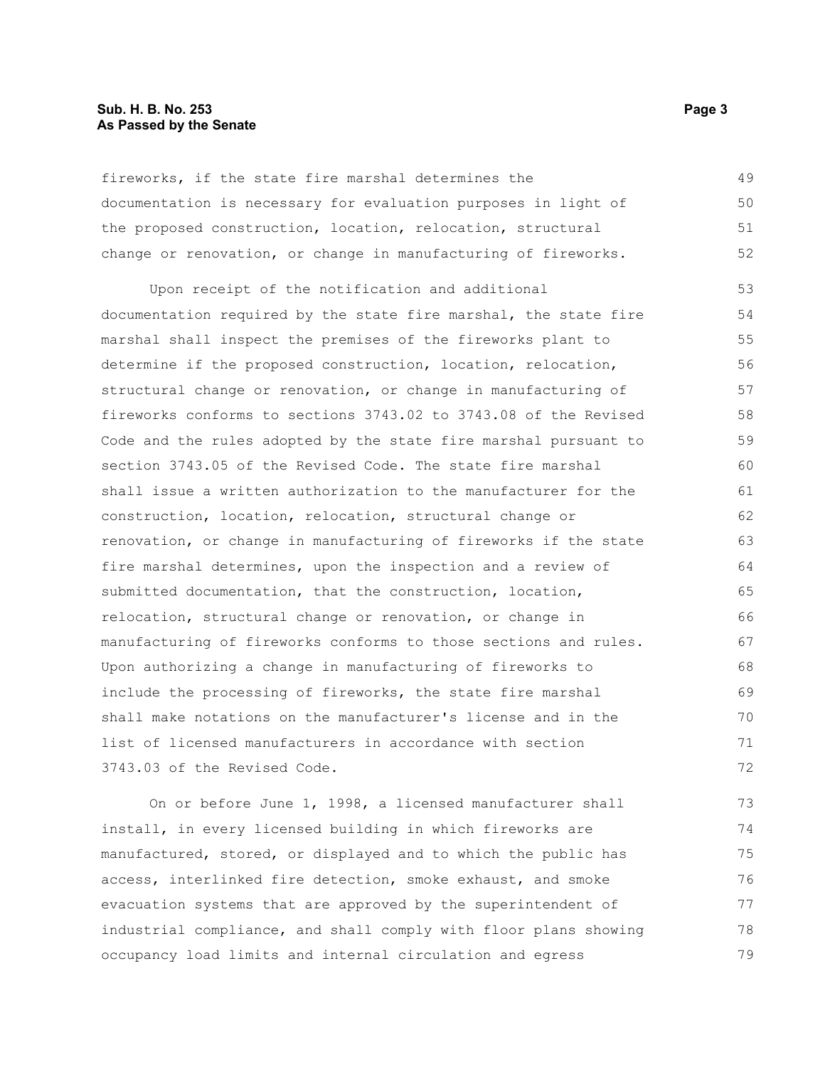fireworks, if the state fire marshal determines the documentation is necessary for evaluation purposes in light of the proposed construction, location, relocation, structural change or renovation, or change in manufacturing of fireworks.

Upon receipt of the notification and additional documentation required by the state fire marshal, the state fire marshal shall inspect the premises of the fireworks plant to determine if the proposed construction, location, relocation, structural change or renovation, or change in manufacturing of fireworks conforms to sections 3743.02 to 3743.08 of the Revised Code and the rules adopted by the state fire marshal pursuant to section 3743.05 of the Revised Code. The state fire marshal shall issue a written authorization to the manufacturer for the construction, location, relocation, structural change or renovation, or change in manufacturing of fireworks if the state fire marshal determines, upon the inspection and a review of submitted documentation, that the construction, location, relocation, structural change or renovation, or change in manufacturing of fireworks conforms to those sections and rules. Upon authorizing a change in manufacturing of fireworks to include the processing of fireworks, the state fire marshal shall make notations on the manufacturer's license and in the list of licensed manufacturers in accordance with section 3743.03 of the Revised Code.

On or before June 1, 1998, a licensed manufacturer shall install, in every licensed building in which fireworks are manufactured, stored, or displayed and to which the public has access, interlinked fire detection, smoke exhaust, and smoke evacuation systems that are approved by the superintendent of industrial compliance, and shall comply with floor plans showing occupancy load limits and internal circulation and egress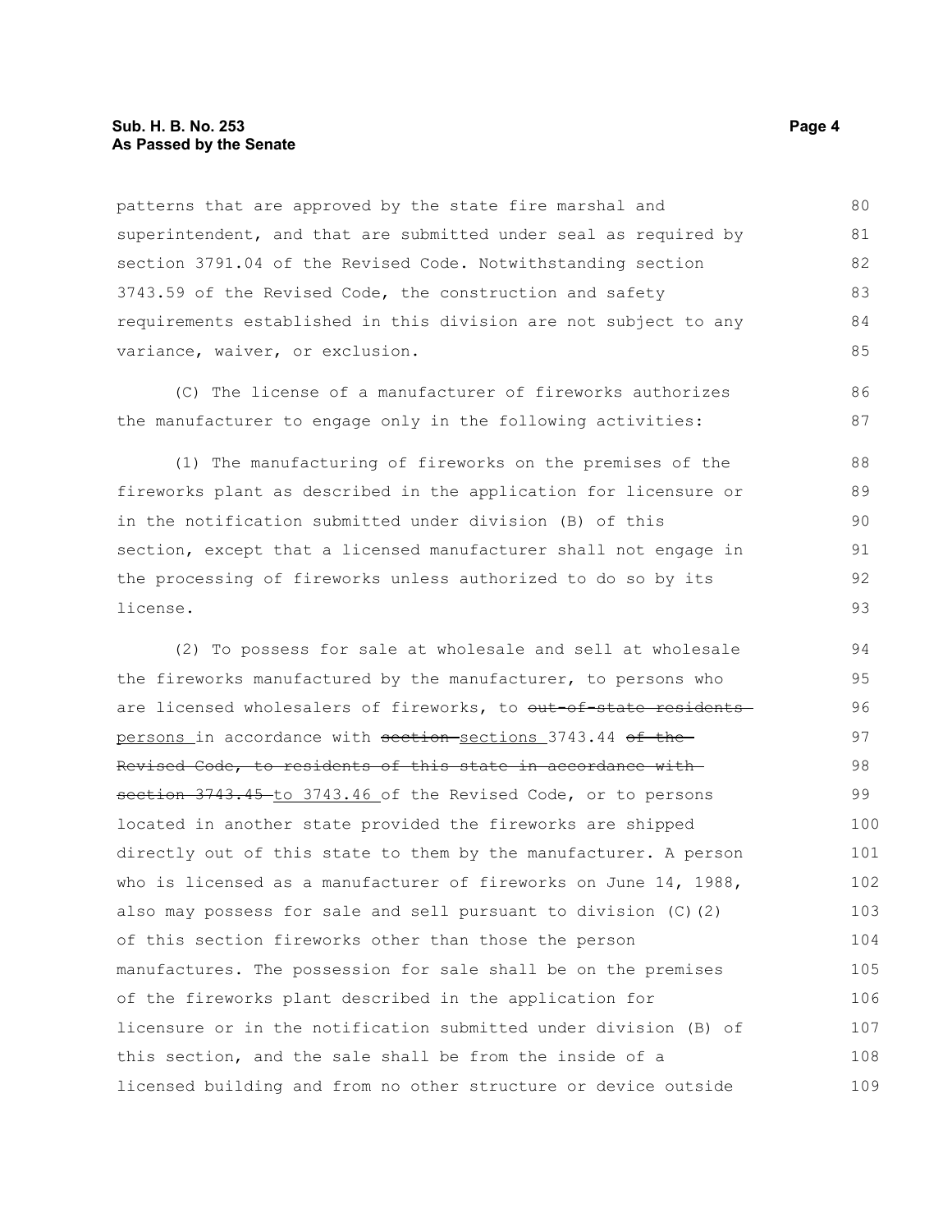patterns that are approved by the state fire marshal and superintendent, and that are submitted under seal as required by section 3791.04 of the Revised Code. Notwithstanding section 3743.59 of the Revised Code, the construction and safety requirements established in this division are not subject to any variance, waiver, or exclusion.

(C) The license of a manufacturer of fireworks authorizes the manufacturer to engage only in the following activities:

(1) The manufacturing of fireworks on the premises of the fireworks plant as described in the application for licensure or in the notification submitted under division (B) of this section, except that a licensed manufacturer shall not engage in the processing of fireworks unless authorized to do so by its license.

(2) To possess for sale at wholesale and sell at wholesale the fireworks manufactured by the manufacturer, to persons who are licensed wholesalers of fireworks, to ~~out-of-state residents~~ persons in accordance with ~~section~~ sections 3743.44 ~~of the Revised Code, to residents of this state in accordance with section 3743.45~~ to 3743.46 of the Revised Code, or to persons located in another state provided the fireworks are shipped directly out of this state to them by the manufacturer. A person who is licensed as a manufacturer of fireworks on June 14, 1988, also may possess for sale and sell pursuant to division (C)(2) of this section fireworks other than those the person manufactures. The possession for sale shall be on the premises of the fireworks plant described in the application for licensure or in the notification submitted under division (B) of this section, and the sale shall be from the inside of a licensed building and from no other structure or device outside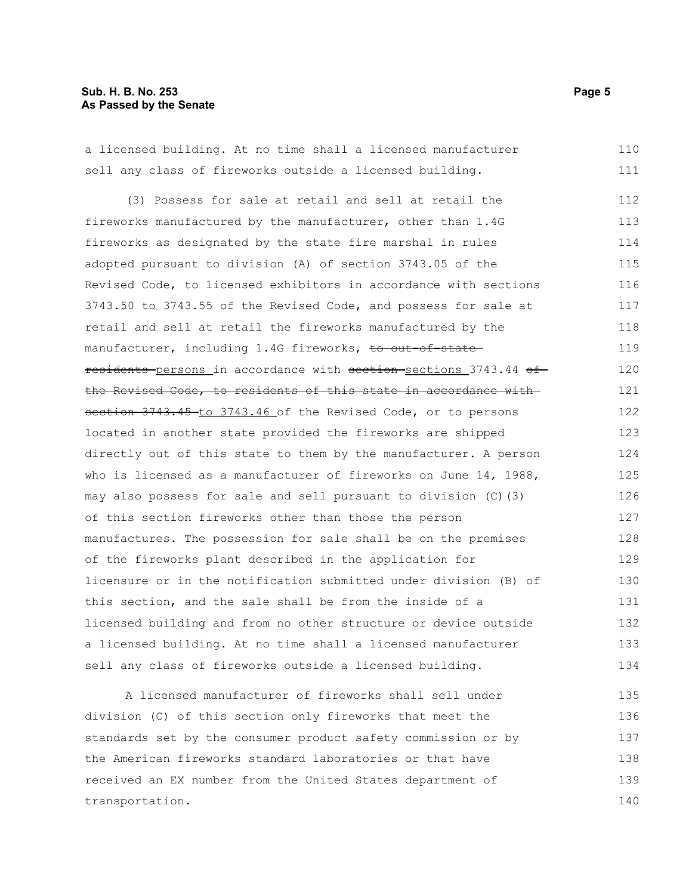a licensed building. At no time shall a licensed manufacturer sell any class of fireworks outside a licensed building.

(3) Possess for sale at retail and sell at retail the fireworks manufactured by the manufacturer, other than 1.4G fireworks as designated by the state fire marshal in rules adopted pursuant to division (A) of section 3743.05 of the Revised Code, to licensed exhibitors in accordance with sections 3743.50 to 3743.55 of the Revised Code, and possess for sale at retail and sell at retail the fireworks manufactured by the manufacturer, including 1.4G fireworks, ~~to out-of-state residents~~ <u>persons</u> in accordance with ~~section~~ <u>sections</u> 3743.44 ~~of the Revised Code, to residents of this state in accordance with section 3743.45~~ <u>to 3743.46</u> of the Revised Code, or to persons located in another state provided the fireworks are shipped directly out of this state to them by the manufacturer. A person who is licensed as a manufacturer of fireworks on June 14, 1988, may also possess for sale and sell pursuant to division (C)(3) of this section fireworks other than those the person manufactures. The possession for sale shall be on the premises of the fireworks plant described in the application for licensure or in the notification submitted under division (B) of this section, and the sale shall be from the inside of a licensed building and from no other structure or device outside a licensed building. At no time shall a licensed manufacturer sell any class of fireworks outside a licensed building.

A licensed manufacturer of fireworks shall sell under division (C) of this section only fireworks that meet the standards set by the consumer product safety commission or by the American fireworks standard laboratories or that have received an EX number from the United States department of transportation.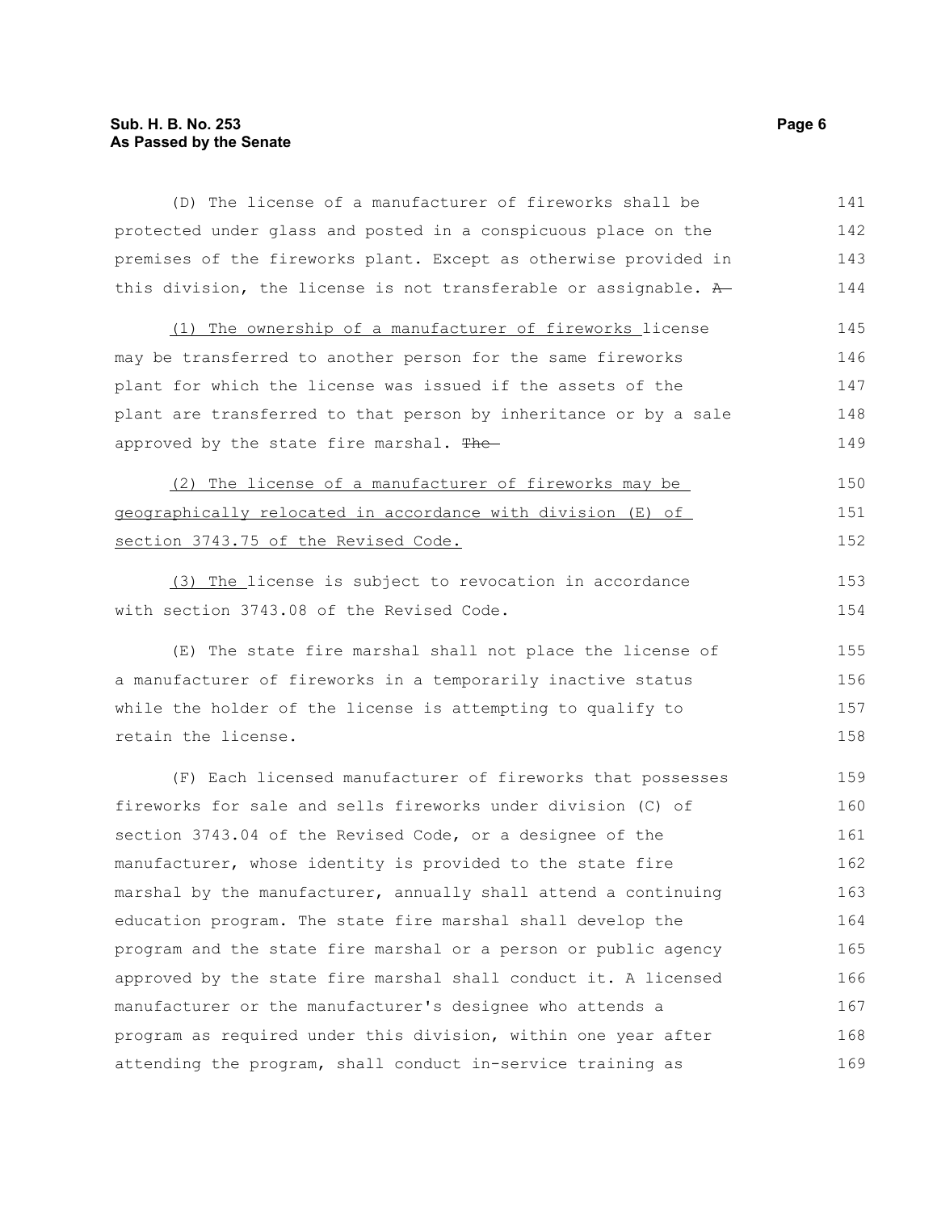(D) The license of a manufacturer of fireworks shall be protected under glass and posted in a conspicuous place on the premises of the fireworks plant. Except as otherwise provided in this division, the license is not transferable or assignable. ~~A~~

(1) The ownership of a manufacturer of fireworks license may be transferred to another person for the same fireworks plant for which the license was issued if the assets of the plant are transferred to that person by inheritance or by a sale approved by the state fire marshal. ~~The~~

(2) The license of a manufacturer of fireworks may be geographically relocated in accordance with division (E) of section 3743.75 of the Revised Code.

(3) The license is subject to revocation in accordance with section 3743.08 of the Revised Code.

(E) The state fire marshal shall not place the license of a manufacturer of fireworks in a temporarily inactive status while the holder of the license is attempting to qualify to retain the license.

(F) Each licensed manufacturer of fireworks that possesses fireworks for sale and sells fireworks under division (C) of section 3743.04 of the Revised Code, or a designee of the manufacturer, whose identity is provided to the state fire marshal by the manufacturer, annually shall attend a continuing education program. The state fire marshal shall develop the program and the state fire marshal or a person or public agency approved by the state fire marshal shall conduct it. A licensed manufacturer or the manufacturer's designee who attends a program as required under this division, within one year after attending the program, shall conduct in-service training as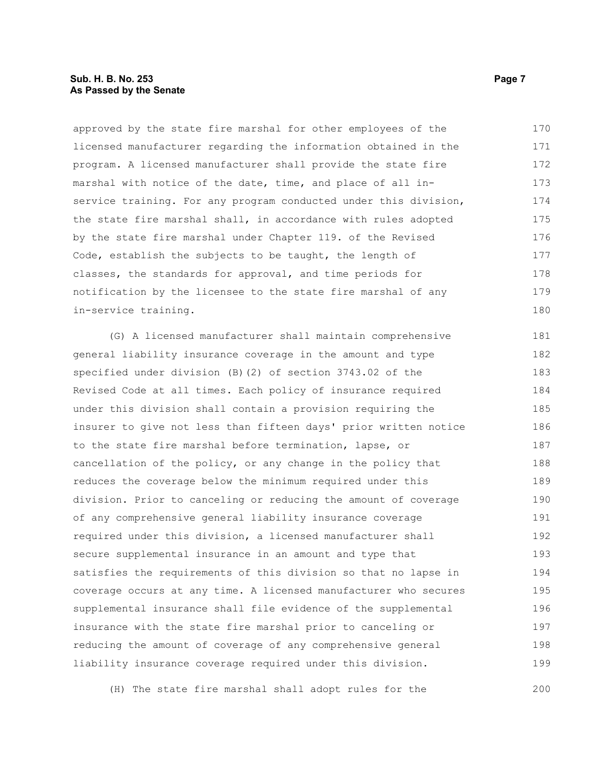approved by the state fire marshal for other employees of the licensed manufacturer regarding the information obtained in the program. A licensed manufacturer shall provide the state fire marshal with notice of the date, time, and place of all in-service training. For any program conducted under this division, the state fire marshal shall, in accordance with rules adopted by the state fire marshal under Chapter 119. of the Revised Code, establish the subjects to be taught, the length of classes, the standards for approval, and time periods for notification by the licensee to the state fire marshal of any in-service training.

(G) A licensed manufacturer shall maintain comprehensive general liability insurance coverage in the amount and type specified under division (B)(2) of section 3743.02 of the Revised Code at all times. Each policy of insurance required under this division shall contain a provision requiring the insurer to give not less than fifteen days' prior written notice to the state fire marshal before termination, lapse, or cancellation of the policy, or any change in the policy that reduces the coverage below the minimum required under this division. Prior to canceling or reducing the amount of coverage of any comprehensive general liability insurance coverage required under this division, a licensed manufacturer shall secure supplemental insurance in an amount and type that satisfies the requirements of this division so that no lapse in coverage occurs at any time. A licensed manufacturer who secures supplemental insurance shall file evidence of the supplemental insurance with the state fire marshal prior to canceling or reducing the amount of coverage of any comprehensive general liability insurance coverage required under this division.

(H) The state fire marshal shall adopt rules for the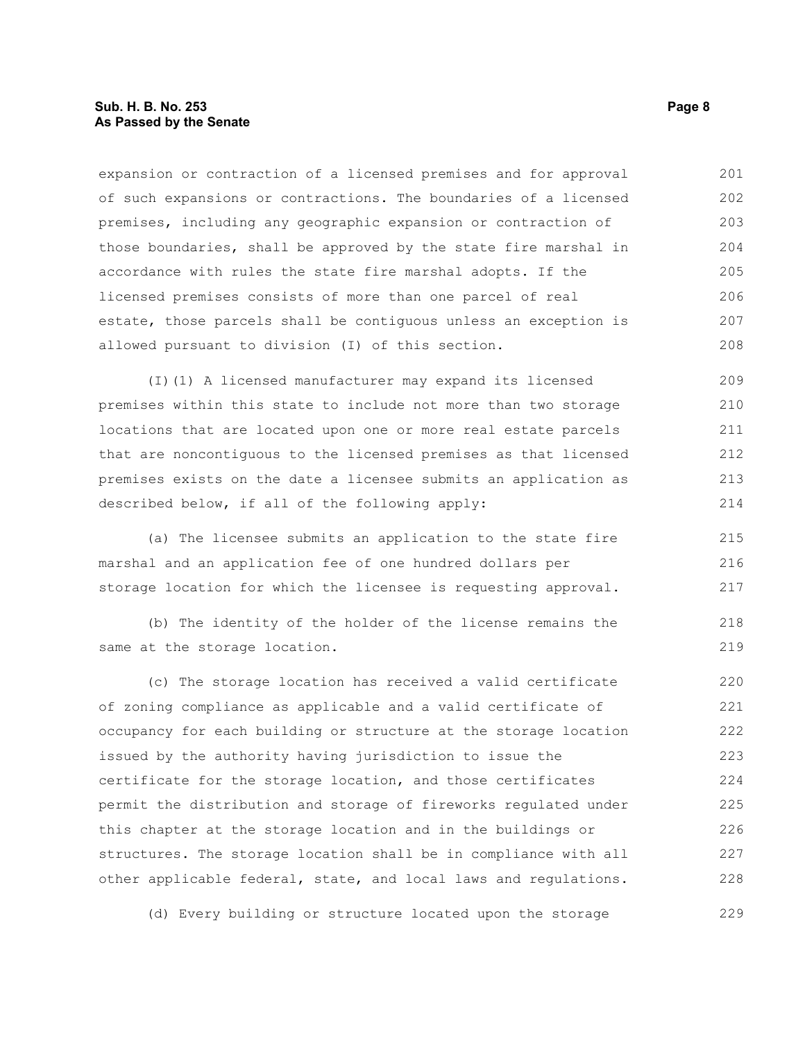expansion or contraction of a licensed premises and for approval of such expansions or contractions. The boundaries of a licensed premises, including any geographic expansion or contraction of those boundaries, shall be approved by the state fire marshal in accordance with rules the state fire marshal adopts. If the licensed premises consists of more than one parcel of real estate, those parcels shall be contiguous unless an exception is allowed pursuant to division (I) of this section.

(I)(1) A licensed manufacturer may expand its licensed premises within this state to include not more than two storage locations that are located upon one or more real estate parcels that are noncontiguous to the licensed premises as that licensed premises exists on the date a licensee submits an application as described below, if all of the following apply:

(a) The licensee submits an application to the state fire marshal and an application fee of one hundred dollars per storage location for which the licensee is requesting approval.

(b) The identity of the holder of the license remains the same at the storage location.

(c) The storage location has received a valid certificate of zoning compliance as applicable and a valid certificate of occupancy for each building or structure at the storage location issued by the authority having jurisdiction to issue the certificate for the storage location, and those certificates permit the distribution and storage of fireworks regulated under this chapter at the storage location and in the buildings or structures. The storage location shall be in compliance with all other applicable federal, state, and local laws and regulations.

(d) Every building or structure located upon the storage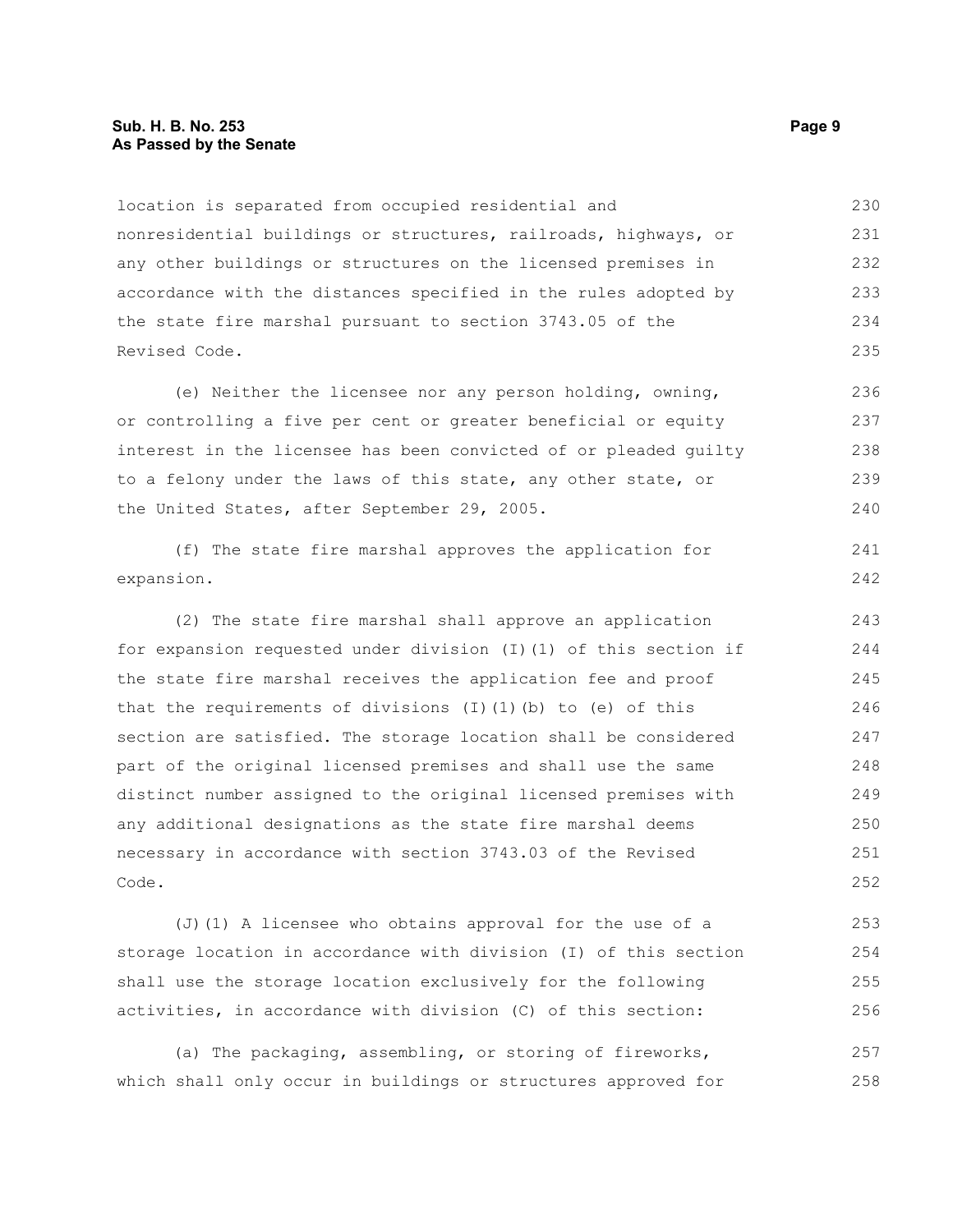location is separated from occupied residential and nonresidential buildings or structures, railroads, highways, or any other buildings or structures on the licensed premises in accordance with the distances specified in the rules adopted by the state fire marshal pursuant to section 3743.05 of the Revised Code.

(e) Neither the licensee nor any person holding, owning, or controlling a five per cent or greater beneficial or equity interest in the licensee has been convicted of or pleaded guilty to a felony under the laws of this state, any other state, or the United States, after September 29, 2005.

(f) The state fire marshal approves the application for expansion.

(2) The state fire marshal shall approve an application for expansion requested under division (I)(1) of this section if the state fire marshal receives the application fee and proof that the requirements of divisions (I)(1)(b) to (e) of this section are satisfied. The storage location shall be considered part of the original licensed premises and shall use the same distinct number assigned to the original licensed premises with any additional designations as the state fire marshal deems necessary in accordance with section 3743.03 of the Revised Code.

(J)(1) A licensee who obtains approval for the use of a storage location in accordance with division (I) of this section shall use the storage location exclusively for the following activities, in accordance with division (C) of this section:

(a) The packaging, assembling, or storing of fireworks, which shall only occur in buildings or structures approved for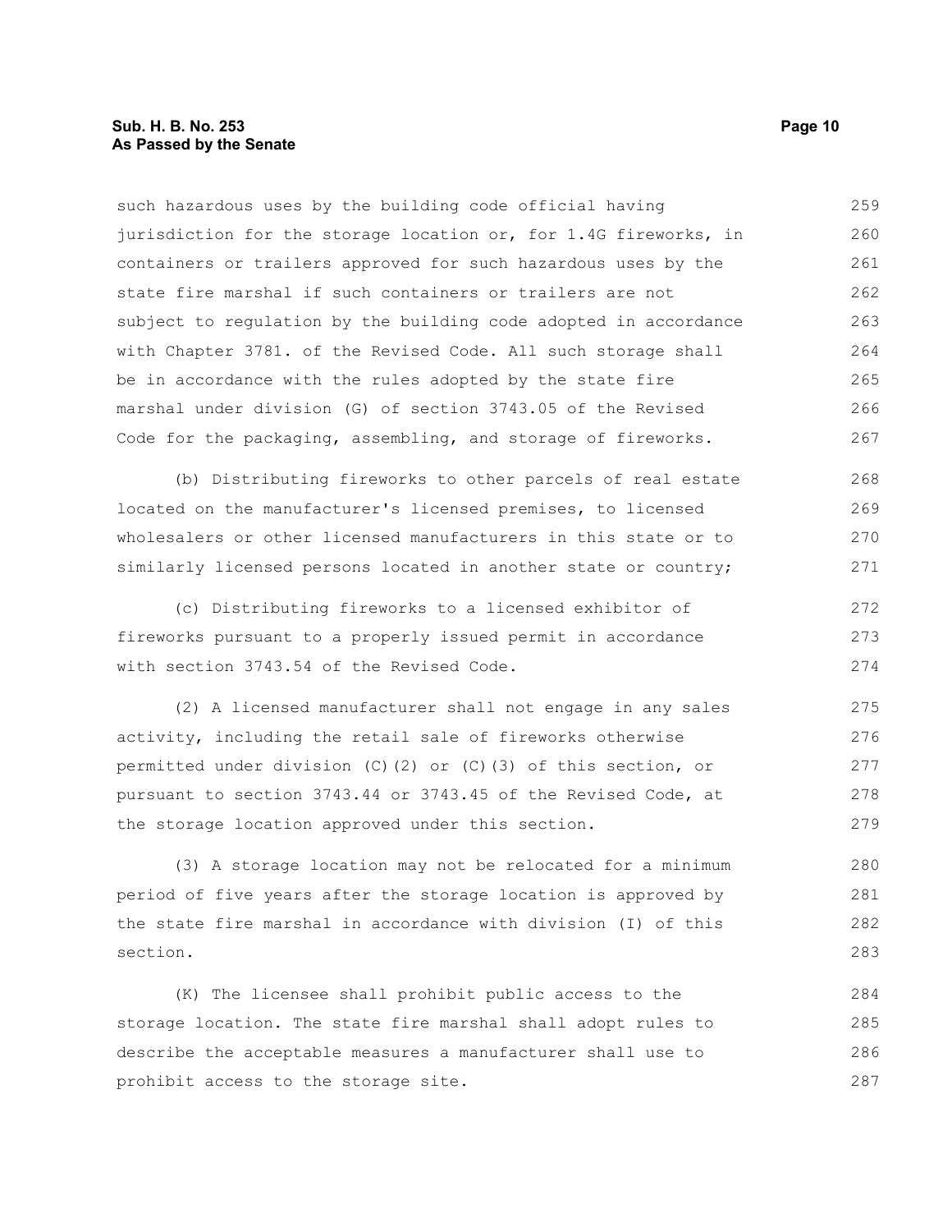such hazardous uses by the building code official having jurisdiction for the storage location or, for 1.4G fireworks, in containers or trailers approved for such hazardous uses by the state fire marshal if such containers or trailers are not subject to regulation by the building code adopted in accordance with Chapter 3781. of the Revised Code. All such storage shall be in accordance with the rules adopted by the state fire marshal under division (G) of section 3743.05 of the Revised Code for the packaging, assembling, and storage of fireworks.

(b) Distributing fireworks to other parcels of real estate located on the manufacturer's licensed premises, to licensed wholesalers or other licensed manufacturers in this state or to similarly licensed persons located in another state or country;

(c) Distributing fireworks to a licensed exhibitor of fireworks pursuant to a properly issued permit in accordance with section 3743.54 of the Revised Code.

(2) A licensed manufacturer shall not engage in any sales activity, including the retail sale of fireworks otherwise permitted under division (C)(2) or (C)(3) of this section, or pursuant to section 3743.44 or 3743.45 of the Revised Code, at the storage location approved under this section.

(3) A storage location may not be relocated for a minimum period of five years after the storage location is approved by the state fire marshal in accordance with division (I) of this section.

(K) The licensee shall prohibit public access to the storage location. The state fire marshal shall adopt rules to describe the acceptable measures a manufacturer shall use to prohibit access to the storage site.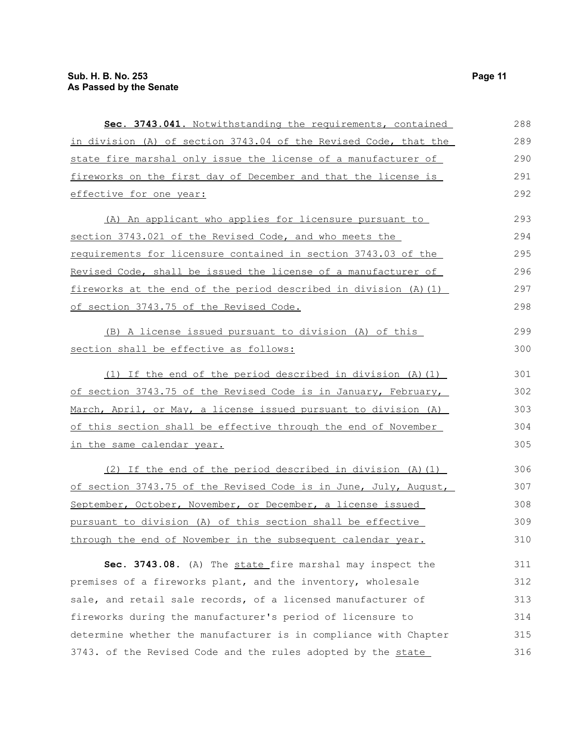**Sec. 3743.041.** Notwithstanding the requirements, contained in division (A) of section 3743.04 of the Revised Code, that the state fire marshal only issue the license of a manufacturer of fireworks on the first day of December and that the license is effective for one year:

(A) An applicant who applies for licensure pursuant to section 3743.021 of the Revised Code, and who meets the requirements for licensure contained in section 3743.03 of the Revised Code, shall be issued the license of a manufacturer of fireworks at the end of the period described in division (A)(1) of section 3743.75 of the Revised Code.

(B) A license issued pursuant to division (A) of this section shall be effective as follows:

(1) If the end of the period described in division (A)(1) of section 3743.75 of the Revised Code is in January, February, March, April, or May, a license issued pursuant to division (A) of this section shall be effective through the end of November in the same calendar year.

(2) If the end of the period described in division (A)(1) of section 3743.75 of the Revised Code is in June, July, August, September, October, November, or December, a license issued pursuant to division (A) of this section shall be effective through the end of November in the subsequent calendar year.

**Sec. 3743.08.** (A) The state fire marshal may inspect the premises of a fireworks plant, and the inventory, wholesale sale, and retail sale records, of a licensed manufacturer of fireworks during the manufacturer's period of licensure to determine whether the manufacturer is in compliance with Chapter 3743. of the Revised Code and the rules adopted by the state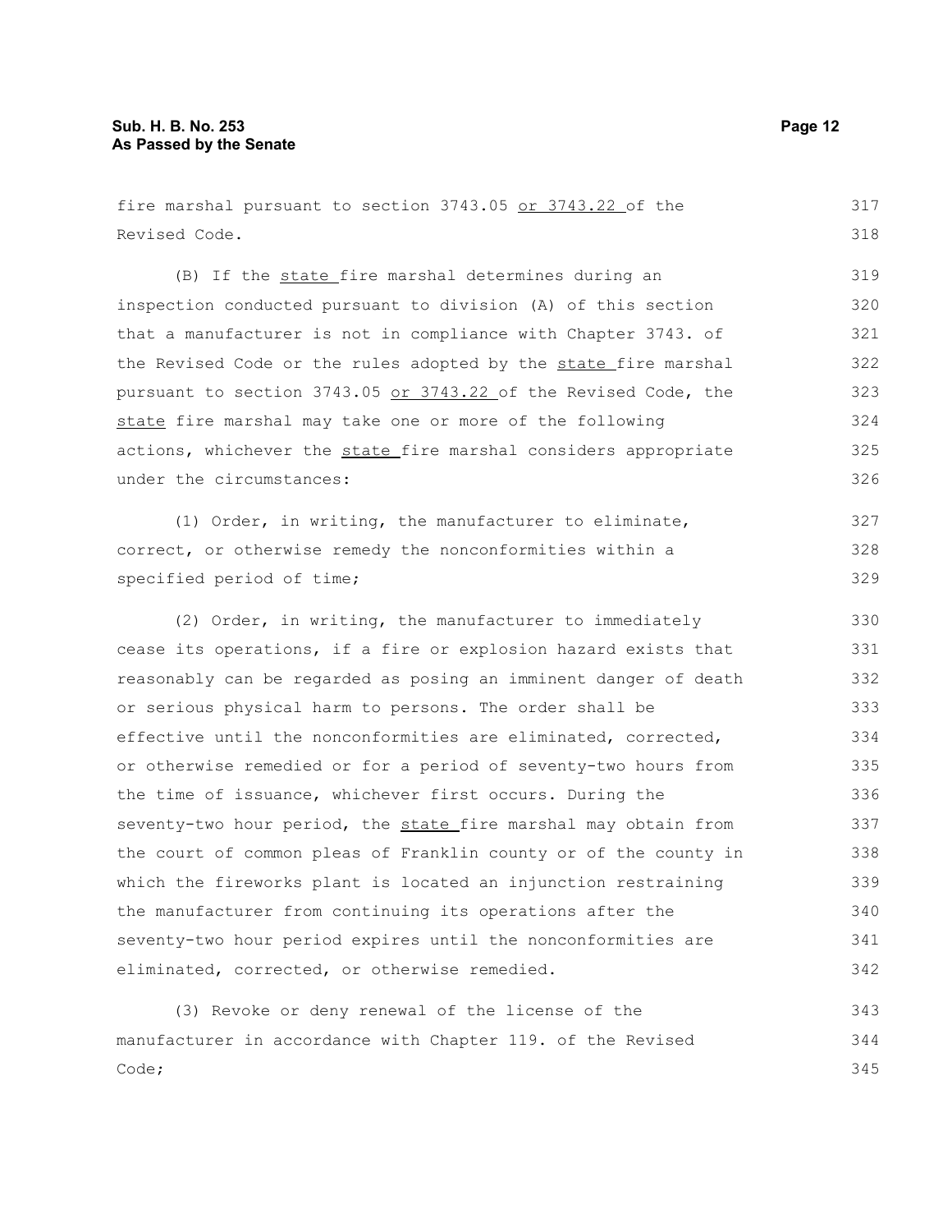fire marshal pursuant to section 3743.05 or 3743.22 of the Revised Code.

(B) If the state fire marshal determines during an inspection conducted pursuant to division (A) of this section that a manufacturer is not in compliance with Chapter 3743. of the Revised Code or the rules adopted by the state fire marshal pursuant to section 3743.05 or 3743.22 of the Revised Code, the state fire marshal may take one or more of the following actions, whichever the state fire marshal considers appropriate under the circumstances:

(1) Order, in writing, the manufacturer to eliminate, correct, or otherwise remedy the nonconformities within a specified period of time;

(2) Order, in writing, the manufacturer to immediately cease its operations, if a fire or explosion hazard exists that reasonably can be regarded as posing an imminent danger of death or serious physical harm to persons. The order shall be effective until the nonconformities are eliminated, corrected, or otherwise remedied or for a period of seventy-two hours from the time of issuance, whichever first occurs. During the seventy-two hour period, the state fire marshal may obtain from the court of common pleas of Franklin county or of the county in which the fireworks plant is located an injunction restraining the manufacturer from continuing its operations after the seventy-two hour period expires until the nonconformities are eliminated, corrected, or otherwise remedied.

(3) Revoke or deny renewal of the license of the manufacturer in accordance with Chapter 119. of the Revised Code;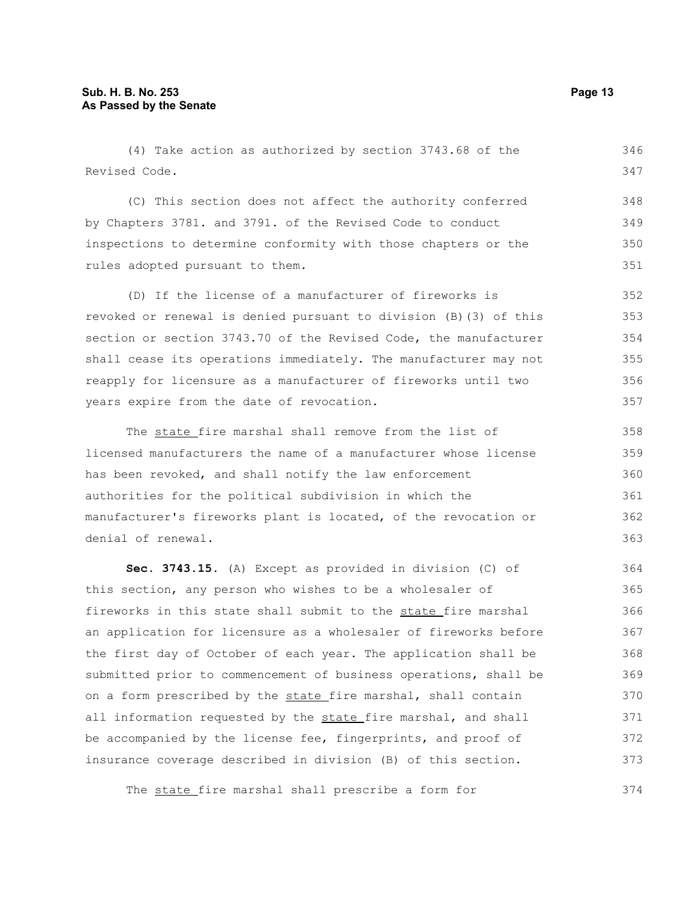(4) Take action as authorized by section 3743.68 of the Revised Code.

(C) This section does not affect the authority conferred by Chapters 3781. and 3791. of the Revised Code to conduct inspections to determine conformity with those chapters or the rules adopted pursuant to them.

(D) If the license of a manufacturer of fireworks is revoked or renewal is denied pursuant to division (B)(3) of this section or section 3743.70 of the Revised Code, the manufacturer shall cease its operations immediately. The manufacturer may not reapply for licensure as a manufacturer of fireworks until two years expire from the date of revocation.

The state fire marshal shall remove from the list of licensed manufacturers the name of a manufacturer whose license has been revoked, and shall notify the law enforcement authorities for the political subdivision in which the manufacturer's fireworks plant is located, of the revocation or denial of renewal.

**Sec. 3743.15.** (A) Except as provided in division (C) of this section, any person who wishes to be a wholesaler of fireworks in this state shall submit to the state fire marshal an application for licensure as a wholesaler of fireworks before the first day of October of each year. The application shall be submitted prior to commencement of business operations, shall be on a form prescribed by the state fire marshal, shall contain all information requested by the state fire marshal, and shall be accompanied by the license fee, fingerprints, and proof of insurance coverage described in division (B) of this section.

The state fire marshal shall prescribe a form for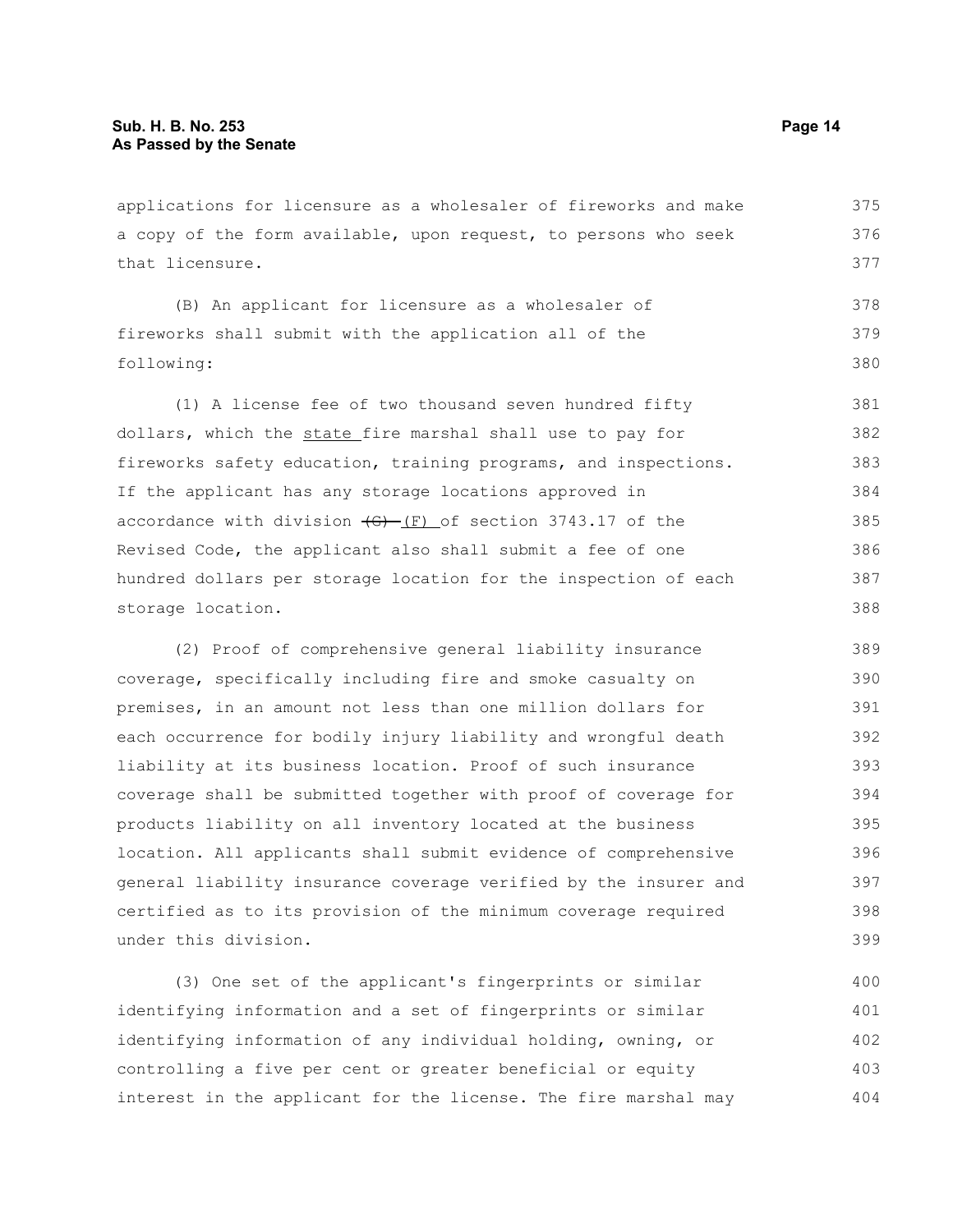applications for licensure as a wholesaler of fireworks and make a copy of the form available, upon request, to persons who seek that licensure.

(B) An applicant for licensure as a wholesaler of fireworks shall submit with the application all of the following:

(1) A license fee of two thousand seven hundred fifty dollars, which the state fire marshal shall use to pay for fireworks safety education, training programs, and inspections. If the applicant has any storage locations approved in accordance with division ~~(G)~~ (F) of section 3743.17 of the Revised Code, the applicant also shall submit a fee of one hundred dollars per storage location for the inspection of each storage location.

(2) Proof of comprehensive general liability insurance coverage, specifically including fire and smoke casualty on premises, in an amount not less than one million dollars for each occurrence for bodily injury liability and wrongful death liability at its business location. Proof of such insurance coverage shall be submitted together with proof of coverage for products liability on all inventory located at the business location. All applicants shall submit evidence of comprehensive general liability insurance coverage verified by the insurer and certified as to its provision of the minimum coverage required under this division.

(3) One set of the applicant's fingerprints or similar identifying information and a set of fingerprints or similar identifying information of any individual holding, owning, or controlling a five per cent or greater beneficial or equity interest in the applicant for the license. The fire marshal may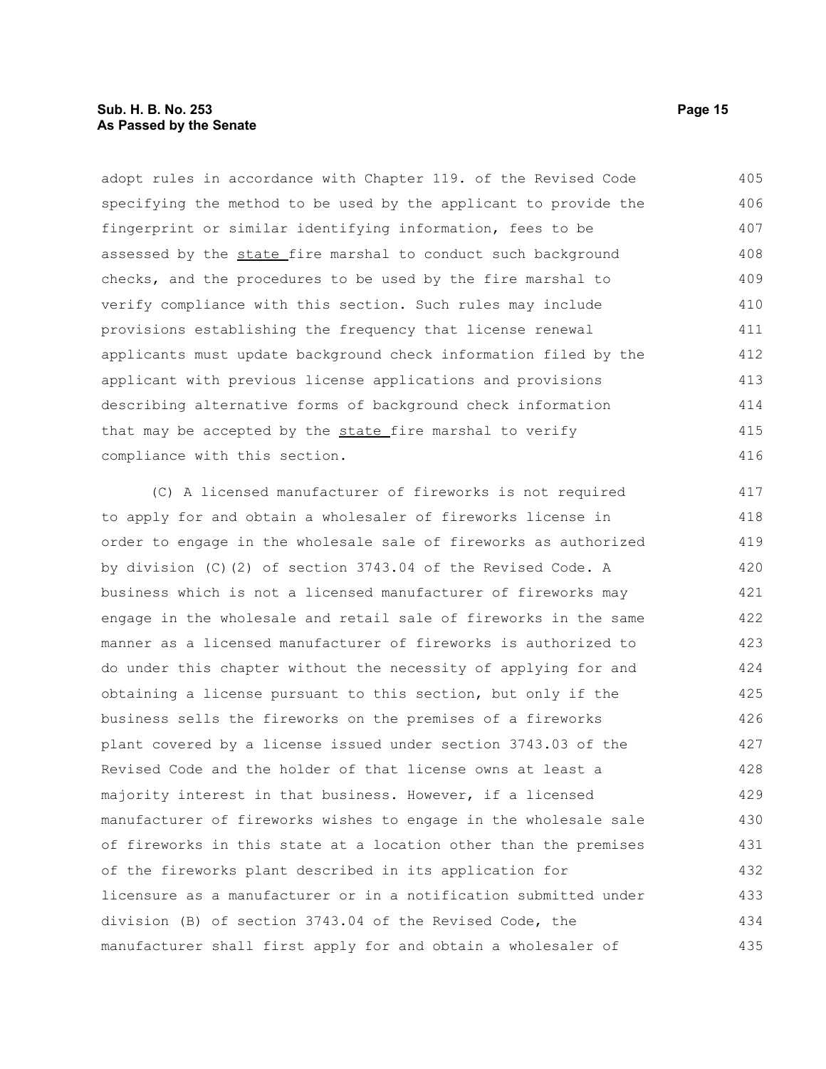adopt rules in accordance with Chapter 119. of the Revised Code specifying the method to be used by the applicant to provide the fingerprint or similar identifying information, fees to be assessed by the state fire marshal to conduct such background checks, and the procedures to be used by the fire marshal to verify compliance with this section. Such rules may include provisions establishing the frequency that license renewal applicants must update background check information filed by the applicant with previous license applications and provisions describing alternative forms of background check information that may be accepted by the state fire marshal to verify compliance with this section.

(C) A licensed manufacturer of fireworks is not required to apply for and obtain a wholesaler of fireworks license in order to engage in the wholesale sale of fireworks as authorized by division (C)(2) of section 3743.04 of the Revised Code. A business which is not a licensed manufacturer of fireworks may engage in the wholesale and retail sale of fireworks in the same manner as a licensed manufacturer of fireworks is authorized to do under this chapter without the necessity of applying for and obtaining a license pursuant to this section, but only if the business sells the fireworks on the premises of a fireworks plant covered by a license issued under section 3743.03 of the Revised Code and the holder of that license owns at least a majority interest in that business. However, if a licensed manufacturer of fireworks wishes to engage in the wholesale sale of fireworks in this state at a location other than the premises of the fireworks plant described in its application for licensure as a manufacturer or in a notification submitted under division (B) of section 3743.04 of the Revised Code, the manufacturer shall first apply for and obtain a wholesaler of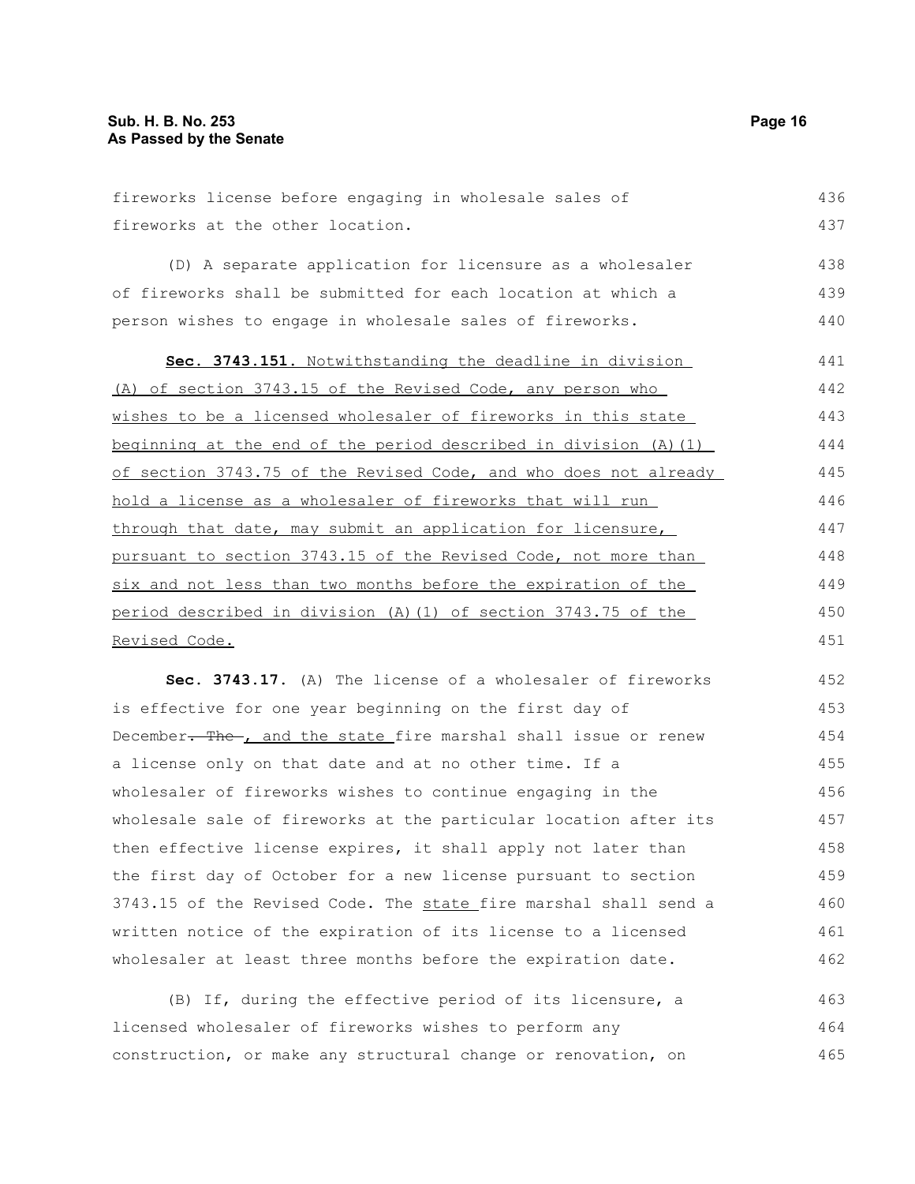fireworks license before engaging in wholesale sales of fireworks at the other location.

(D) A separate application for licensure as a wholesaler of fireworks shall be submitted for each location at which a person wishes to engage in wholesale sales of fireworks.

**Sec. 3743.151.** Notwithstanding the deadline in division (A) of section 3743.15 of the Revised Code, any person who wishes to be a licensed wholesaler of fireworks in this state beginning at the end of the period described in division (A)(1) of section 3743.75 of the Revised Code, and who does not already hold a license as a wholesaler of fireworks that will run through that date, may submit an application for licensure, pursuant to section 3743.15 of the Revised Code, not more than six and not less than two months before the expiration of the period described in division (A)(1) of section 3743.75 of the Revised Code.

**Sec. 3743.17.** (A) The license of a wholesaler of fireworks is effective for one year beginning on the first day of December~~. The~~ , and the state fire marshal shall issue or renew a license only on that date and at no other time. If a wholesaler of fireworks wishes to continue engaging in the wholesale sale of fireworks at the particular location after its then effective license expires, it shall apply not later than the first day of October for a new license pursuant to section 3743.15 of the Revised Code. The state fire marshal shall send a written notice of the expiration of its license to a licensed wholesaler at least three months before the expiration date.

(B) If, during the effective period of its licensure, a licensed wholesaler of fireworks wishes to perform any construction, or make any structural change or renovation, on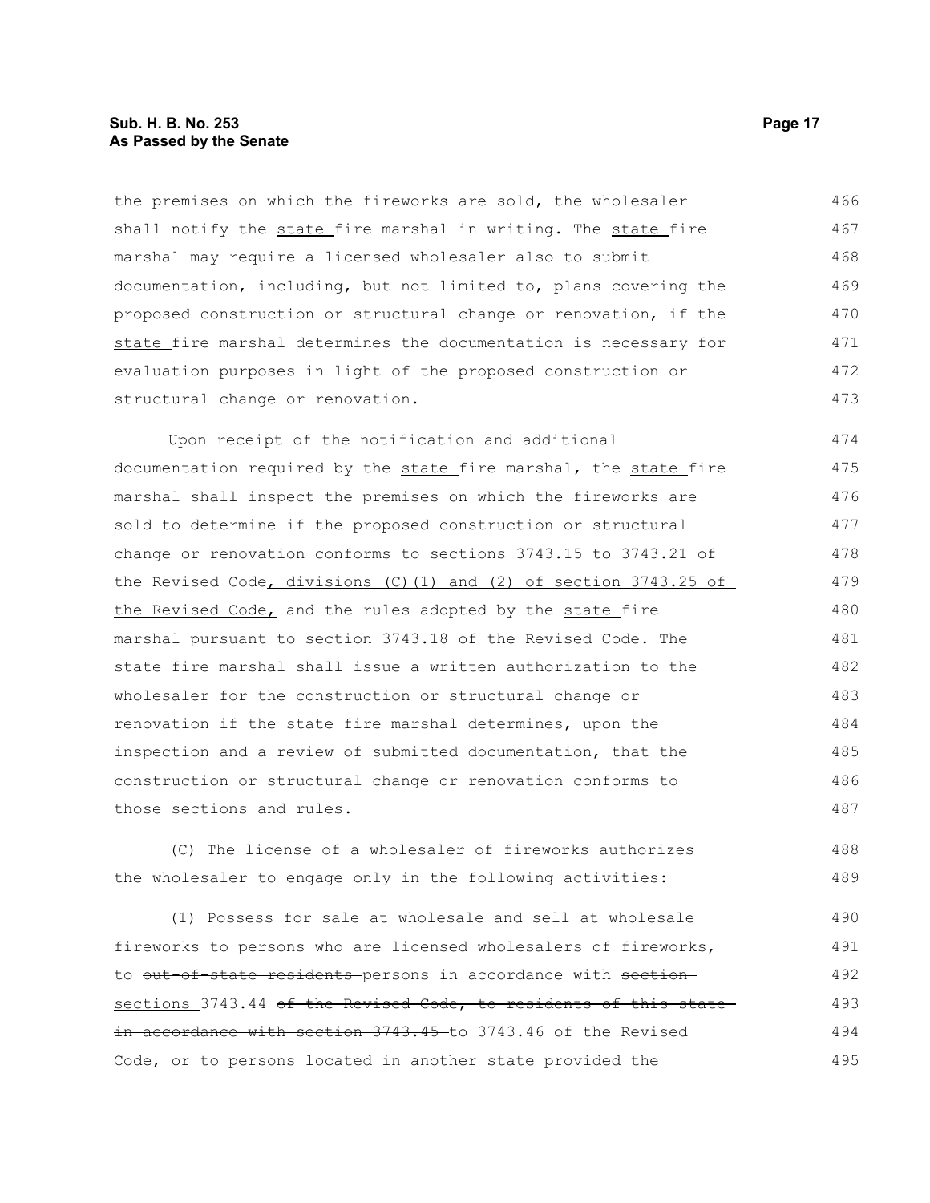the premises on which the fireworks are sold, the wholesaler shall notify the state fire marshal in writing. The state fire marshal may require a licensed wholesaler also to submit documentation, including, but not limited to, plans covering the proposed construction or structural change or renovation, if the state fire marshal determines the documentation is necessary for evaluation purposes in light of the proposed construction or structural change or renovation.

Upon receipt of the notification and additional documentation required by the state fire marshal, the state fire marshal shall inspect the premises on which the fireworks are sold to determine if the proposed construction or structural change or renovation conforms to sections 3743.15 to 3743.21 of the Revised Code, divisions (C)(1) and (2) of section 3743.25 of the Revised Code, and the rules adopted by the state fire marshal pursuant to section 3743.18 of the Revised Code. The state fire marshal shall issue a written authorization to the wholesaler for the construction or structural change or renovation if the state fire marshal determines, upon the inspection and a review of submitted documentation, that the construction or structural change or renovation conforms to those sections and rules.

(C) The license of a wholesaler of fireworks authorizes the wholesaler to engage only in the following activities:

(1) Possess for sale at wholesale and sell at wholesale fireworks to persons who are licensed wholesalers of fireworks, to ~~out-of-state residents~~ persons in accordance with ~~section~~ sections 3743.44 ~~of the Revised Code, to residents of this state in accordance with section 3743.45~~ to 3743.46 of the Revised Code, or to persons located in another state provided the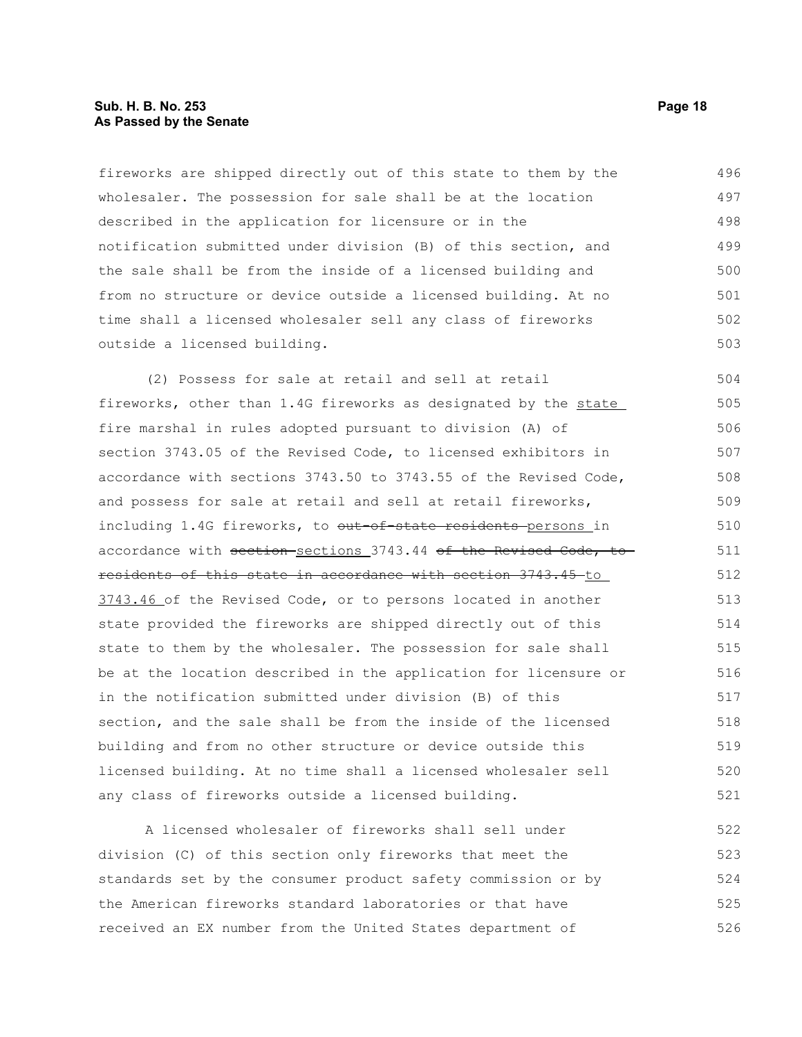fireworks are shipped directly out of this state to them by the wholesaler. The possession for sale shall be at the location described in the application for licensure or in the notification submitted under division (B) of this section, and the sale shall be from the inside of a licensed building and from no structure or device outside a licensed building. At no time shall a licensed wholesaler sell any class of fireworks outside a licensed building.

(2) Possess for sale at retail and sell at retail fireworks, other than 1.4G fireworks as designated by the state fire marshal in rules adopted pursuant to division (A) of section 3743.05 of the Revised Code, to licensed exhibitors in accordance with sections 3743.50 to 3743.55 of the Revised Code, and possess for sale at retail and sell at retail fireworks, including 1.4G fireworks, to ~~out-of-state residents~~ persons in accordance with ~~section~~ sections 3743.44 ~~of the Revised Code, to residents of this state in accordance with section 3743.45~~ to 3743.46 of the Revised Code, or to persons located in another state provided the fireworks are shipped directly out of this state to them by the wholesaler. The possession for sale shall be at the location described in the application for licensure or in the notification submitted under division (B) of this section, and the sale shall be from the inside of the licensed building and from no other structure or device outside this licensed building. At no time shall a licensed wholesaler sell any class of fireworks outside a licensed building.

A licensed wholesaler of fireworks shall sell under division (C) of this section only fireworks that meet the standards set by the consumer product safety commission or by the American fireworks standard laboratories or that have received an EX number from the United States department of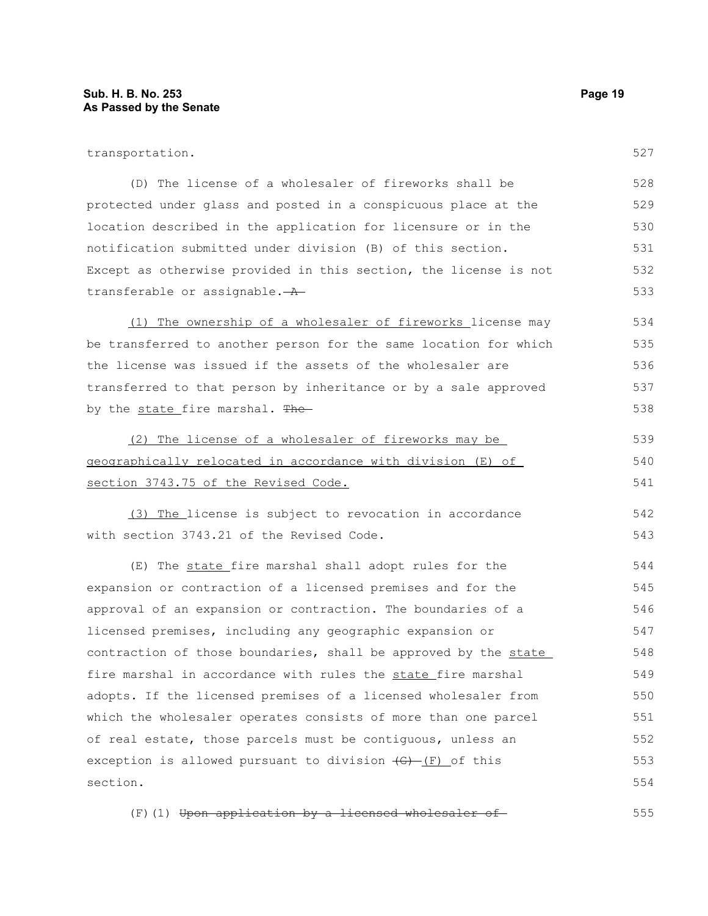transportation.

(D) The license of a wholesaler of fireworks shall be protected under glass and posted in a conspicuous place at the location described in the application for licensure or in the notification submitted under division (B) of this section. Except as otherwise provided in this section, the license is not transferable or assignable. ~~A~~

(1) The ownership of a wholesaler of fireworks license may be transferred to another person for the same location for which the license was issued if the assets of the wholesaler are transferred to that person by inheritance or by a sale approved by the state fire marshal. ~~The~~

(2) The license of a wholesaler of fireworks may be geographically relocated in accordance with division (E) of section 3743.75 of the Revised Code.

(3) The license is subject to revocation in accordance with section 3743.21 of the Revised Code.

(E) The state fire marshal shall adopt rules for the expansion or contraction of a licensed premises and for the approval of an expansion or contraction. The boundaries of a licensed premises, including any geographic expansion or contraction of those boundaries, shall be approved by the state fire marshal in accordance with rules the state fire marshal adopts. If the licensed premises of a licensed wholesaler from which the wholesaler operates consists of more than one parcel of real estate, those parcels must be contiguous, unless an exception is allowed pursuant to division ~~(G)~~ (F) of this section.

(F)(1) ~~Upon application by a licensed wholesaler of~~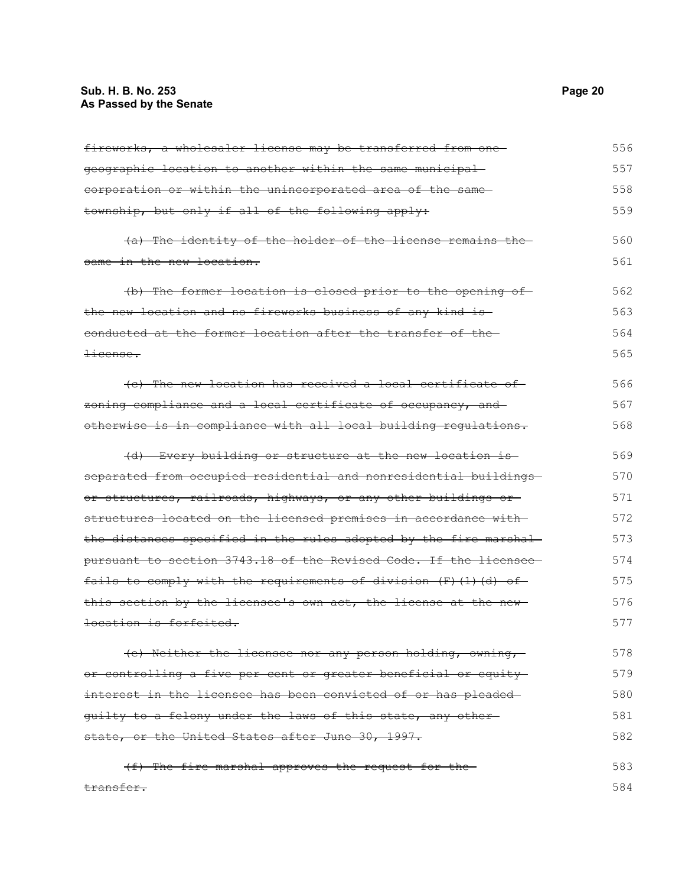~~fireworks, a wholesaler license may be transferred from one geographic location to another within the same municipal corporation or within the unincorporated area of the same township, but only if all of the following apply:~~

~~(a) The identity of the holder of the license remains the same in the new location.~~

~~(b) The former location is closed prior to the opening of the new location and no fireworks business of any kind is conducted at the former location after the transfer of the license.~~

~~(c) The new location has received a local certificate of zoning compliance and a local certificate of occupancy, and otherwise is in compliance with all local building regulations.~~

~~(d) Every building or structure at the new location is separated from occupied residential and nonresidential buildings or structures, railroads, highways, or any other buildings or structures located on the licensed premises in accordance with the distances specified in the rules adopted by the fire marshal pursuant to section 3743.18 of the Revised Code. If the licensee fails to comply with the requirements of division (F)(1)(d) of this section by the licensee's own act, the license at the new location is forfeited.~~

~~(e) Neither the licensee nor any person holding, owning, or controlling a five per cent or greater beneficial or equity interest in the licensee has been convicted of or has pleaded guilty to a felony under the laws of this state, any other state, or the United States after June 30, 1997.~~

~~(f) The fire marshal approves the request for the transfer.~~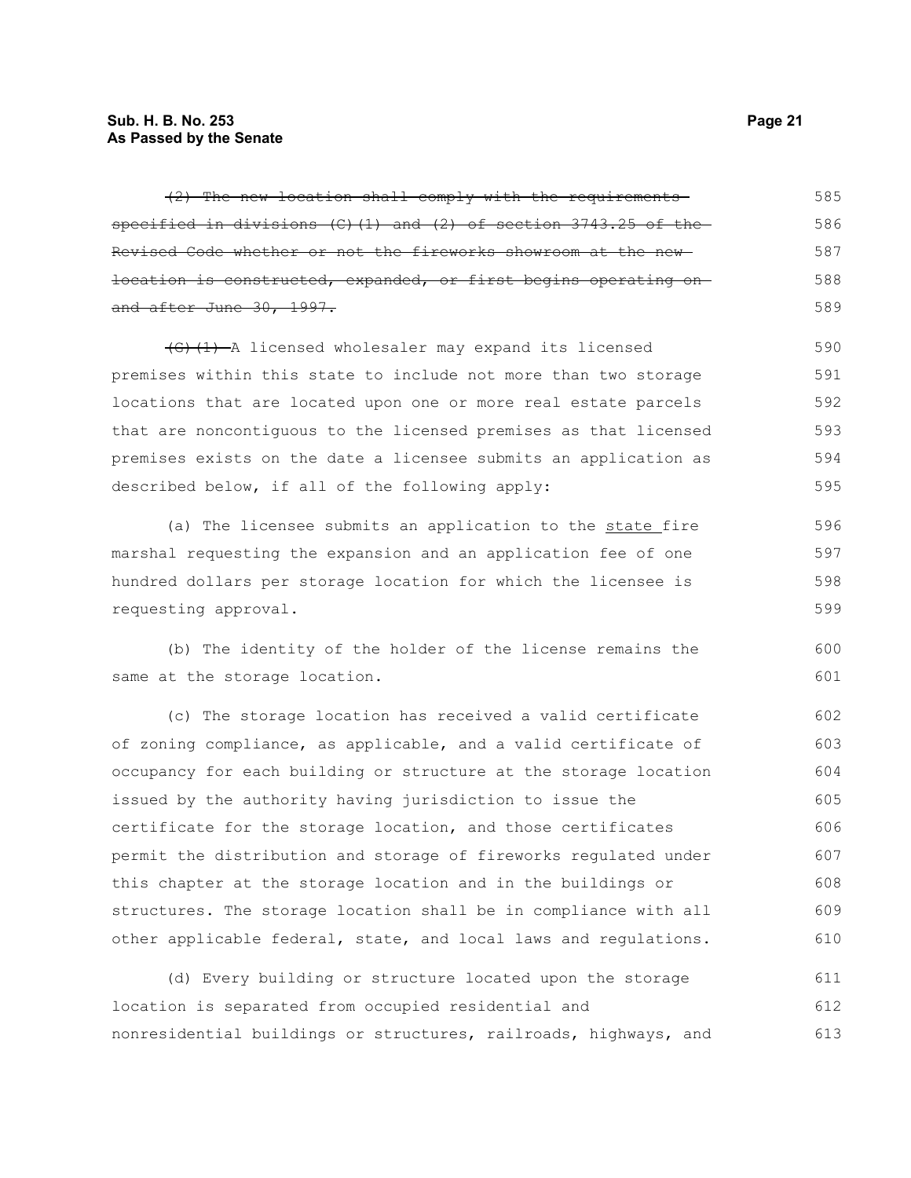~~(2) The new location shall comply with the requirements specified in divisions (C)(1) and (2) of section 3743.25 of the Revised Code whether or not the fireworks showroom at the new location is constructed, expanded, or first begins operating on and after June 30, 1997.~~

~~(G)(1)~~ A licensed wholesaler may expand its licensed premises within this state to include not more than two storage locations that are located upon one or more real estate parcels that are noncontiguous to the licensed premises as that licensed premises exists on the date a licensee submits an application as described below, if all of the following apply:

(a) The licensee submits an application to the <u>state</u> fire marshal requesting the expansion and an application fee of one hundred dollars per storage location for which the licensee is requesting approval.

(b) The identity of the holder of the license remains the same at the storage location.

(c) The storage location has received a valid certificate of zoning compliance, as applicable, and a valid certificate of occupancy for each building or structure at the storage location issued by the authority having jurisdiction to issue the certificate for the storage location, and those certificates permit the distribution and storage of fireworks regulated under this chapter at the storage location and in the buildings or structures. The storage location shall be in compliance with all other applicable federal, state, and local laws and regulations.

(d) Every building or structure located upon the storage location is separated from occupied residential and nonresidential buildings or structures, railroads, highways, and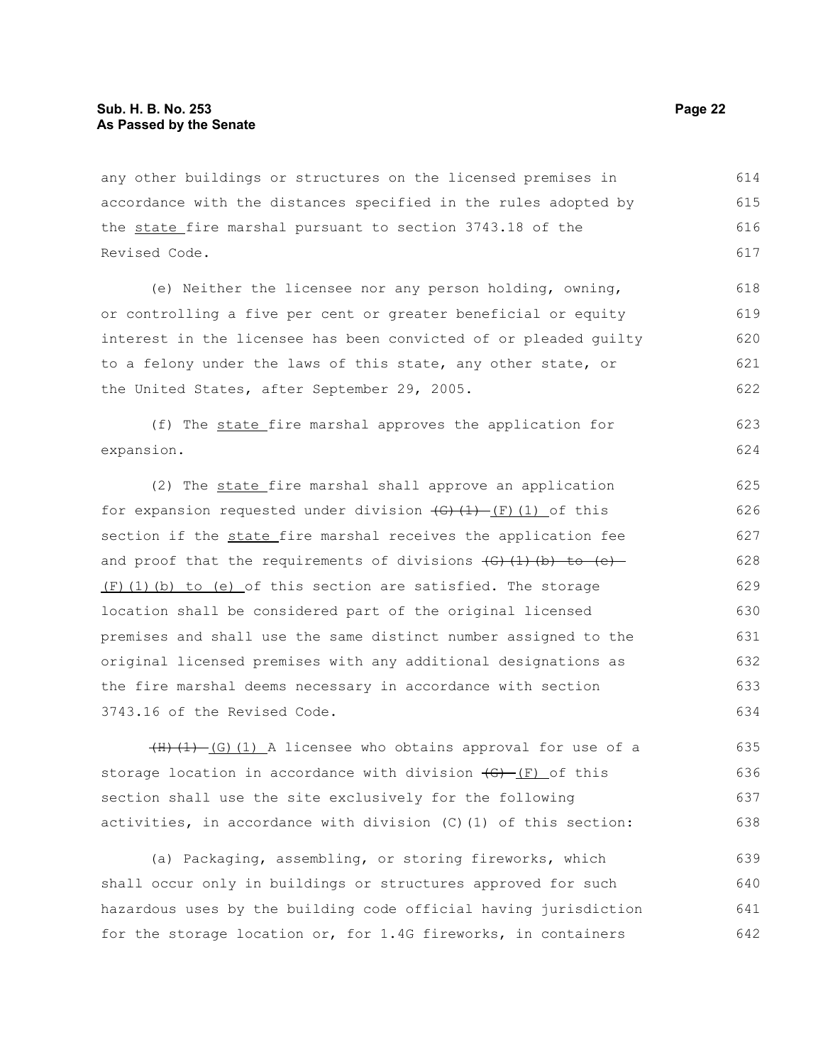any other buildings or structures on the licensed premises in accordance with the distances specified in the rules adopted by the state fire marshal pursuant to section 3743.18 of the Revised Code.

(e) Neither the licensee nor any person holding, owning, or controlling a five per cent or greater beneficial or equity interest in the licensee has been convicted of or pleaded guilty to a felony under the laws of this state, any other state, or the United States, after September 29, 2005.

(f) The state fire marshal approves the application for expansion.

(2) The state fire marshal shall approve an application for expansion requested under division ~~(G)(1)~~ (F)(1) of this section if the state fire marshal receives the application fee and proof that the requirements of divisions ~~(G)(1)(b) to (e)~~ (F)(1)(b) to (e) of this section are satisfied. The storage location shall be considered part of the original licensed premises and shall use the same distinct number assigned to the original licensed premises with any additional designations as the fire marshal deems necessary in accordance with section 3743.16 of the Revised Code.

~~(H)(1)~~ (G)(1) A licensee who obtains approval for use of a storage location in accordance with division ~~(G)~~ (F) of this section shall use the site exclusively for the following activities, in accordance with division (C)(1) of this section:

(a) Packaging, assembling, or storing fireworks, which shall occur only in buildings or structures approved for such hazardous uses by the building code official having jurisdiction for the storage location or, for 1.4G fireworks, in containers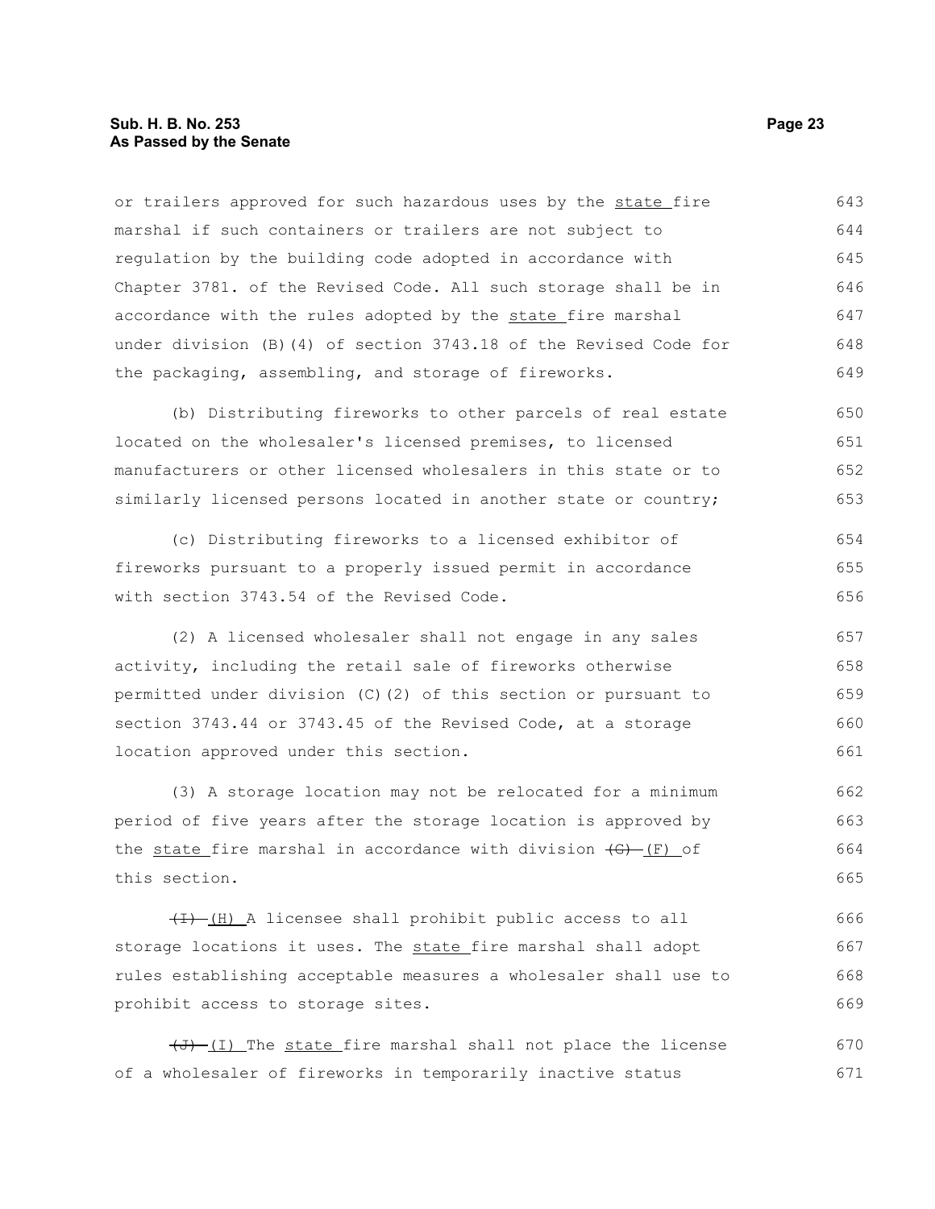or trailers approved for such hazardous uses by the state fire marshal if such containers or trailers are not subject to regulation by the building code adopted in accordance with Chapter 3781. of the Revised Code. All such storage shall be in accordance with the rules adopted by the state fire marshal under division (B)(4) of section 3743.18 of the Revised Code for the packaging, assembling, and storage of fireworks.

(b) Distributing fireworks to other parcels of real estate located on the wholesaler's licensed premises, to licensed manufacturers or other licensed wholesalers in this state or to similarly licensed persons located in another state or country;

(c) Distributing fireworks to a licensed exhibitor of fireworks pursuant to a properly issued permit in accordance with section 3743.54 of the Revised Code.

(2) A licensed wholesaler shall not engage in any sales activity, including the retail sale of fireworks otherwise permitted under division (C)(2) of this section or pursuant to section 3743.44 or 3743.45 of the Revised Code, at a storage location approved under this section.

(3) A storage location may not be relocated for a minimum period of five years after the storage location is approved by the state fire marshal in accordance with division ~~(G)~~ (F) of this section.

~~(I)~~ (H) A licensee shall prohibit public access to all storage locations it uses. The state fire marshal shall adopt rules establishing acceptable measures a wholesaler shall use to prohibit access to storage sites.

~~(J)~~ (I) The state fire marshal shall not place the license of a wholesaler of fireworks in temporarily inactive status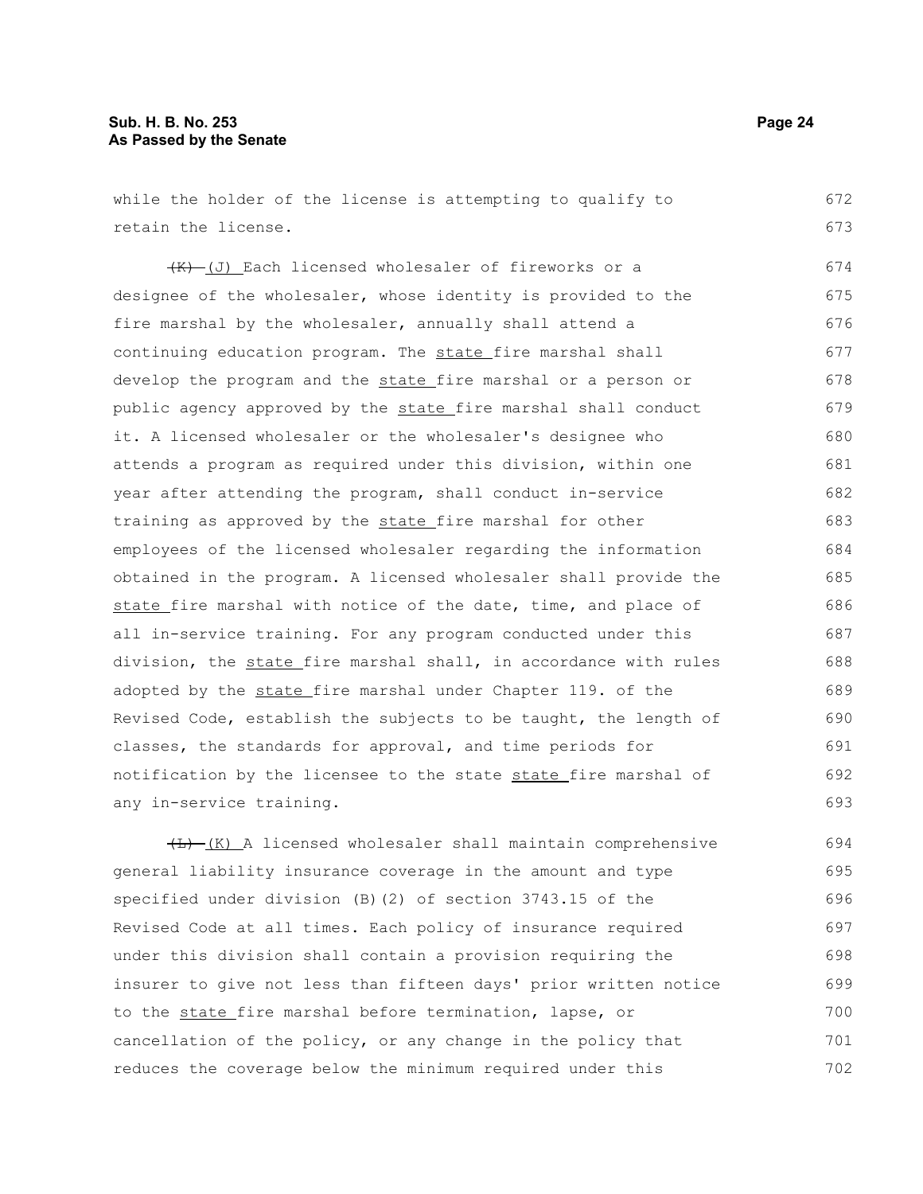while the holder of the license is attempting to qualify to retain the license.

~~(K)~~ (J) Each licensed wholesaler of fireworks or a designee of the wholesaler, whose identity is provided to the fire marshal by the wholesaler, annually shall attend a continuing education program. The state fire marshal shall develop the program and the state fire marshal or a person or public agency approved by the state fire marshal shall conduct it. A licensed wholesaler or the wholesaler's designee who attends a program as required under this division, within one year after attending the program, shall conduct in-service training as approved by the state fire marshal for other employees of the licensed wholesaler regarding the information obtained in the program. A licensed wholesaler shall provide the state fire marshal with notice of the date, time, and place of all in-service training. For any program conducted under this division, the state fire marshal shall, in accordance with rules adopted by the state fire marshal under Chapter 119. of the Revised Code, establish the subjects to be taught, the length of classes, the standards for approval, and time periods for notification by the licensee to the state state fire marshal of any in-service training.

~~(L)~~ (K) A licensed wholesaler shall maintain comprehensive general liability insurance coverage in the amount and type specified under division (B)(2) of section 3743.15 of the Revised Code at all times. Each policy of insurance required under this division shall contain a provision requiring the insurer to give not less than fifteen days' prior written notice to the state fire marshal before termination, lapse, or cancellation of the policy, or any change in the policy that reduces the coverage below the minimum required under this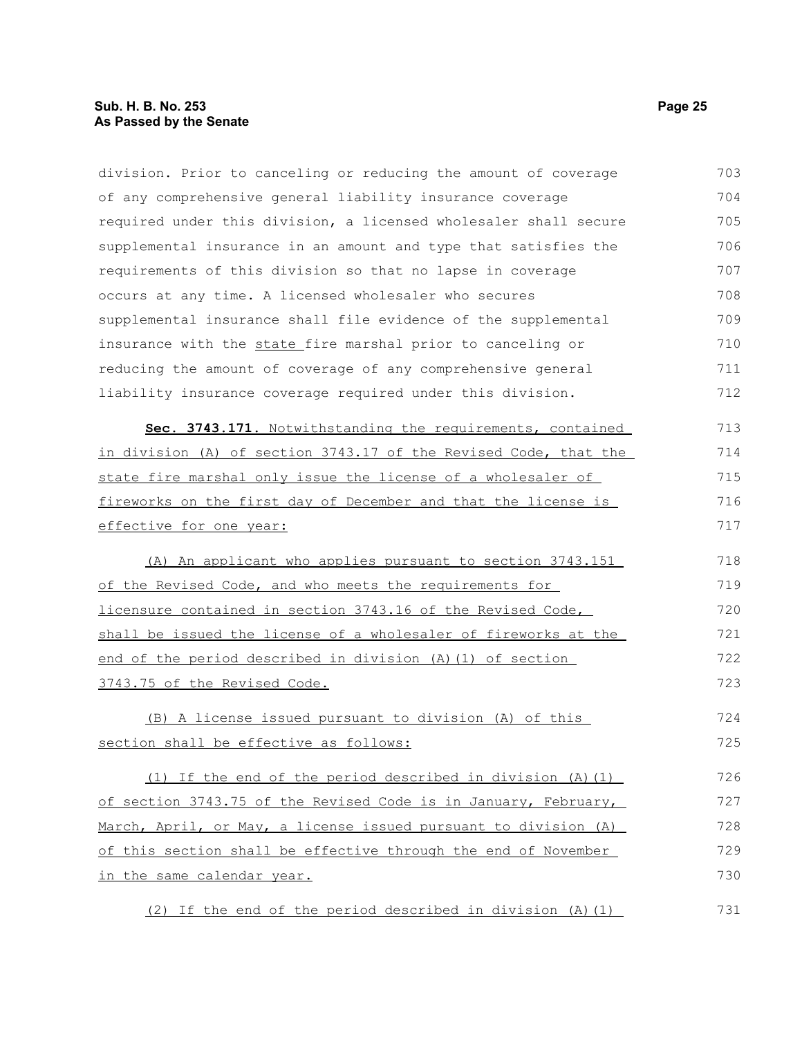division. Prior to canceling or reducing the amount of coverage of any comprehensive general liability insurance coverage required under this division, a licensed wholesaler shall secure supplemental insurance in an amount and type that satisfies the requirements of this division so that no lapse in coverage occurs at any time. A licensed wholesaler who secures supplemental insurance shall file evidence of the supplemental insurance with the state fire marshal prior to canceling or reducing the amount of coverage of any comprehensive general liability insurance coverage required under this division.

**Sec. 3743.171.** Notwithstanding the requirements, contained in division (A) of section 3743.17 of the Revised Code, that the state fire marshal only issue the license of a wholesaler of fireworks on the first day of December and that the license is effective for one year:

(A) An applicant who applies pursuant to section 3743.151 of the Revised Code, and who meets the requirements for licensure contained in section 3743.16 of the Revised Code, shall be issued the license of a wholesaler of fireworks at the end of the period described in division (A)(1) of section 3743.75 of the Revised Code.

(B) A license issued pursuant to division (A) of this section shall be effective as follows:

(1) If the end of the period described in division (A)(1) of section 3743.75 of the Revised Code is in January, February, March, April, or May, a license issued pursuant to division (A) of this section shall be effective through the end of November in the same calendar year.

(2) If the end of the period described in division (A)(1)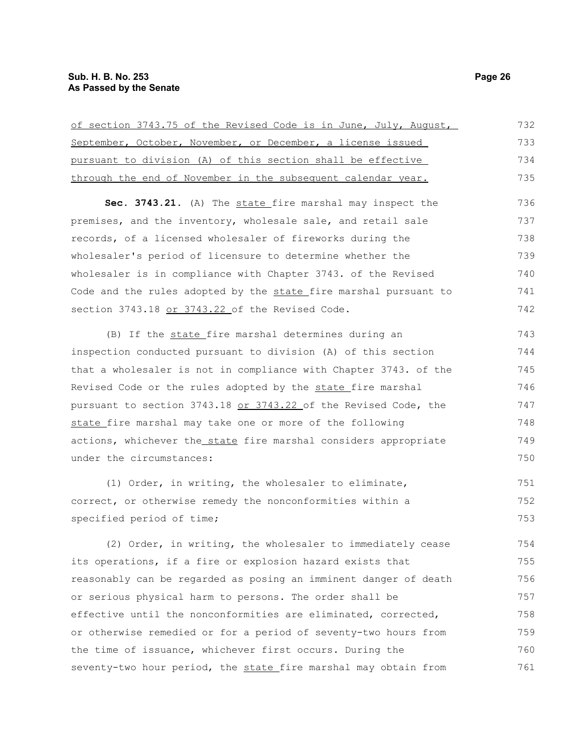of section 3743.75 of the Revised Code is in June, July, August, September, October, November, or December, a license issued pursuant to division (A) of this section shall be effective through the end of November in the subsequent calendar year.

**Sec. 3743.21.** (A) The state fire marshal may inspect the premises, and the inventory, wholesale sale, and retail sale records, of a licensed wholesaler of fireworks during the wholesaler's period of licensure to determine whether the wholesaler is in compliance with Chapter 3743. of the Revised Code and the rules adopted by the state fire marshal pursuant to section 3743.18 or 3743.22 of the Revised Code.

(B) If the state fire marshal determines during an inspection conducted pursuant to division (A) of this section that a wholesaler is not in compliance with Chapter 3743. of the Revised Code or the rules adopted by the state fire marshal pursuant to section 3743.18 or 3743.22 of the Revised Code, the state fire marshal may take one or more of the following actions, whichever the state fire marshal considers appropriate under the circumstances:

(1) Order, in writing, the wholesaler to eliminate, correct, or otherwise remedy the nonconformities within a specified period of time;

(2) Order, in writing, the wholesaler to immediately cease its operations, if a fire or explosion hazard exists that reasonably can be regarded as posing an imminent danger of death or serious physical harm to persons. The order shall be effective until the nonconformities are eliminated, corrected, or otherwise remedied or for a period of seventy-two hours from the time of issuance, whichever first occurs. During the seventy-two hour period, the state fire marshal may obtain from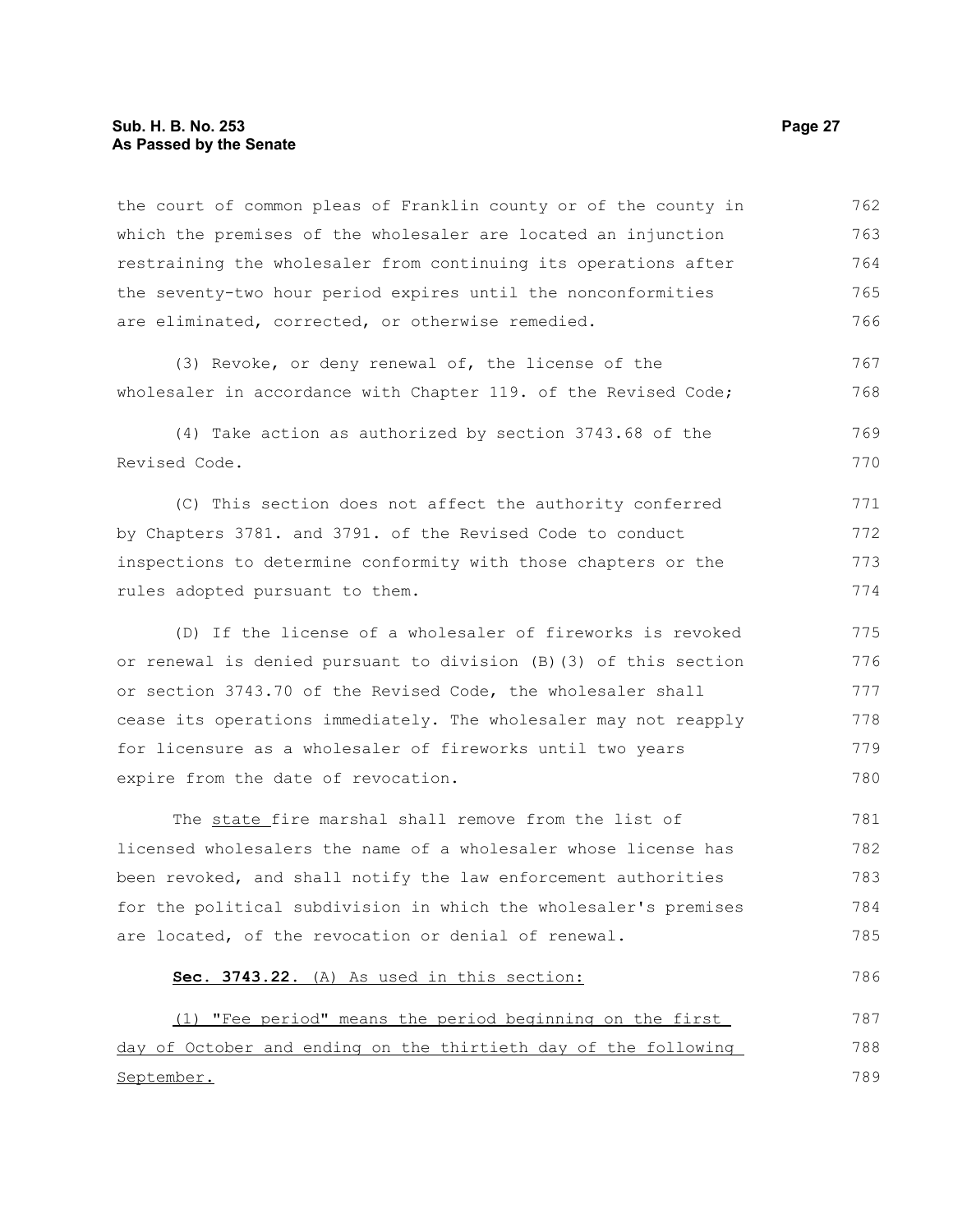the court of common pleas of Franklin county or of the county in which the premises of the wholesaler are located an injunction restraining the wholesaler from continuing its operations after the seventy-two hour period expires until the nonconformities are eliminated, corrected, or otherwise remedied.

(3) Revoke, or deny renewal of, the license of the wholesaler in accordance with Chapter 119. of the Revised Code;

(4) Take action as authorized by section 3743.68 of the Revised Code.

(C) This section does not affect the authority conferred by Chapters 3781. and 3791. of the Revised Code to conduct inspections to determine conformity with those chapters or the rules adopted pursuant to them.

(D) If the license of a wholesaler of fireworks is revoked or renewal is denied pursuant to division (B)(3) of this section or section 3743.70 of the Revised Code, the wholesaler shall cease its operations immediately. The wholesaler may not reapply for licensure as a wholesaler of fireworks until two years expire from the date of revocation.

The <u>state </u>fire marshal shall remove from the list of licensed wholesalers the name of a wholesaler whose license has been revoked, and shall notify the law enforcement authorities for the political subdivision in which the wholesaler's premises are located, of the revocation or denial of renewal.

<u>**Sec. 3743.22.** (A) As used in this section:</u>

<u>(1) "Fee period" means the period beginning on the first day of October and ending on the thirtieth day of the following September.</u>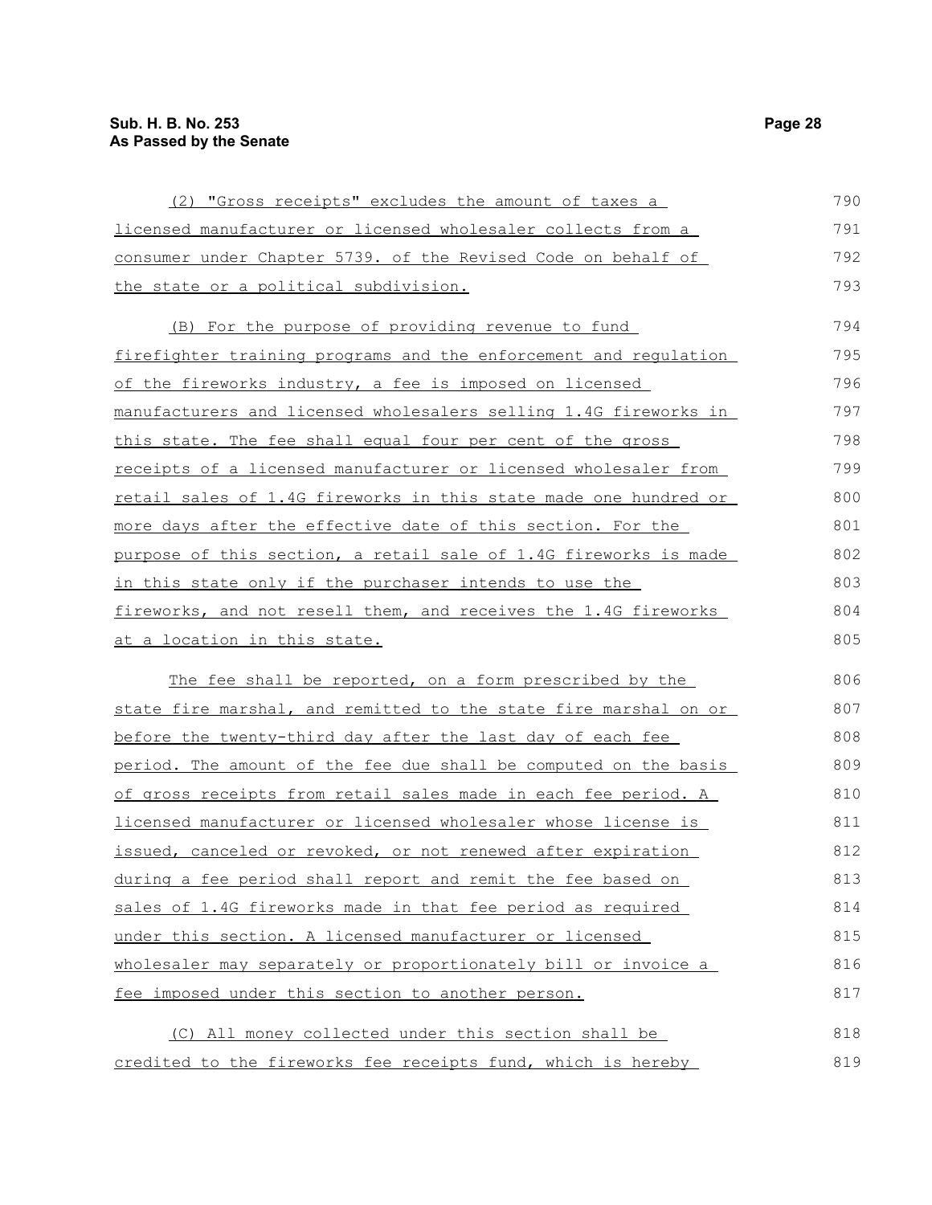(2) "Gross receipts" excludes the amount of taxes a licensed manufacturer or licensed wholesaler collects from a consumer under Chapter 5739. of the Revised Code on behalf of the state or a political subdivision.

(B) For the purpose of providing revenue to fund firefighter training programs and the enforcement and regulation of the fireworks industry, a fee is imposed on licensed manufacturers and licensed wholesalers selling 1.4G fireworks in this state. The fee shall equal four per cent of the gross receipts of a licensed manufacturer or licensed wholesaler from retail sales of 1.4G fireworks in this state made one hundred or more days after the effective date of this section. For the purpose of this section, a retail sale of 1.4G fireworks is made in this state only if the purchaser intends to use the fireworks, and not resell them, and receives the 1.4G fireworks at a location in this state.

The fee shall be reported, on a form prescribed by the state fire marshal, and remitted to the state fire marshal on or before the twenty-third day after the last day of each fee period. The amount of the fee due shall be computed on the basis of gross receipts from retail sales made in each fee period. A licensed manufacturer or licensed wholesaler whose license is issued, canceled or revoked, or not renewed after expiration during a fee period shall report and remit the fee based on sales of 1.4G fireworks made in that fee period as required under this section. A licensed manufacturer or licensed wholesaler may separately or proportionately bill or invoice a fee imposed under this section to another person.

(C) All money collected under this section shall be credited to the fireworks fee receipts fund, which is hereby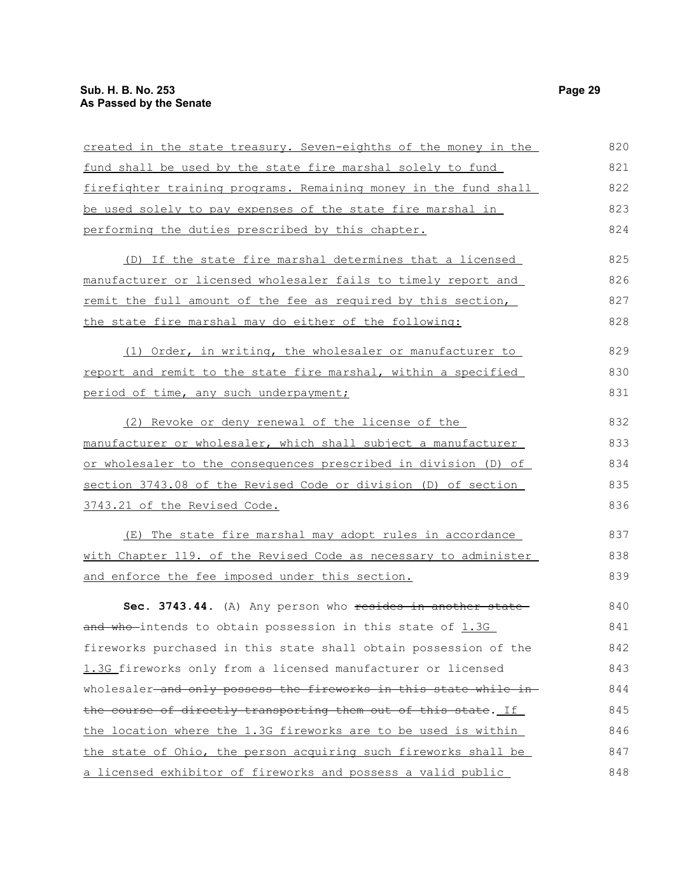created in the state treasury. Seven-eighths of the money in the fund shall be used by the state fire marshal solely to fund firefighter training programs. Remaining money in the fund shall be used solely to pay expenses of the state fire marshal in performing the duties prescribed by this chapter.

(D) If the state fire marshal determines that a licensed manufacturer or licensed wholesaler fails to timely report and remit the full amount of the fee as required by this section, the state fire marshal may do either of the following:

(1) Order, in writing, the wholesaler or manufacturer to report and remit to the state fire marshal, within a specified period of time, any such underpayment;

(2) Revoke or deny renewal of the license of the manufacturer or wholesaler, which shall subject a manufacturer or wholesaler to the consequences prescribed in division (D) of section 3743.08 of the Revised Code or division (D) of section 3743.21 of the Revised Code.

(E) The state fire marshal may adopt rules in accordance with Chapter 119. of the Revised Code as necessary to administer and enforce the fee imposed under this section.

**Sec. 3743.44.** (A) Any person who ~~resides in another state and who~~ intends to obtain possession in this state of 1.3G fireworks purchased in this state shall obtain possession of the 1.3G fireworks only from a licensed manufacturer or licensed wholesaler ~~and only possess the fireworks in this state while in the course of directly transporting them out of this state~~. If the location where the 1.3G fireworks are to be used is within the state of Ohio, the person acquiring such fireworks shall be a licensed exhibitor of fireworks and possess a valid public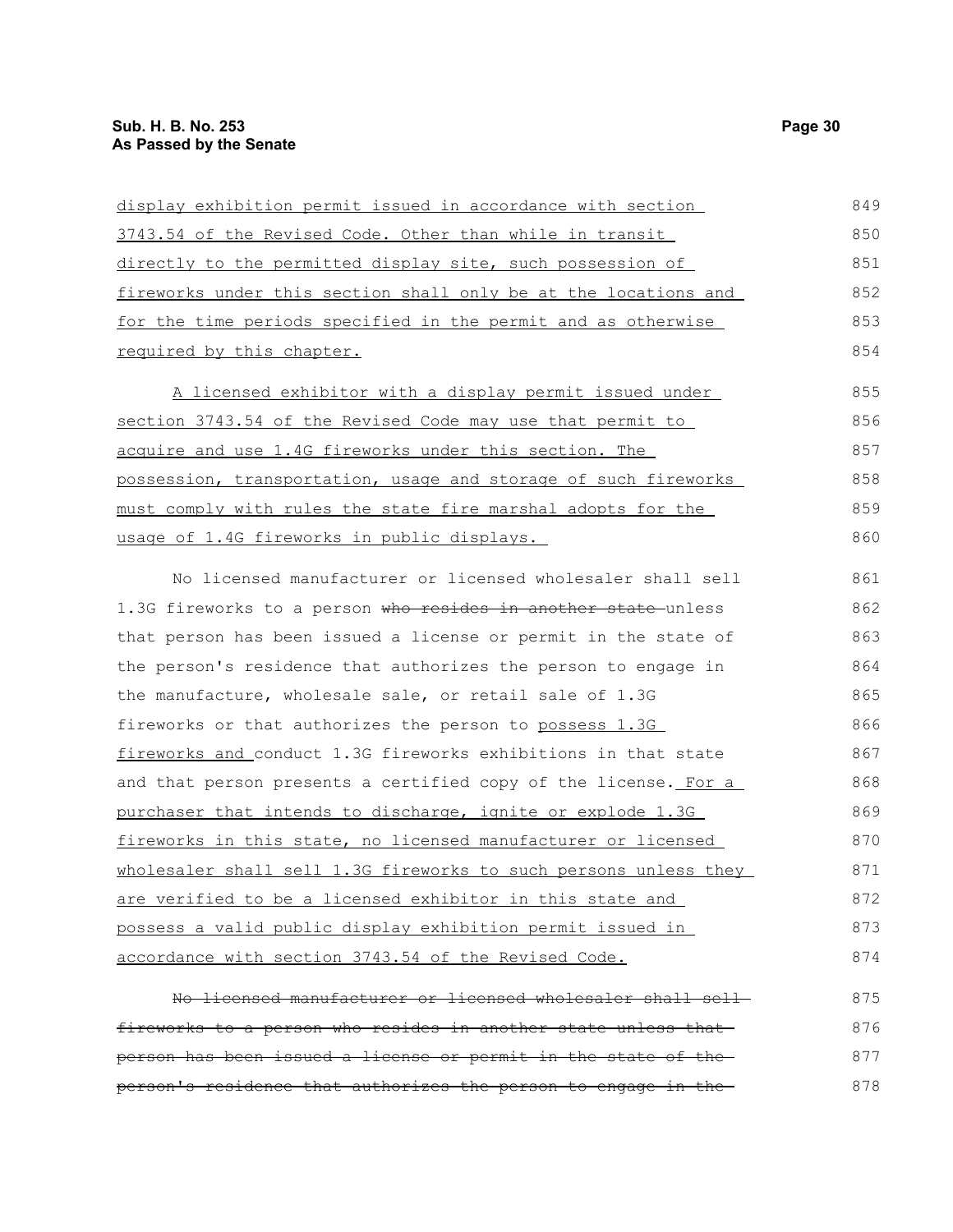display exhibition permit issued in accordance with section 3743.54 of the Revised Code. Other than while in transit directly to the permitted display site, such possession of fireworks under this section shall only be at the locations and for the time periods specified in the permit and as otherwise required by this chapter.

A licensed exhibitor with a display permit issued under section 3743.54 of the Revised Code may use that permit to acquire and use 1.4G fireworks under this section. The possession, transportation, usage and storage of such fireworks must comply with rules the state fire marshal adopts for the usage of 1.4G fireworks in public displays.

No licensed manufacturer or licensed wholesaler shall sell 1.3G fireworks to a person ~~who resides in another state~~ unless that person has been issued a license or permit in the state of the person's residence that authorizes the person to engage in the manufacture, wholesale sale, or retail sale of 1.3G fireworks or that authorizes the person to possess 1.3G fireworks and conduct 1.3G fireworks exhibitions in that state and that person presents a certified copy of the license. For a purchaser that intends to discharge, ignite or explode 1.3G fireworks in this state, no licensed manufacturer or licensed wholesaler shall sell 1.3G fireworks to such persons unless they are verified to be a licensed exhibitor in this state and possess a valid public display exhibition permit issued in accordance with section 3743.54 of the Revised Code.

~~No licensed manufacturer or licensed wholesaler shall sell fireworks to a person who resides in another state unless that person has been issued a license or permit in the state of the person's residence that authorizes the person to engage in the~~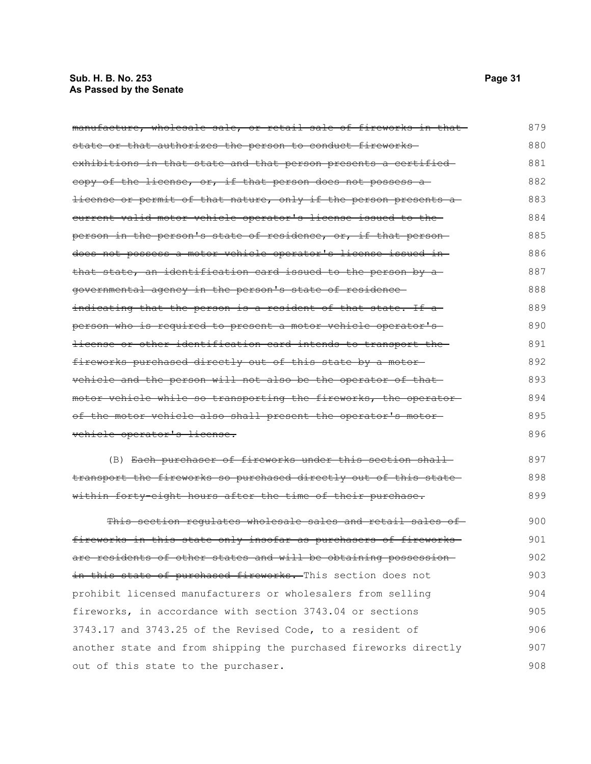~~manufacture, wholesale sale, or retail sale of fireworks in that state or that authorizes the person to conduct fireworks exhibitions in that state and that person presents a certified copy of the license, or, if that person does not possess a license or permit of that nature, only if the person presents a current valid motor vehicle operator's license issued to the person in the person's state of residence, or, if that person does not possess a motor vehicle operator's license issued in that state, an identification card issued to the person by a governmental agency in the person's state of residence indicating that the person is a resident of that state. If a person who is required to present a motor vehicle operator's license or other identification card intends to transport the fireworks purchased directly out of this state by a motor vehicle and the person will not also be the operator of that motor vehicle while so transporting the fireworks, the operator of the motor vehicle also shall present the operator's motor vehicle operator's license.~~

(B) ~~Each purchaser of fireworks under this section shall transport the fireworks so purchased directly out of this state within forty-eight hours after the time of their purchase.~~

~~This section regulates wholesale sales and retail sales of fireworks in this state only insofar as purchasers of fireworks are residents of other states and will be obtaining possession in this state of purchased fireworks.~~ This section does not prohibit licensed manufacturers or wholesalers from selling fireworks, in accordance with section 3743.04 or sections 3743.17 and 3743.25 of the Revised Code, to a resident of another state and from shipping the purchased fireworks directly out of this state to the purchaser.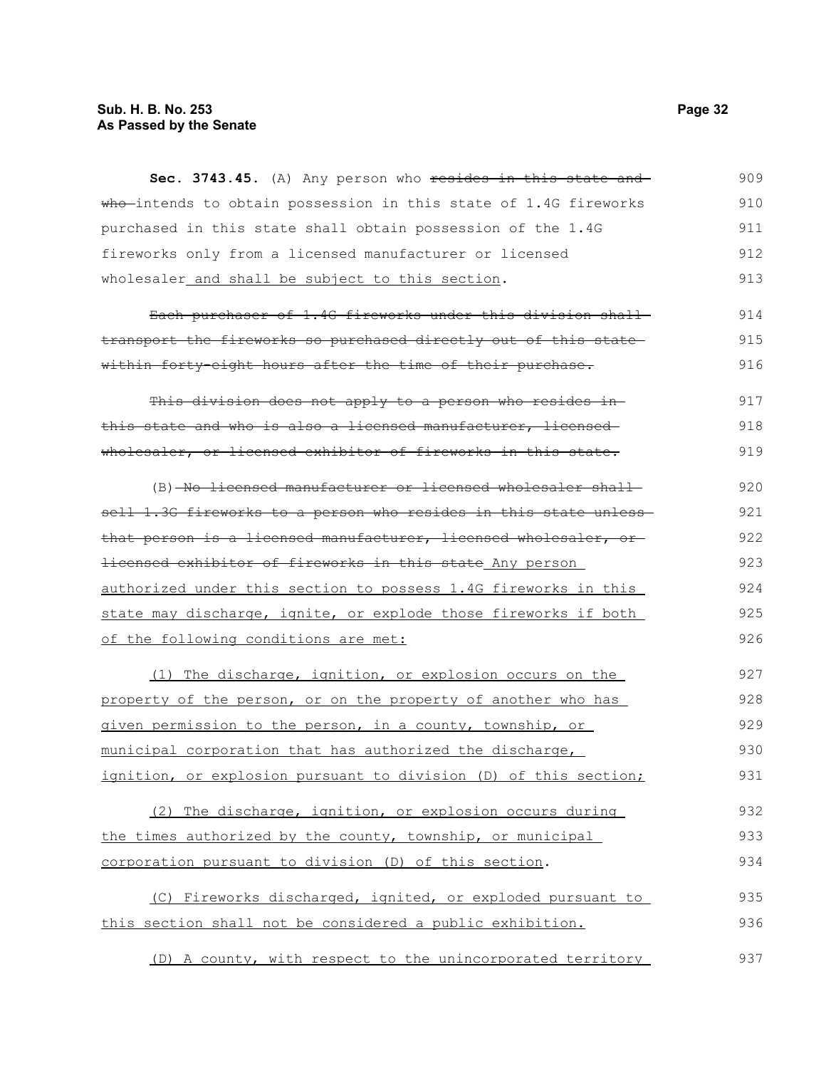**Sec. 3743.45.** (A) Any person who ~~resides in this state and who~~ intends to obtain possession in this state of 1.4G fireworks purchased in this state shall obtain possession of the 1.4G fireworks only from a licensed manufacturer or licensed wholesaler<u> and shall be subject to this section</u>.

~~Each purchaser of 1.4G fireworks under this division shall transport the fireworks so purchased directly out of this state within forty-eight hours after the time of their purchase.~~

~~This division does not apply to a person who resides in this state and who is also a licensed manufacturer, licensed wholesaler, or licensed exhibitor of fireworks in this state.~~

(B) ~~No licensed manufacturer or licensed wholesaler shall sell 1.3G fireworks to a person who resides in this state unless that person is a licensed manufacturer, licensed wholesaler, or licensed exhibitor of fireworks in this state~~ <u>Any person authorized under this section to possess 1.4G fireworks in this state may discharge, ignite, or explode those fireworks if both of the following conditions are met:</u>

<u>(1) The discharge, ignition, or explosion occurs on the property of the person, or on the property of another who has given permission to the person, in a county, township, or municipal corporation that has authorized the discharge, ignition, or explosion pursuant to division (D) of this section;</u>

<u>(2) The discharge, ignition, or explosion occurs during the times authorized by the county, township, or municipal corporation pursuant to division (D) of this section</u>.

<u>(C) Fireworks discharged, ignited, or exploded pursuant to this section shall not be considered a public exhibition.</u>

<u>(D) A county, with respect to the unincorporated territory</u>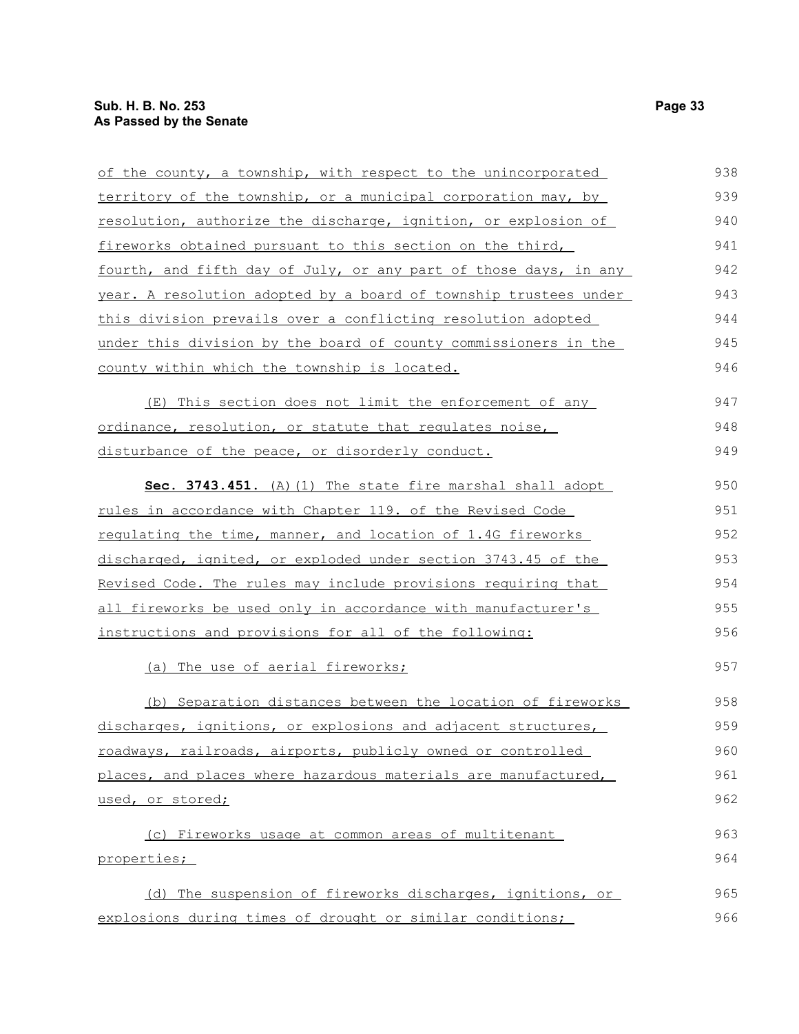of the county, a township, with respect to the unincorporated territory of the township, or a municipal corporation may, by resolution, authorize the discharge, ignition, or explosion of fireworks obtained pursuant to this section on the third, fourth, and fifth day of July, or any part of those days, in any year. A resolution adopted by a board of township trustees under this division prevails over a conflicting resolution adopted under this division by the board of county commissioners in the county within which the township is located.

(E) This section does not limit the enforcement of any ordinance, resolution, or statute that regulates noise, disturbance of the peace, or disorderly conduct.

**Sec. 3743.451.** (A)(1) The state fire marshal shall adopt rules in accordance with Chapter 119. of the Revised Code regulating the time, manner, and location of 1.4G fireworks discharged, ignited, or exploded under section 3743.45 of the Revised Code. The rules may include provisions requiring that all fireworks be used only in accordance with manufacturer's instructions and provisions for all of the following:

(a) The use of aerial fireworks;

(b) Separation distances between the location of fireworks discharges, ignitions, or explosions and adjacent structures, roadways, railroads, airports, publicly owned or controlled places, and places where hazardous materials are manufactured, used, or stored;

(c) Fireworks usage at common areas of multitenant properties;

(d) The suspension of fireworks discharges, ignitions, or explosions during times of drought or similar conditions;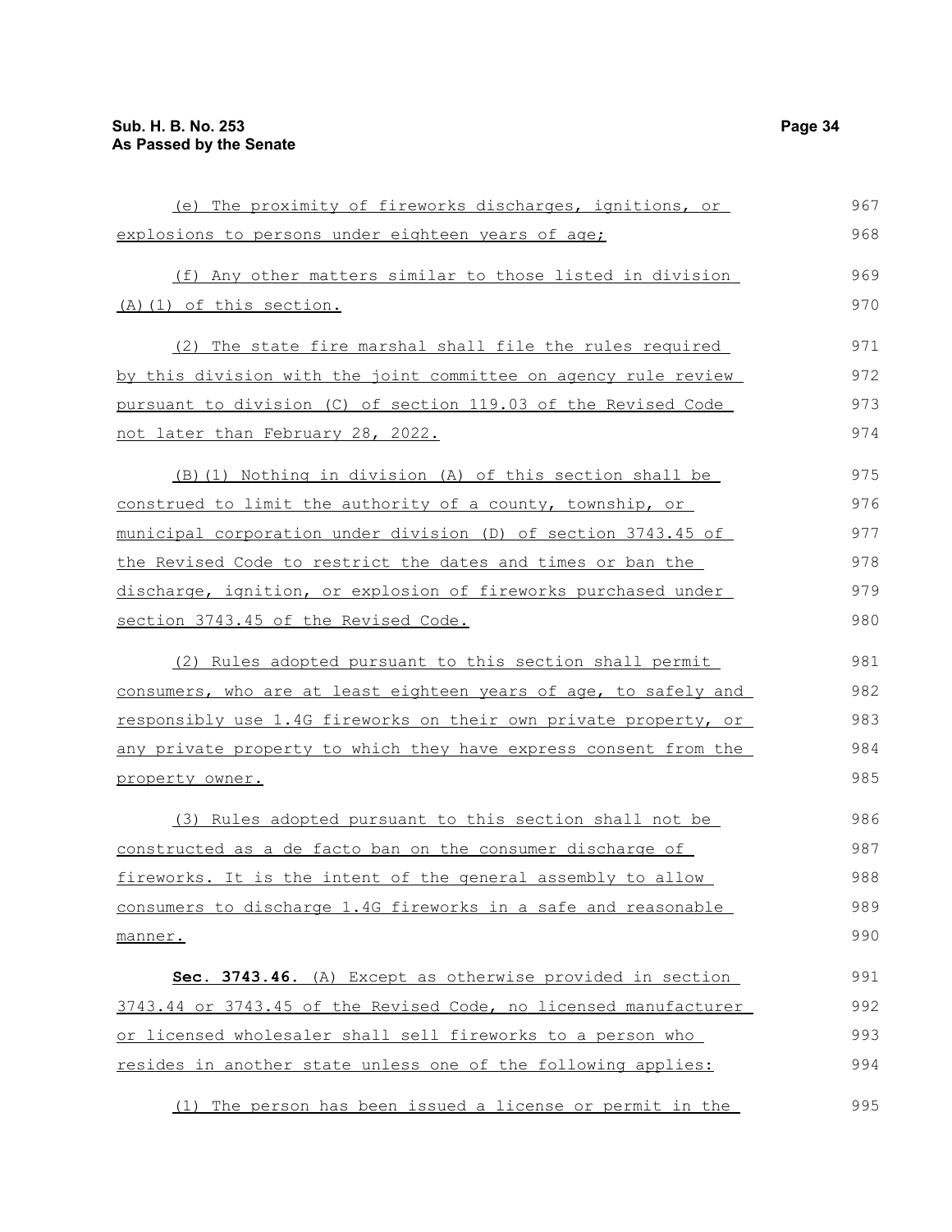(e) The proximity of fireworks discharges, ignitions, or explosions to persons under eighteen years of age;

(f) Any other matters similar to those listed in division (A)(1) of this section.

(2) The state fire marshal shall file the rules required by this division with the joint committee on agency rule review pursuant to division (C) of section 119.03 of the Revised Code not later than February 28, 2022.

(B)(1) Nothing in division (A) of this section shall be construed to limit the authority of a county, township, or municipal corporation under division (D) of section 3743.45 of the Revised Code to restrict the dates and times or ban the discharge, ignition, or explosion of fireworks purchased under section 3743.45 of the Revised Code.

(2) Rules adopted pursuant to this section shall permit consumers, who are at least eighteen years of age, to safely and responsibly use 1.4G fireworks on their own private property, or any private property to which they have express consent from the property owner.

(3) Rules adopted pursuant to this section shall not be constructed as a de facto ban on the consumer discharge of fireworks. It is the intent of the general assembly to allow consumers to discharge 1.4G fireworks in a safe and reasonable manner.

**Sec. 3743.46.** (A) Except as otherwise provided in section 3743.44 or 3743.45 of the Revised Code, no licensed manufacturer or licensed wholesaler shall sell fireworks to a person who resides in another state unless one of the following applies:

(1) The person has been issued a license or permit in the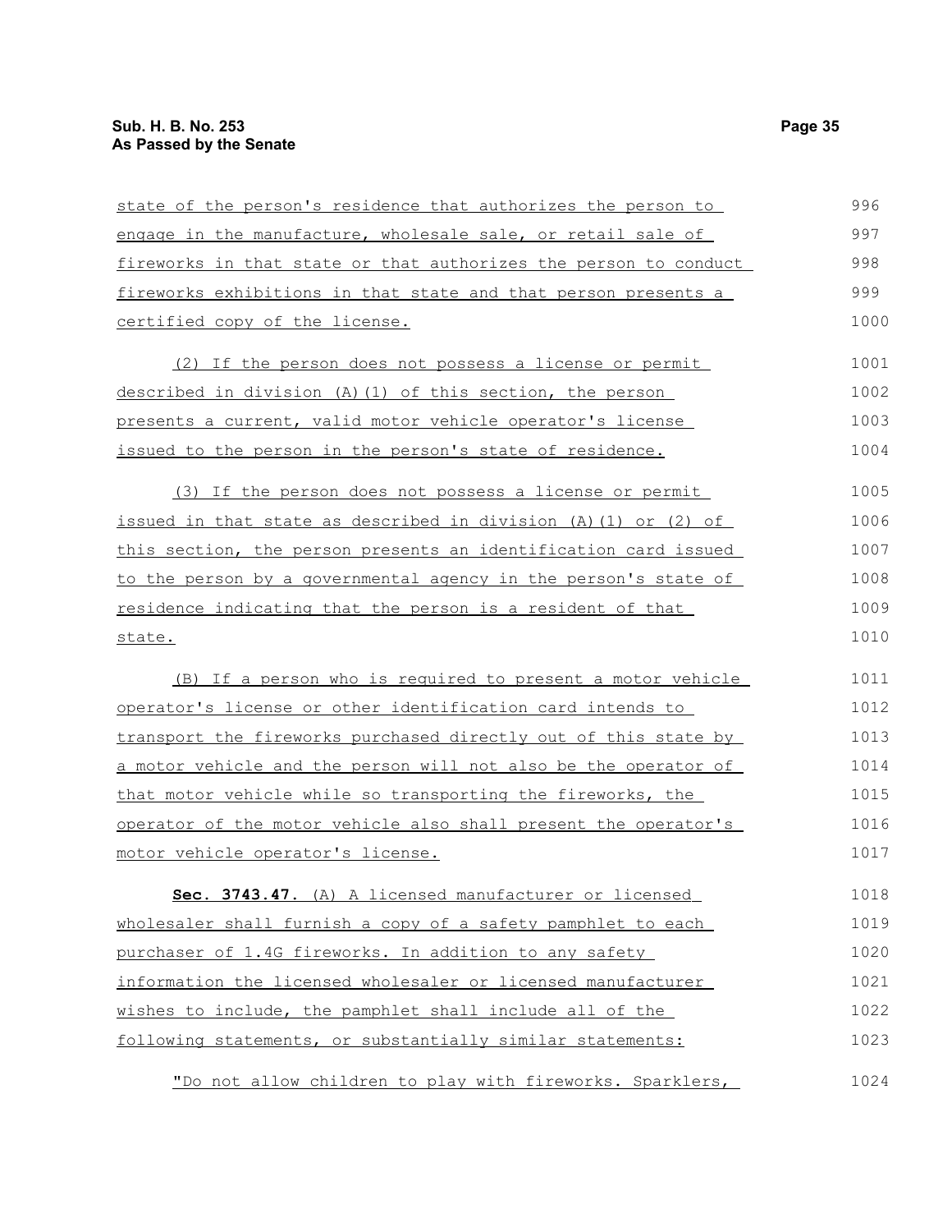state of the person's residence that authorizes the person to engage in the manufacture, wholesale sale, or retail sale of fireworks in that state or that authorizes the person to conduct fireworks exhibitions in that state and that person presents a certified copy of the license.

(2) If the person does not possess a license or permit described in division (A)(1) of this section, the person presents a current, valid motor vehicle operator's license issued to the person in the person's state of residence.

(3) If the person does not possess a license or permit issued in that state as described in division (A)(1) or (2) of this section, the person presents an identification card issued to the person by a governmental agency in the person's state of residence indicating that the person is a resident of that state.

(B) If a person who is required to present a motor vehicle operator's license or other identification card intends to transport the fireworks purchased directly out of this state by a motor vehicle and the person will not also be the operator of that motor vehicle while so transporting the fireworks, the operator of the motor vehicle also shall present the operator's motor vehicle operator's license.

**Sec. 3743.47.** (A) A licensed manufacturer or licensed wholesaler shall furnish a copy of a safety pamphlet to each purchaser of 1.4G fireworks. In addition to any safety information the licensed wholesaler or licensed manufacturer wishes to include, the pamphlet shall include all of the following statements, or substantially similar statements:

"Do not allow children to play with fireworks. Sparklers,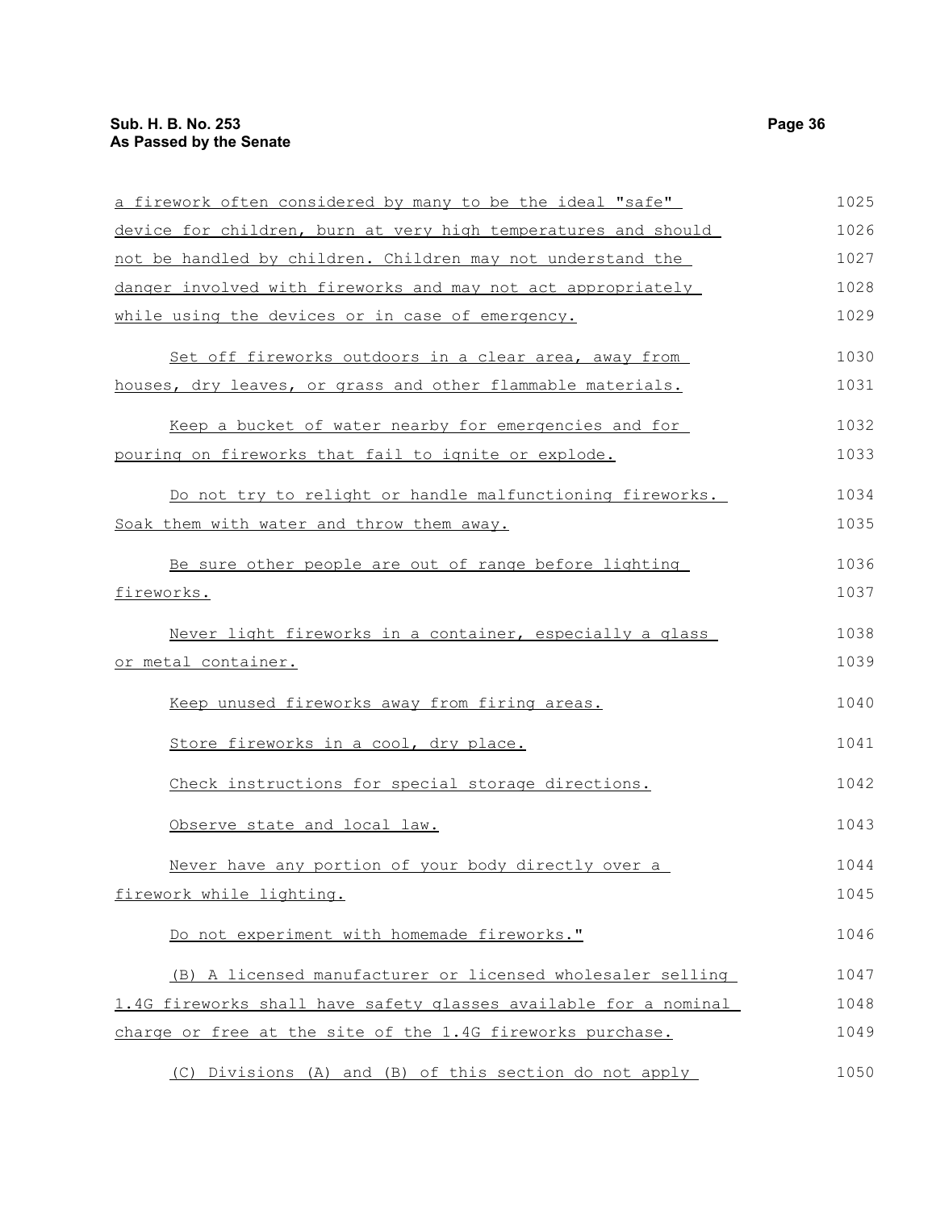a firework often considered by many to be the ideal "safe" device for children, burn at very high temperatures and should not be handled by children. Children may not understand the danger involved with fireworks and may not act appropriately while using the devices or in case of emergency.

Set off fireworks outdoors in a clear area, away from houses, dry leaves, or grass and other flammable materials.

Keep a bucket of water nearby for emergencies and for pouring on fireworks that fail to ignite or explode.

Do not try to relight or handle malfunctioning fireworks. Soak them with water and throw them away.

Be sure other people are out of range before lighting fireworks.

Never light fireworks in a container, especially a glass or metal container.

Keep unused fireworks away from firing areas.

Store fireworks in a cool, dry place.

Check instructions for special storage directions.

Observe state and local law.

Never have any portion of your body directly over a firework while lighting.

Do not experiment with homemade fireworks."

(B) A licensed manufacturer or licensed wholesaler selling 1.4G fireworks shall have safety glasses available for a nominal charge or free at the site of the 1.4G fireworks purchase.

(C) Divisions (A) and (B) of this section do not apply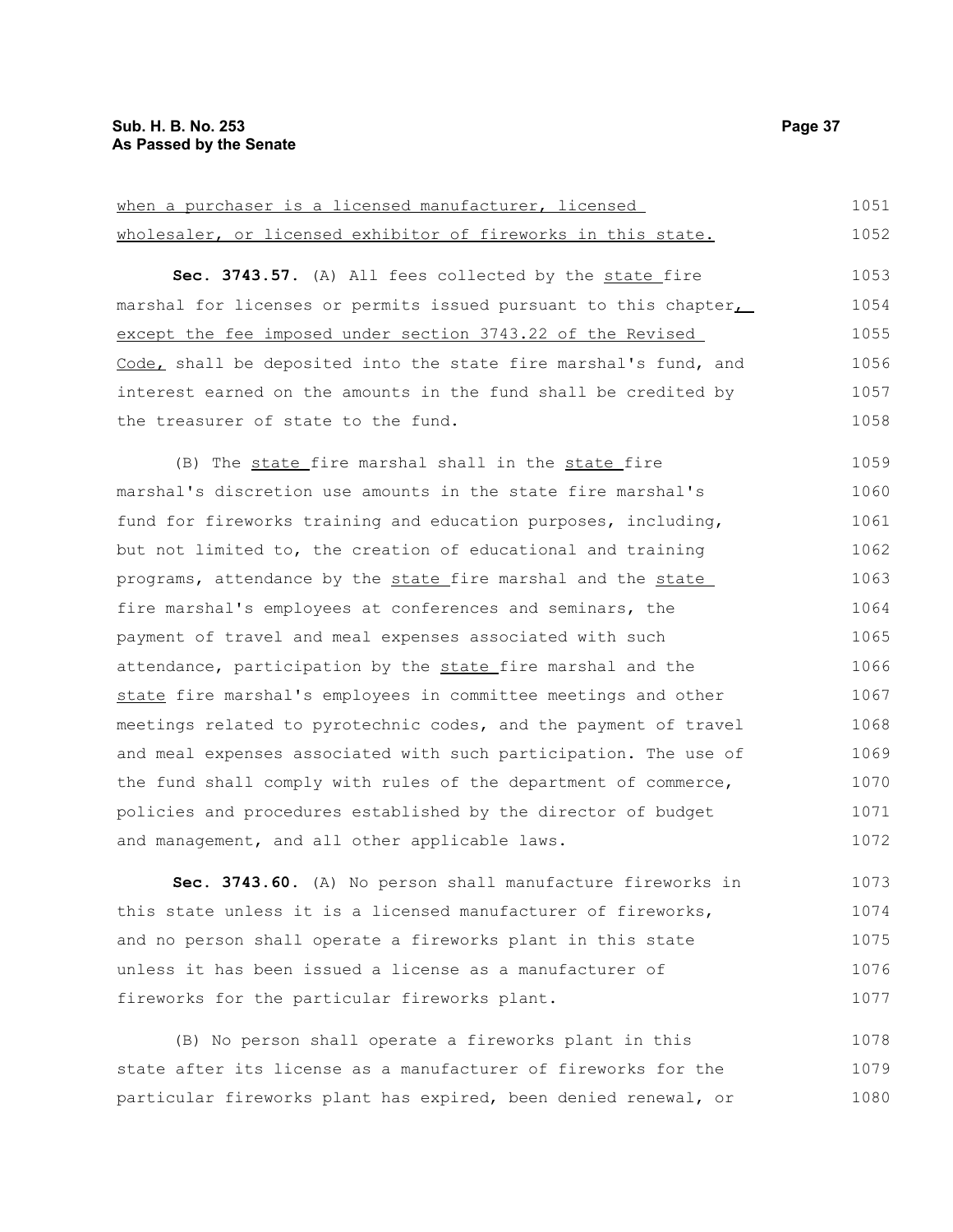when a purchaser is a licensed manufacturer, licensed wholesaler, or licensed exhibitor of fireworks in this state.

**Sec. 3743.57.** (A) All fees collected by the state fire marshal for licenses or permits issued pursuant to this chapter, except the fee imposed under section 3743.22 of the Revised Code, shall be deposited into the state fire marshal's fund, and interest earned on the amounts in the fund shall be credited by the treasurer of state to the fund.

(B) The state fire marshal shall in the state fire marshal's discretion use amounts in the state fire marshal's fund for fireworks training and education purposes, including, but not limited to, the creation of educational and training programs, attendance by the state fire marshal and the state fire marshal's employees at conferences and seminars, the payment of travel and meal expenses associated with such attendance, participation by the state fire marshal and the state fire marshal's employees in committee meetings and other meetings related to pyrotechnic codes, and the payment of travel and meal expenses associated with such participation. The use of the fund shall comply with rules of the department of commerce, policies and procedures established by the director of budget and management, and all other applicable laws.

**Sec. 3743.60.** (A) No person shall manufacture fireworks in this state unless it is a licensed manufacturer of fireworks, and no person shall operate a fireworks plant in this state unless it has been issued a license as a manufacturer of fireworks for the particular fireworks plant.

(B) No person shall operate a fireworks plant in this state after its license as a manufacturer of fireworks for the particular fireworks plant has expired, been denied renewal, or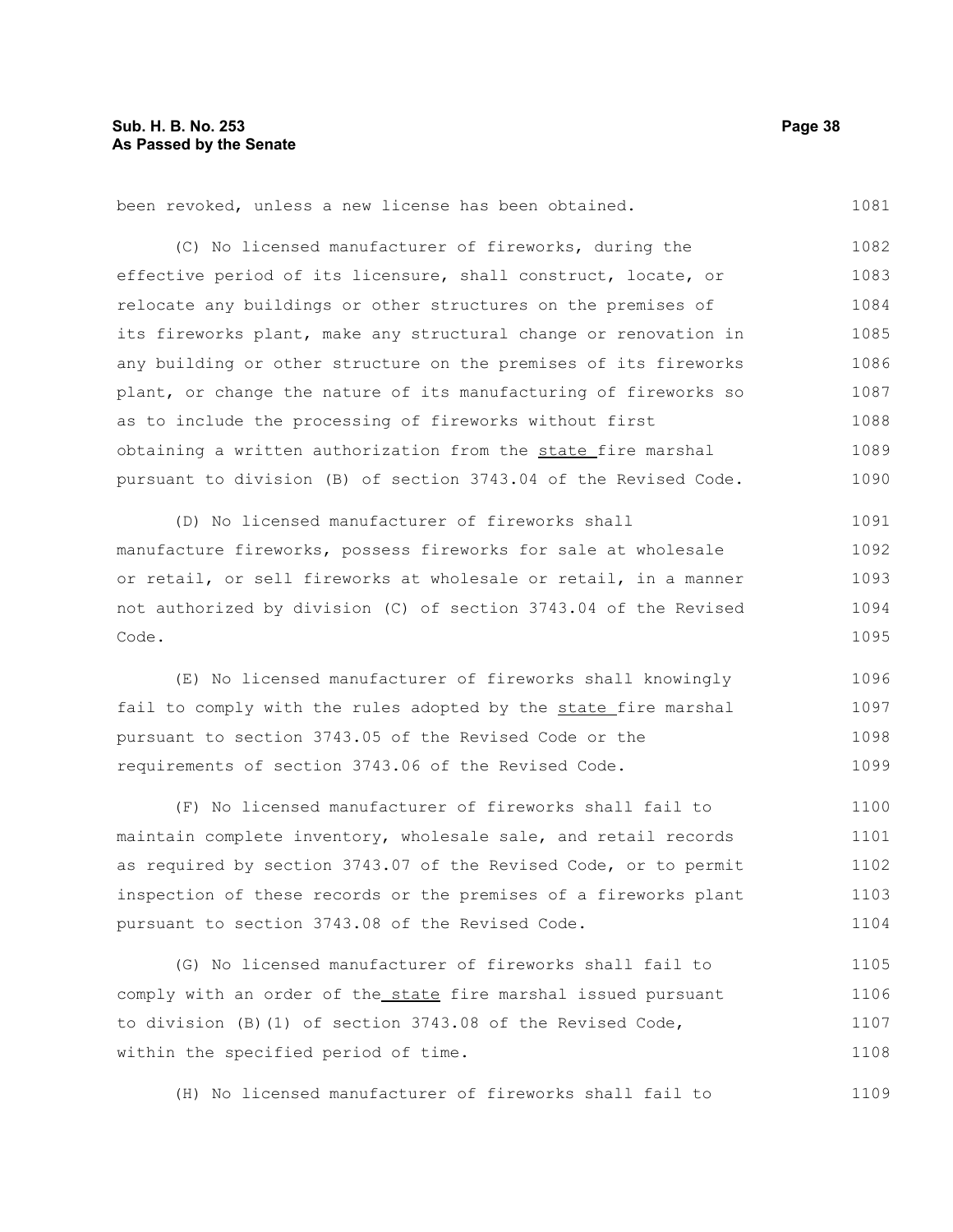been revoked, unless a new license has been obtained.

(C) No licensed manufacturer of fireworks, during the effective period of its licensure, shall construct, locate, or relocate any buildings or other structures on the premises of its fireworks plant, make any structural change or renovation in any building or other structure on the premises of its fireworks plant, or change the nature of its manufacturing of fireworks so as to include the processing of fireworks without first obtaining a written authorization from the state fire marshal pursuant to division (B) of section 3743.04 of the Revised Code.

(D) No licensed manufacturer of fireworks shall manufacture fireworks, possess fireworks for sale at wholesale or retail, or sell fireworks at wholesale or retail, in a manner not authorized by division (C) of section 3743.04 of the Revised Code.

(E) No licensed manufacturer of fireworks shall knowingly fail to comply with the rules adopted by the state fire marshal pursuant to section 3743.05 of the Revised Code or the requirements of section 3743.06 of the Revised Code.

(F) No licensed manufacturer of fireworks shall fail to maintain complete inventory, wholesale sale, and retail records as required by section 3743.07 of the Revised Code, or to permit inspection of these records or the premises of a fireworks plant pursuant to section 3743.08 of the Revised Code.

(G) No licensed manufacturer of fireworks shall fail to comply with an order of the state fire marshal issued pursuant to division (B)(1) of section 3743.08 of the Revised Code, within the specified period of time.

(H) No licensed manufacturer of fireworks shall fail to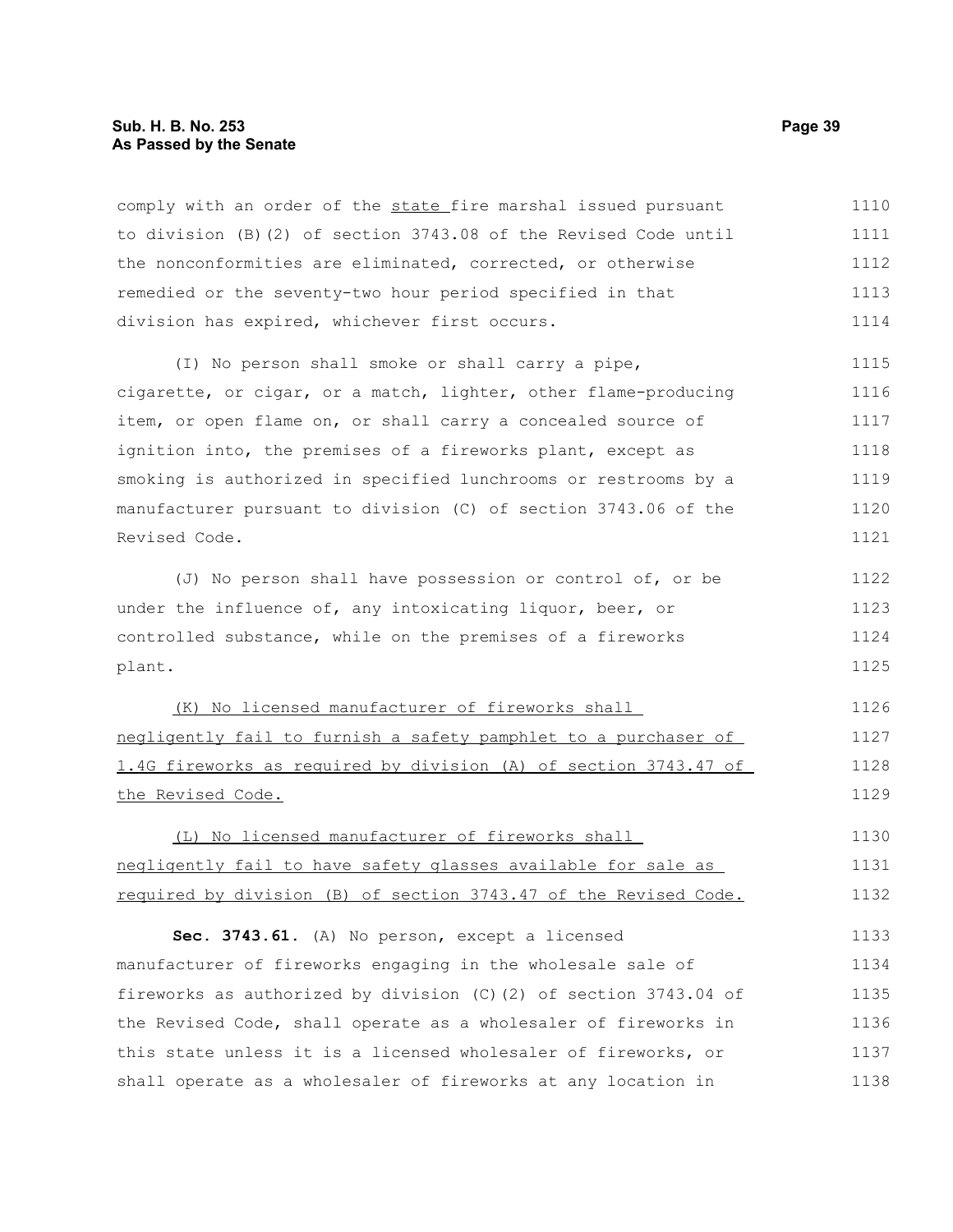comply with an order of the state fire marshal issued pursuant to division (B)(2) of section 3743.08 of the Revised Code until the nonconformities are eliminated, corrected, or otherwise remedied or the seventy-two hour period specified in that division has expired, whichever first occurs.

(I) No person shall smoke or shall carry a pipe, cigarette, or cigar, or a match, lighter, other flame-producing item, or open flame on, or shall carry a concealed source of ignition into, the premises of a fireworks plant, except as smoking is authorized in specified lunchrooms or restrooms by a manufacturer pursuant to division (C) of section 3743.06 of the Revised Code.

(J) No person shall have possession or control of, or be under the influence of, any intoxicating liquor, beer, or controlled substance, while on the premises of a fireworks plant.

(K) No licensed manufacturer of fireworks shall negligently fail to furnish a safety pamphlet to a purchaser of 1.4G fireworks as required by division (A) of section 3743.47 of the Revised Code.

(L) No licensed manufacturer of fireworks shall negligently fail to have safety glasses available for sale as required by division (B) of section 3743.47 of the Revised Code.

**Sec. 3743.61.** (A) No person, except a licensed manufacturer of fireworks engaging in the wholesale sale of fireworks as authorized by division (C)(2) of section 3743.04 of the Revised Code, shall operate as a wholesaler of fireworks in this state unless it is a licensed wholesaler of fireworks, or shall operate as a wholesaler of fireworks at any location in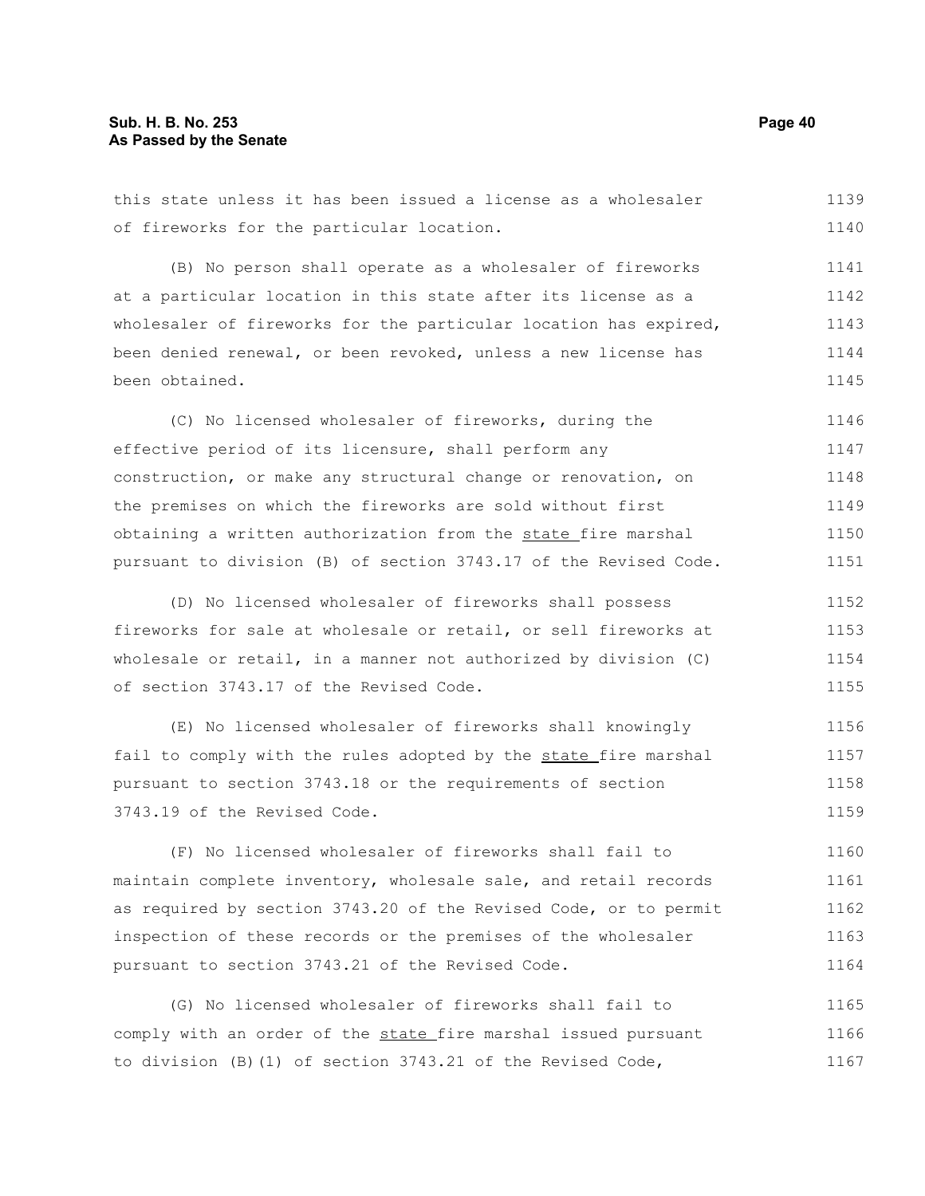this state unless it has been issued a license as a wholesaler of fireworks for the particular location.

(B) No person shall operate as a wholesaler of fireworks at a particular location in this state after its license as a wholesaler of fireworks for the particular location has expired, been denied renewal, or been revoked, unless a new license has been obtained.

(C) No licensed wholesaler of fireworks, during the effective period of its licensure, shall perform any construction, or make any structural change or renovation, on the premises on which the fireworks are sold without first obtaining a written authorization from the <u>state</u> fire marshal pursuant to division (B) of section 3743.17 of the Revised Code.

(D) No licensed wholesaler of fireworks shall possess fireworks for sale at wholesale or retail, or sell fireworks at wholesale or retail, in a manner not authorized by division (C) of section 3743.17 of the Revised Code.

(E) No licensed wholesaler of fireworks shall knowingly fail to comply with the rules adopted by the <u>state</u> fire marshal pursuant to section 3743.18 or the requirements of section 3743.19 of the Revised Code.

(F) No licensed wholesaler of fireworks shall fail to maintain complete inventory, wholesale sale, and retail records as required by section 3743.20 of the Revised Code, or to permit inspection of these records or the premises of the wholesaler pursuant to section 3743.21 of the Revised Code.

(G) No licensed wholesaler of fireworks shall fail to comply with an order of the <u>state</u> fire marshal issued pursuant to division (B)(1) of section 3743.21 of the Revised Code,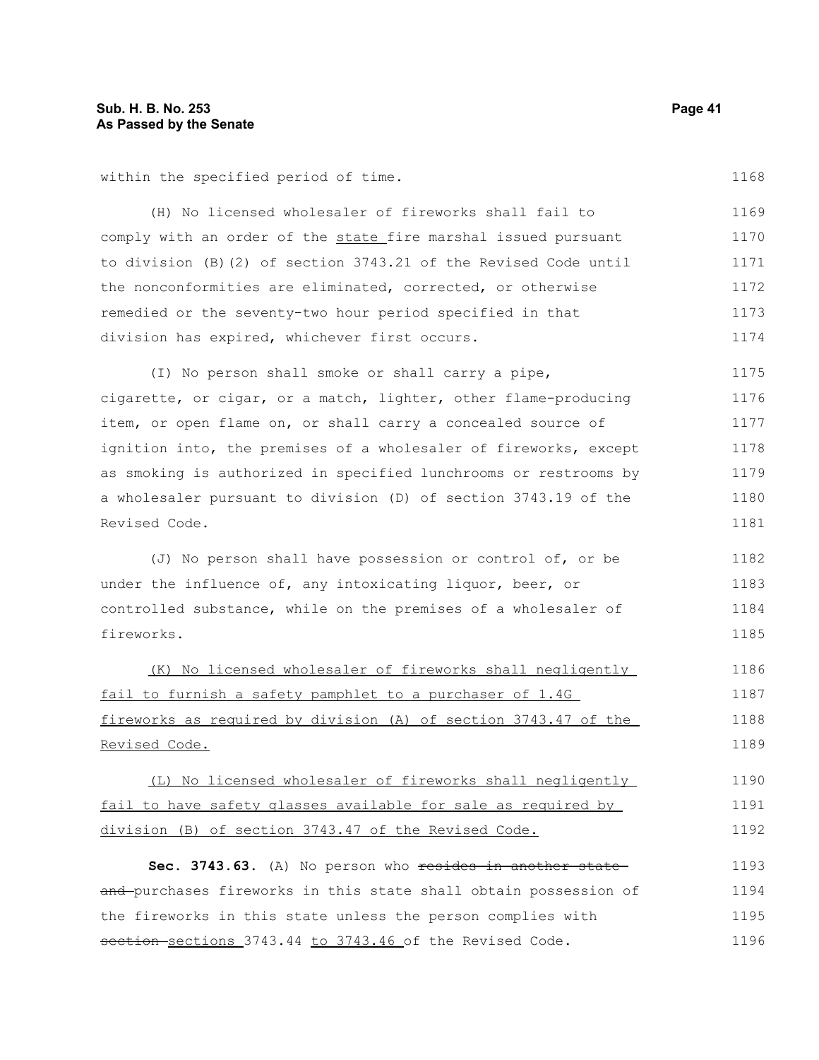within the specified period of time.

(H) No licensed wholesaler of fireworks shall fail to comply with an order of the state fire marshal issued pursuant to division (B)(2) of section 3743.21 of the Revised Code until the nonconformities are eliminated, corrected, or otherwise remedied or the seventy-two hour period specified in that division has expired, whichever first occurs.

(I) No person shall smoke or shall carry a pipe, cigarette, or cigar, or a match, lighter, other flame-producing item, or open flame on, or shall carry a concealed source of ignition into, the premises of a wholesaler of fireworks, except as smoking is authorized in specified lunchrooms or restrooms by a wholesaler pursuant to division (D) of section 3743.19 of the Revised Code.

(J) No person shall have possession or control of, or be under the influence of, any intoxicating liquor, beer, or controlled substance, while on the premises of a wholesaler of fireworks.

(K) No licensed wholesaler of fireworks shall negligently fail to furnish a safety pamphlet to a purchaser of 1.4G fireworks as required by division (A) of section 3743.47 of the Revised Code.

(L) No licensed wholesaler of fireworks shall negligently fail to have safety glasses available for sale as required by division (B) of section 3743.47 of the Revised Code.

**Sec. 3743.63.** (A) No person who ~~resides in another state and~~ purchases fireworks in this state shall obtain possession of the fireworks in this state unless the person complies with ~~section~~ sections 3743.44 to 3743.46 of the Revised Code.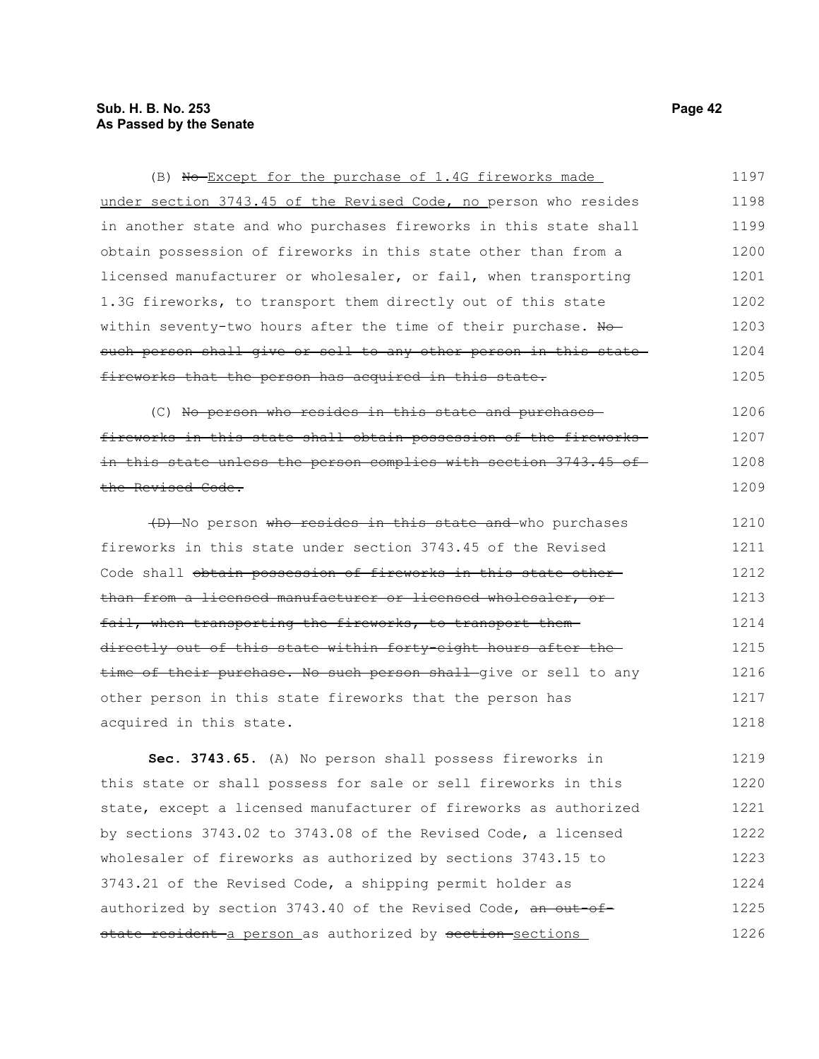(B) ~~No~~ Except for the purchase of 1.4G fireworks made under section 3743.45 of the Revised Code, no person who resides in another state and who purchases fireworks in this state shall obtain possession of fireworks in this state other than from a licensed manufacturer or wholesaler, or fail, when transporting 1.3G fireworks, to transport them directly out of this state within seventy-two hours after the time of their purchase. ~~No such person shall give or sell to any other person in this state fireworks that the person has acquired in this state.~~

(C) ~~No person who resides in this state and purchases fireworks in this state shall obtain possession of the fireworks in this state unless the person complies with section 3743.45 of the Revised Code.~~

~~(D)~~ No person ~~who resides in this state and~~ who purchases fireworks in this state under section 3743.45 of the Revised Code shall ~~obtain possession of fireworks in this state other than from a licensed manufacturer or licensed wholesaler, or fail, when transporting the fireworks, to transport them directly out of this state within forty-eight hours after the time of their purchase. No such person shall~~ give or sell to any other person in this state fireworks that the person has acquired in this state.

**Sec. 3743.65.** (A) No person shall possess fireworks in this state or shall possess for sale or sell fireworks in this state, except a licensed manufacturer of fireworks as authorized by sections 3743.02 to 3743.08 of the Revised Code, a licensed wholesaler of fireworks as authorized by sections 3743.15 to 3743.21 of the Revised Code, a shipping permit holder as authorized by section 3743.40 of the Revised Code, ~~an out-of-state resident~~ a person as authorized by ~~section~~ sections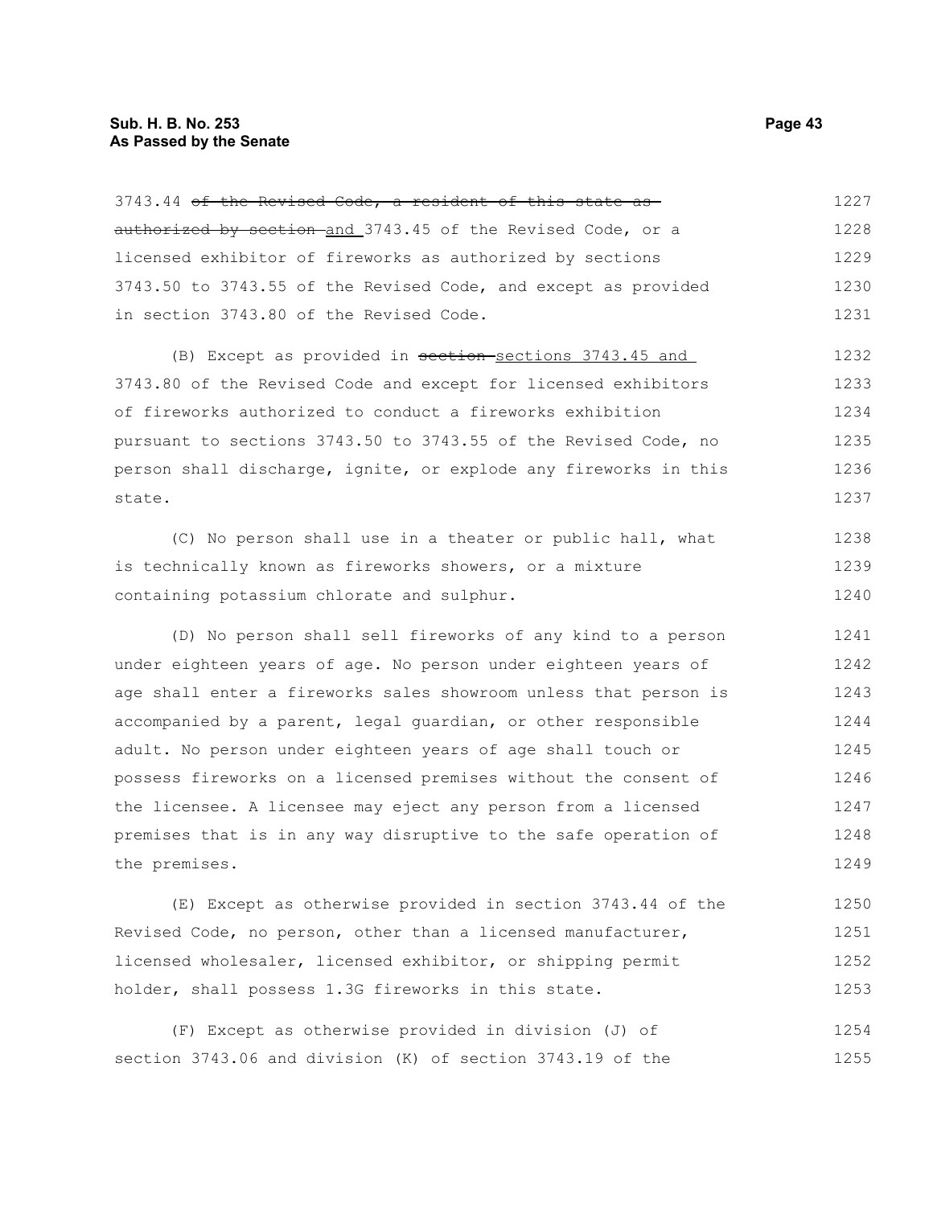3743.44 ~~of the Revised Code, a resident of this state as authorized by section~~ and 3743.45 of the Revised Code, or a licensed exhibitor of fireworks as authorized by sections 3743.50 to 3743.55 of the Revised Code, and except as provided in section 3743.80 of the Revised Code.

(B) Except as provided in ~~section~~ sections 3743.45 and 3743.80 of the Revised Code and except for licensed exhibitors of fireworks authorized to conduct a fireworks exhibition pursuant to sections 3743.50 to 3743.55 of the Revised Code, no person shall discharge, ignite, or explode any fireworks in this state.

(C) No person shall use in a theater or public hall, what is technically known as fireworks showers, or a mixture containing potassium chlorate and sulphur.

(D) No person shall sell fireworks of any kind to a person under eighteen years of age. No person under eighteen years of age shall enter a fireworks sales showroom unless that person is accompanied by a parent, legal guardian, or other responsible adult. No person under eighteen years of age shall touch or possess fireworks on a licensed premises without the consent of the licensee. A licensee may eject any person from a licensed premises that is in any way disruptive to the safe operation of the premises.

(E) Except as otherwise provided in section 3743.44 of the Revised Code, no person, other than a licensed manufacturer, licensed wholesaler, licensed exhibitor, or shipping permit holder, shall possess 1.3G fireworks in this state.

(F) Except as otherwise provided in division (J) of section 3743.06 and division (K) of section 3743.19 of the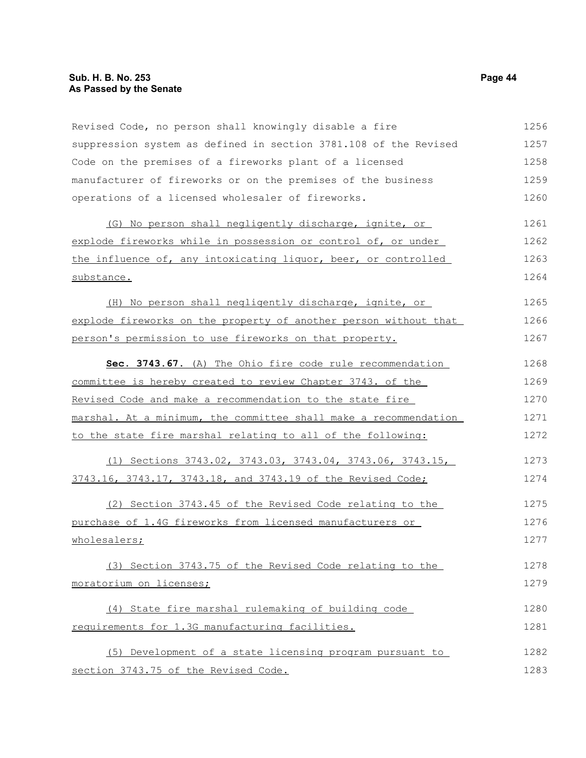Revised Code, no person shall knowingly disable a fire suppression system as defined in section 3781.108 of the Revised Code on the premises of a fireworks plant of a licensed manufacturer of fireworks or on the premises of the business operations of a licensed wholesaler of fireworks.

(G) No person shall negligently discharge, ignite, or explode fireworks while in possession or control of, or under the influence of, any intoxicating liquor, beer, or controlled substance.

(H) No person shall negligently discharge, ignite, or explode fireworks on the property of another person without that person's permission to use fireworks on that property.

**Sec. 3743.67.** (A) The Ohio fire code rule recommendation committee is hereby created to review Chapter 3743. of the Revised Code and make a recommendation to the state fire marshal. At a minimum, the committee shall make a recommendation to the state fire marshal relating to all of the following:

(1) Sections 3743.02, 3743.03, 3743.04, 3743.06, 3743.15, 3743.16, 3743.17, 3743.18, and 3743.19 of the Revised Code;

(2) Section 3743.45 of the Revised Code relating to the purchase of 1.4G fireworks from licensed manufacturers or wholesalers;

(3) Section 3743.75 of the Revised Code relating to the moratorium on licenses;

(4) State fire marshal rulemaking of building code requirements for 1.3G manufacturing facilities.

(5) Development of a state licensing program pursuant to section 3743.75 of the Revised Code.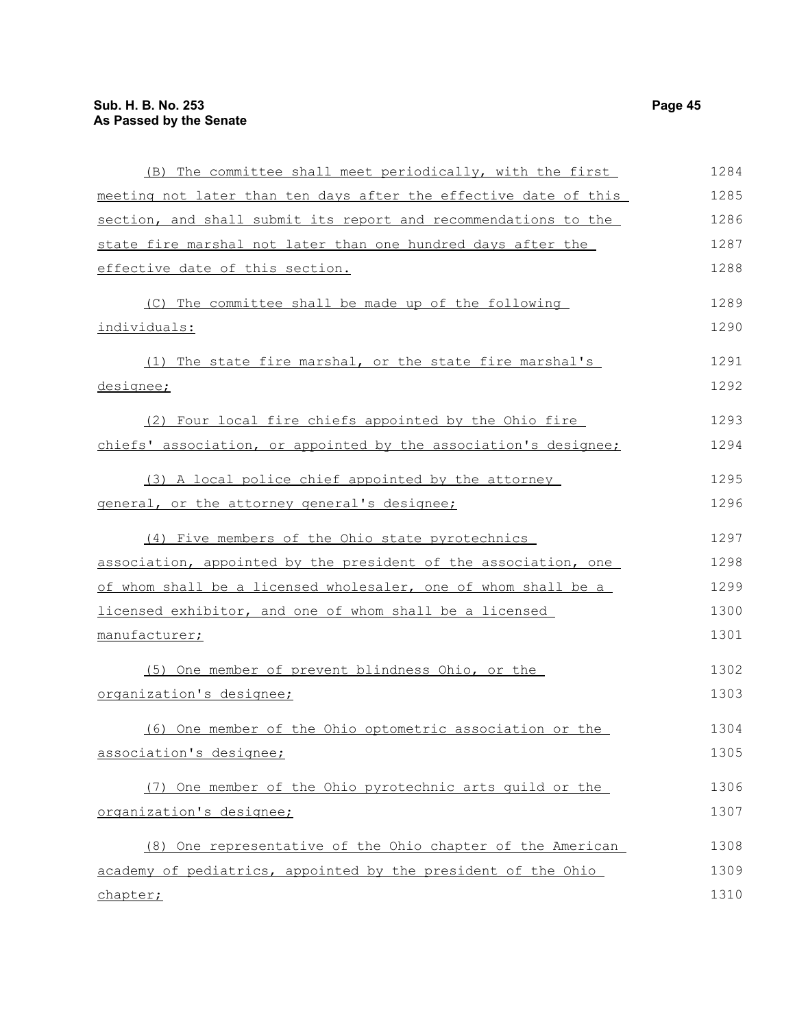(B) The committee shall meet periodically, with the first meeting not later than ten days after the effective date of this section, and shall submit its report and recommendations to the state fire marshal not later than one hundred days after the effective date of this section.

(C) The committee shall be made up of the following individuals:

(1) The state fire marshal, or the state fire marshal's designee;

(2) Four local fire chiefs appointed by the Ohio fire chiefs' association, or appointed by the association's designee;

(3) A local police chief appointed by the attorney general, or the attorney general's designee;

(4) Five members of the Ohio state pyrotechnics association, appointed by the president of the association, one of whom shall be a licensed wholesaler, one of whom shall be a licensed exhibitor, and one of whom shall be a licensed manufacturer;

(5) One member of prevent blindness Ohio, or the organization's designee;

(6) One member of the Ohio optometric association or the association's designee;

(7) One member of the Ohio pyrotechnic arts guild or the organization's designee;

(8) One representative of the Ohio chapter of the American academy of pediatrics, appointed by the president of the Ohio chapter;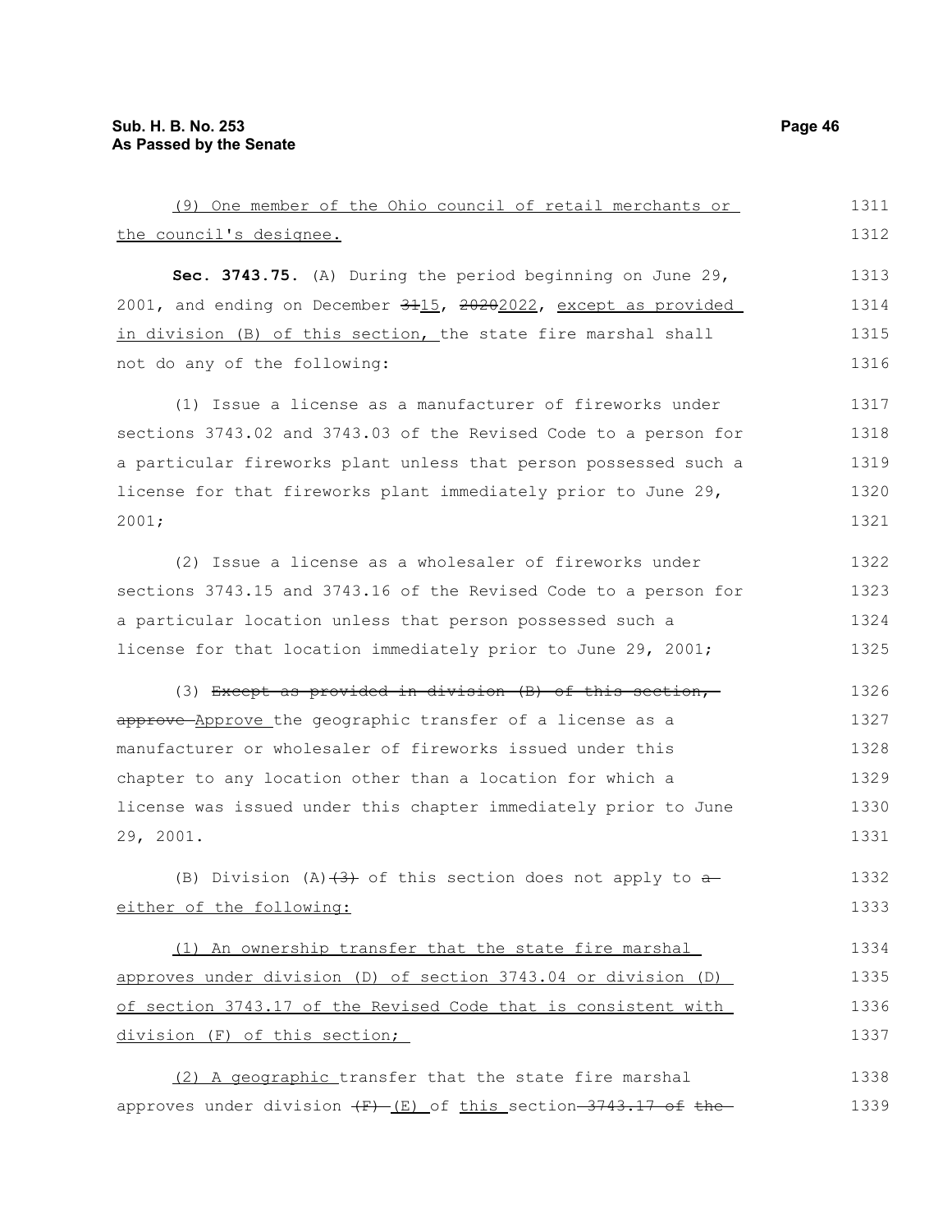(9) One member of the Ohio council of retail merchants or the council's designee.

**Sec. 3743.75.** (A) During the period beginning on June 29, 2001, and ending on December ~~31~~15, ~~2020~~2022, except as provided in division (B) of this section, the state fire marshal shall not do any of the following:

(1) Issue a license as a manufacturer of fireworks under sections 3743.02 and 3743.03 of the Revised Code to a person for a particular fireworks plant unless that person possessed such a license for that fireworks plant immediately prior to June 29, 2001;

(2) Issue a license as a wholesaler of fireworks under sections 3743.15 and 3743.16 of the Revised Code to a person for a particular location unless that person possessed such a license for that location immediately prior to June 29, 2001;

(3) ~~Except as provided in division (B) of this section, approve~~ Approve the geographic transfer of a license as a manufacturer or wholesaler of fireworks issued under this chapter to any location other than a location for which a license was issued under this chapter immediately prior to June 29, 2001.

(B) Division (A)~~(3)~~ of this section does not apply to ~~a~~ either of the following:

(1) An ownership transfer that the state fire marshal approves under division (D) of section 3743.04 or division (D) of section 3743.17 of the Revised Code that is consistent with division (F) of this section;

(2) A geographic transfer that the state fire marshal approves under division ~~(F)~~ (E) of this section ~~3743.17 of the~~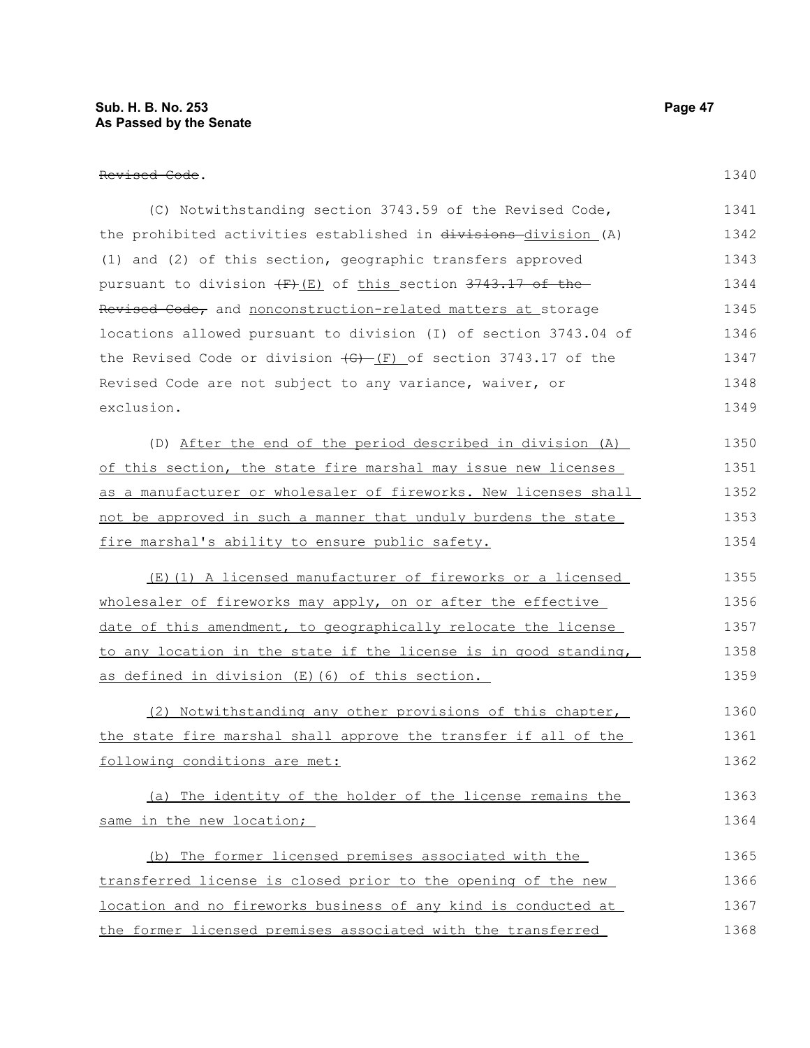~~Revised Code~~.

(C) Notwithstanding section 3743.59 of the Revised Code, the prohibited activities established in ~~divisions~~ division (A)(1) and (2) of this section, geographic transfers approved pursuant to division ~~(F)~~(E) of this section ~~3743.17 of the Revised Code,~~ and nonconstruction-related matters at storage locations allowed pursuant to division (I) of section 3743.04 of the Revised Code or division ~~(G)~~ (F) of section 3743.17 of the Revised Code are not subject to any variance, waiver, or exclusion.

(D) After the end of the period described in division (A) of this section, the state fire marshal may issue new licenses as a manufacturer or wholesaler of fireworks. New licenses shall not be approved in such a manner that unduly burdens the state fire marshal's ability to ensure public safety.

(E)(1) A licensed manufacturer of fireworks or a licensed wholesaler of fireworks may apply, on or after the effective date of this amendment, to geographically relocate the license to any location in the state if the license is in good standing, as defined in division (E)(6) of this section.

(2) Notwithstanding any other provisions of this chapter, the state fire marshal shall approve the transfer if all of the following conditions are met:

(a) The identity of the holder of the license remains the same in the new location;

(b) The former licensed premises associated with the transferred license is closed prior to the opening of the new location and no fireworks business of any kind is conducted at the former licensed premises associated with the transferred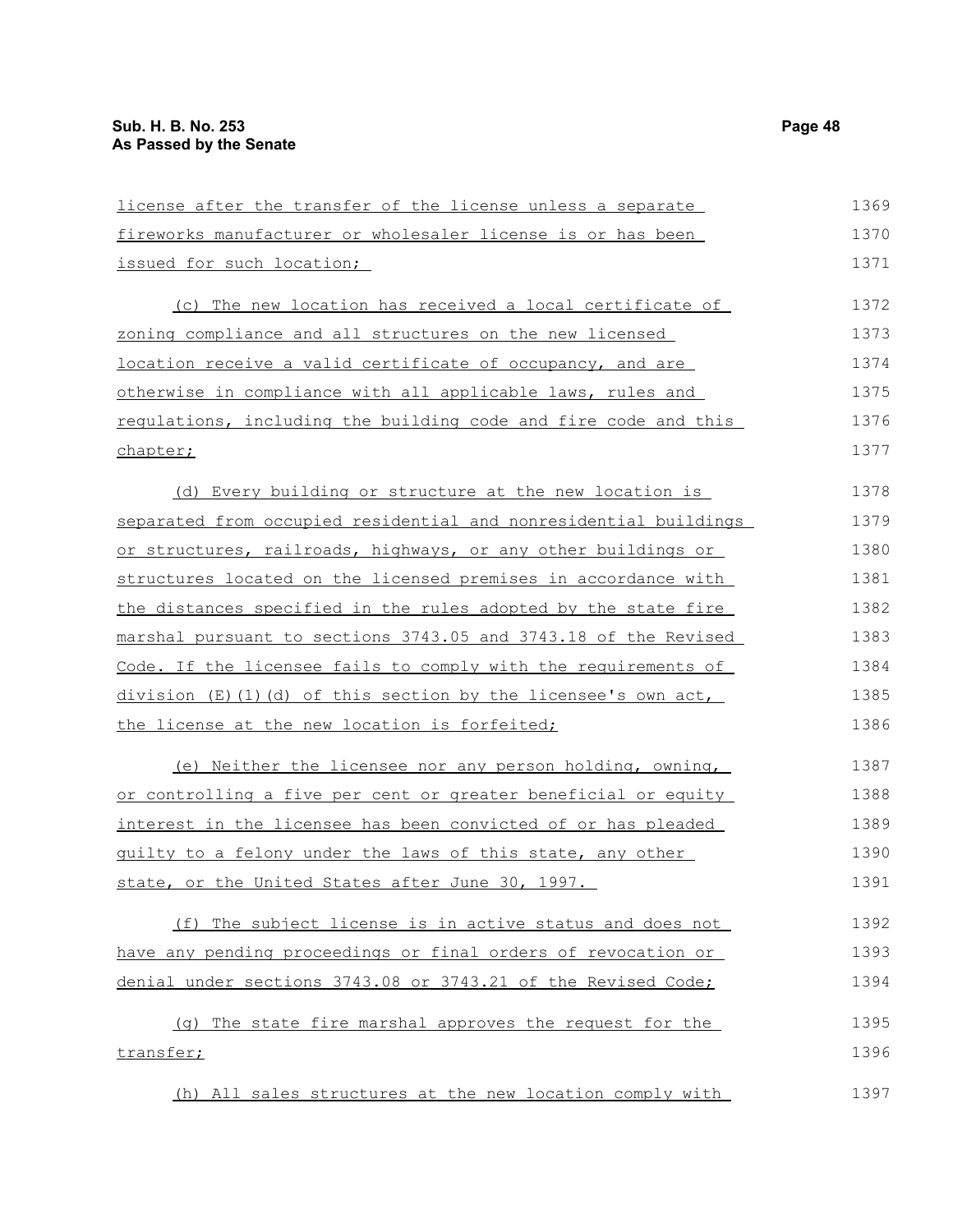license after the transfer of the license unless a separate fireworks manufacturer or wholesaler license is or has been issued for such location;

(c) The new location has received a local certificate of zoning compliance and all structures on the new licensed location receive a valid certificate of occupancy, and are otherwise in compliance with all applicable laws, rules and regulations, including the building code and fire code and this chapter;

(d) Every building or structure at the new location is separated from occupied residential and nonresidential buildings or structures, railroads, highways, or any other buildings or structures located on the licensed premises in accordance with the distances specified in the rules adopted by the state fire marshal pursuant to sections 3743.05 and 3743.18 of the Revised Code. If the licensee fails to comply with the requirements of division (E)(1)(d) of this section by the licensee's own act, the license at the new location is forfeited;

(e) Neither the licensee nor any person holding, owning, or controlling a five per cent or greater beneficial or equity interest in the licensee has been convicted of or has pleaded guilty to a felony under the laws of this state, any other state, or the United States after June 30, 1997.

(f) The subject license is in active status and does not have any pending proceedings or final orders of revocation or denial under sections 3743.08 or 3743.21 of the Revised Code;

(g) The state fire marshal approves the request for the transfer;

(h) All sales structures at the new location comply with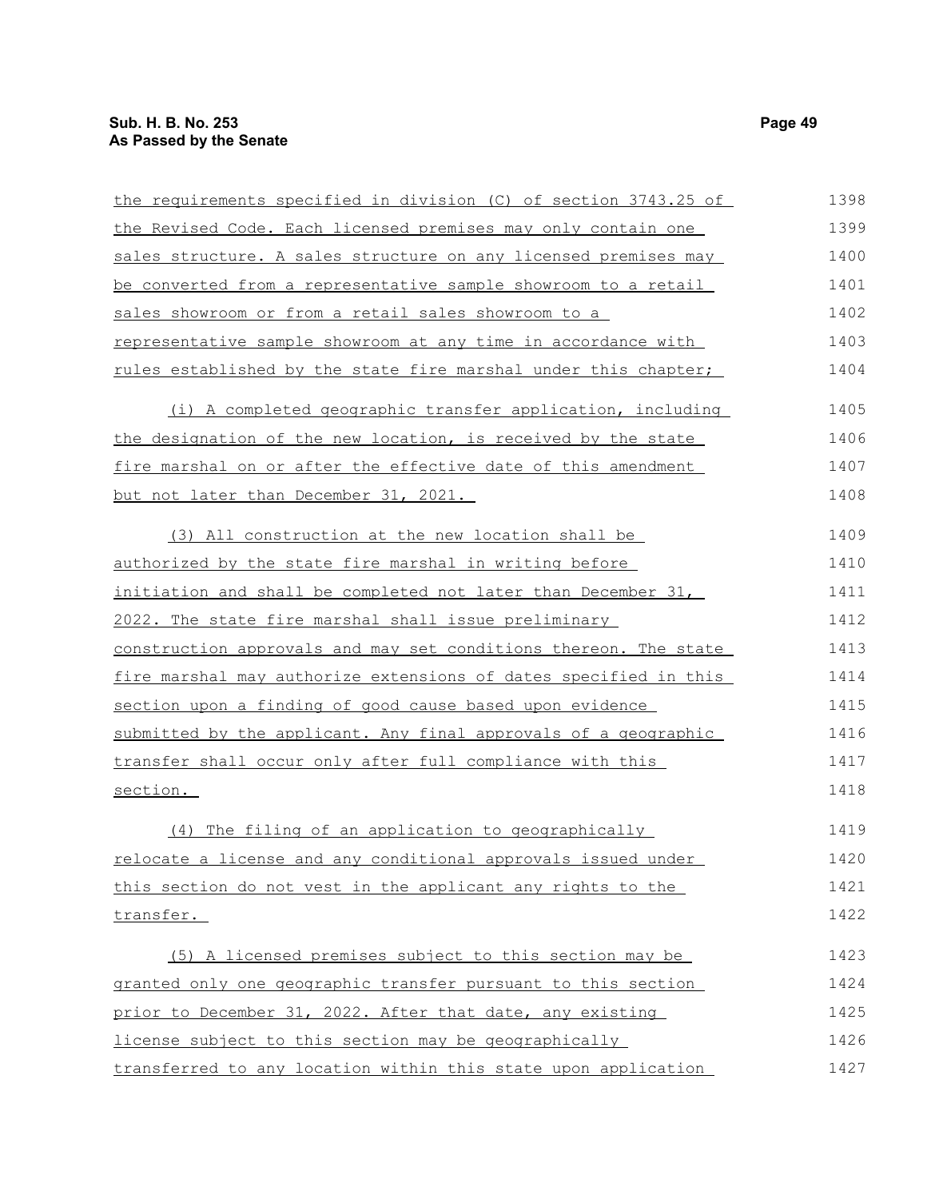the requirements specified in division (C) of section 3743.25 of the Revised Code. Each licensed premises may only contain one sales structure. A sales structure on any licensed premises may be converted from a representative sample showroom to a retail sales showroom or from a retail sales showroom to a representative sample showroom at any time in accordance with rules established by the state fire marshal under this chapter;

(i) A completed geographic transfer application, including the designation of the new location, is received by the state fire marshal on or after the effective date of this amendment but not later than December 31, 2021.

(3) All construction at the new location shall be authorized by the state fire marshal in writing before initiation and shall be completed not later than December 31, 2022. The state fire marshal shall issue preliminary construction approvals and may set conditions thereon. The state fire marshal may authorize extensions of dates specified in this section upon a finding of good cause based upon evidence submitted by the applicant. Any final approvals of a geographic transfer shall occur only after full compliance with this section.

(4) The filing of an application to geographically relocate a license and any conditional approvals issued under this section do not vest in the applicant any rights to the transfer.

(5) A licensed premises subject to this section may be granted only one geographic transfer pursuant to this section prior to December 31, 2022. After that date, any existing license subject to this section may be geographically transferred to any location within this state upon application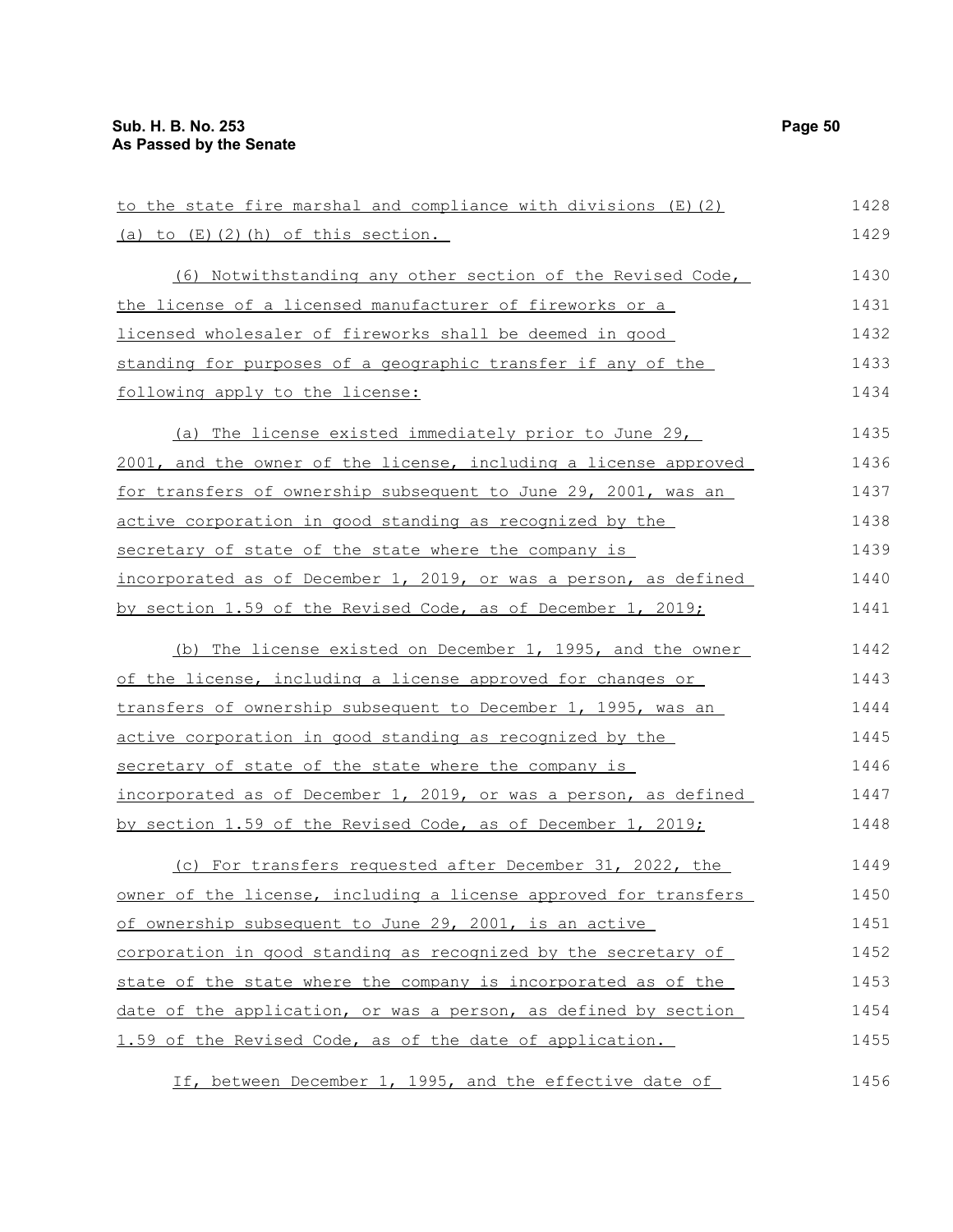to the state fire marshal and compliance with divisions (E)(2)(a) to (E)(2)(h) of this section.

(6) Notwithstanding any other section of the Revised Code, the license of a licensed manufacturer of fireworks or a licensed wholesaler of fireworks shall be deemed in good standing for purposes of a geographic transfer if any of the following apply to the license:

(a) The license existed immediately prior to June 29, 2001, and the owner of the license, including a license approved for transfers of ownership subsequent to June 29, 2001, was an active corporation in good standing as recognized by the secretary of state of the state where the company is incorporated as of December 1, 2019, or was a person, as defined by section 1.59 of the Revised Code, as of December 1, 2019;

(b) The license existed on December 1, 1995, and the owner of the license, including a license approved for changes or transfers of ownership subsequent to December 1, 1995, was an active corporation in good standing as recognized by the secretary of state of the state where the company is incorporated as of December 1, 2019, or was a person, as defined by section 1.59 of the Revised Code, as of December 1, 2019;

(c) For transfers requested after December 31, 2022, the owner of the license, including a license approved for transfers of ownership subsequent to June 29, 2001, is an active corporation in good standing as recognized by the secretary of state of the state where the company is incorporated as of the date of the application, or was a person, as defined by section 1.59 of the Revised Code, as of the date of application.

If, between December 1, 1995, and the effective date of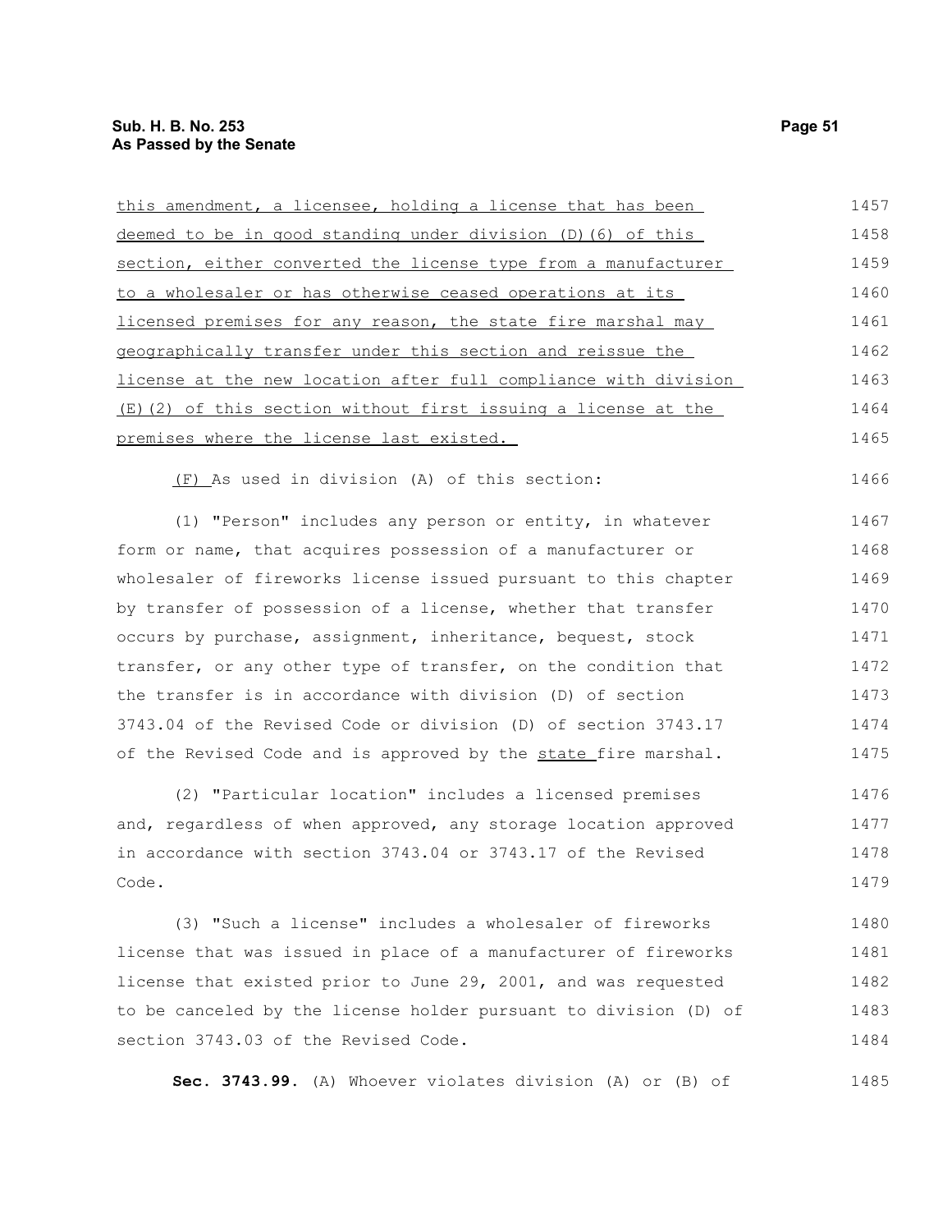this amendment, a licensee, holding a license that has been deemed to be in good standing under division (D)(6) of this section, either converted the license type from a manufacturer to a wholesaler or has otherwise ceased operations at its licensed premises for any reason, the state fire marshal may geographically transfer under this section and reissue the license at the new location after full compliance with division (E)(2) of this section without first issuing a license at the premises where the license last existed.

(F) As used in division (A) of this section:

(1) "Person" includes any person or entity, in whatever form or name, that acquires possession of a manufacturer or wholesaler of fireworks license issued pursuant to this chapter by transfer of possession of a license, whether that transfer occurs by purchase, assignment, inheritance, bequest, stock transfer, or any other type of transfer, on the condition that the transfer is in accordance with division (D) of section 3743.04 of the Revised Code or division (D) of section 3743.17 of the Revised Code and is approved by the state fire marshal.

(2) "Particular location" includes a licensed premises and, regardless of when approved, any storage location approved in accordance with section 3743.04 or 3743.17 of the Revised Code.

(3) "Such a license" includes a wholesaler of fireworks license that was issued in place of a manufacturer of fireworks license that existed prior to June 29, 2001, and was requested to be canceled by the license holder pursuant to division (D) of section 3743.03 of the Revised Code.

**Sec. 3743.99.** (A) Whoever violates division (A) or (B) of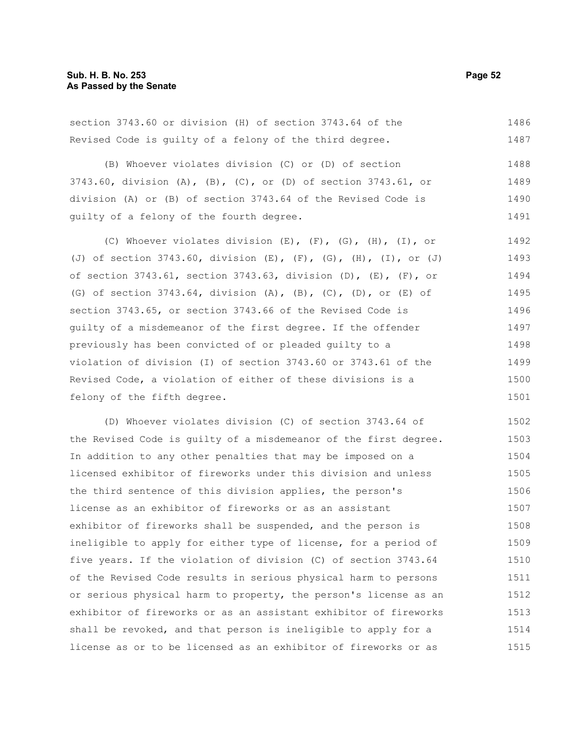section 3743.60 or division (H) of section 3743.64 of the Revised Code is guilty of a felony of the third degree.

(B) Whoever violates division (C) or (D) of section 3743.60, division (A), (B), (C), or (D) of section 3743.61, or division (A) or (B) of section 3743.64 of the Revised Code is guilty of a felony of the fourth degree.

(C) Whoever violates division (E), (F), (G), (H), (I), or (J) of section 3743.60, division (E), (F), (G), (H), (I), or (J) of section 3743.61, section 3743.63, division (D), (E), (F), or (G) of section 3743.64, division (A), (B), (C), (D), or (E) of section 3743.65, or section 3743.66 of the Revised Code is guilty of a misdemeanor of the first degree. If the offender previously has been convicted of or pleaded guilty to a violation of division (I) of section 3743.60 or 3743.61 of the Revised Code, a violation of either of these divisions is a felony of the fifth degree.

(D) Whoever violates division (C) of section 3743.64 of the Revised Code is guilty of a misdemeanor of the first degree. In addition to any other penalties that may be imposed on a licensed exhibitor of fireworks under this division and unless the third sentence of this division applies, the person's license as an exhibitor of fireworks or as an assistant exhibitor of fireworks shall be suspended, and the person is ineligible to apply for either type of license, for a period of five years. If the violation of division (C) of section 3743.64 of the Revised Code results in serious physical harm to persons or serious physical harm to property, the person's license as an exhibitor of fireworks or as an assistant exhibitor of fireworks shall be revoked, and that person is ineligible to apply for a license as or to be licensed as an exhibitor of fireworks or as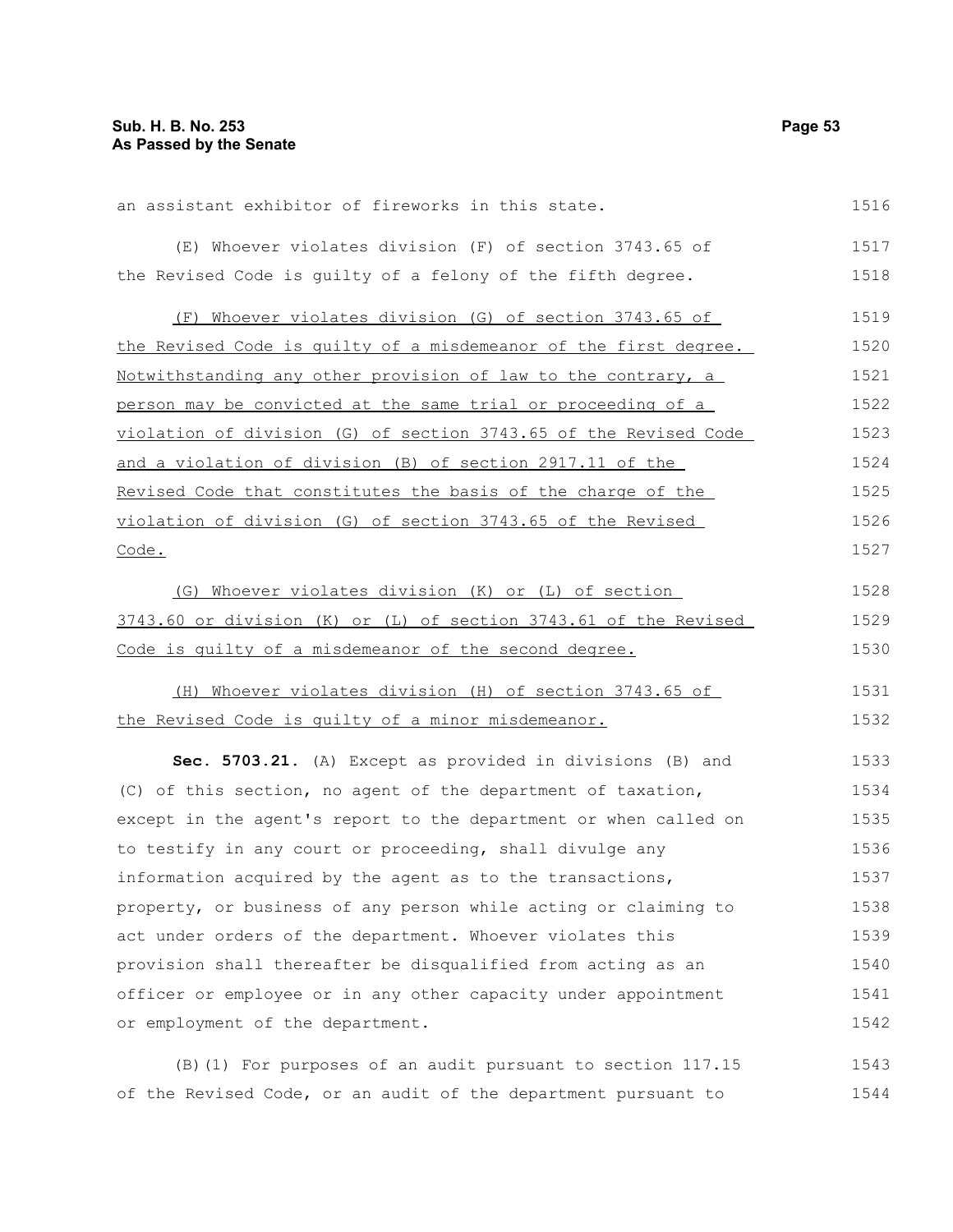an assistant exhibitor of fireworks in this state.

(E) Whoever violates division (F) of section 3743.65 of the Revised Code is guilty of a felony of the fifth degree.

(F) Whoever violates division (G) of section 3743.65 of the Revised Code is guilty of a misdemeanor of the first degree. Notwithstanding any other provision of law to the contrary, a person may be convicted at the same trial or proceeding of a violation of division (G) of section 3743.65 of the Revised Code and a violation of division (B) of section 2917.11 of the Revised Code that constitutes the basis of the charge of the violation of division (G) of section 3743.65 of the Revised Code.

(G) Whoever violates division (K) or (L) of section 3743.60 or division (K) or (L) of section 3743.61 of the Revised Code is guilty of a misdemeanor of the second degree.

(H) Whoever violates division (H) of section 3743.65 of the Revised Code is guilty of a minor misdemeanor.

**Sec. 5703.21.** (A) Except as provided in divisions (B) and (C) of this section, no agent of the department of taxation, except in the agent's report to the department or when called on to testify in any court or proceeding, shall divulge any information acquired by the agent as to the transactions, property, or business of any person while acting or claiming to act under orders of the department. Whoever violates this provision shall thereafter be disqualified from acting as an officer or employee or in any other capacity under appointment or employment of the department.

(B)(1) For purposes of an audit pursuant to section 117.15 of the Revised Code, or an audit of the department pursuant to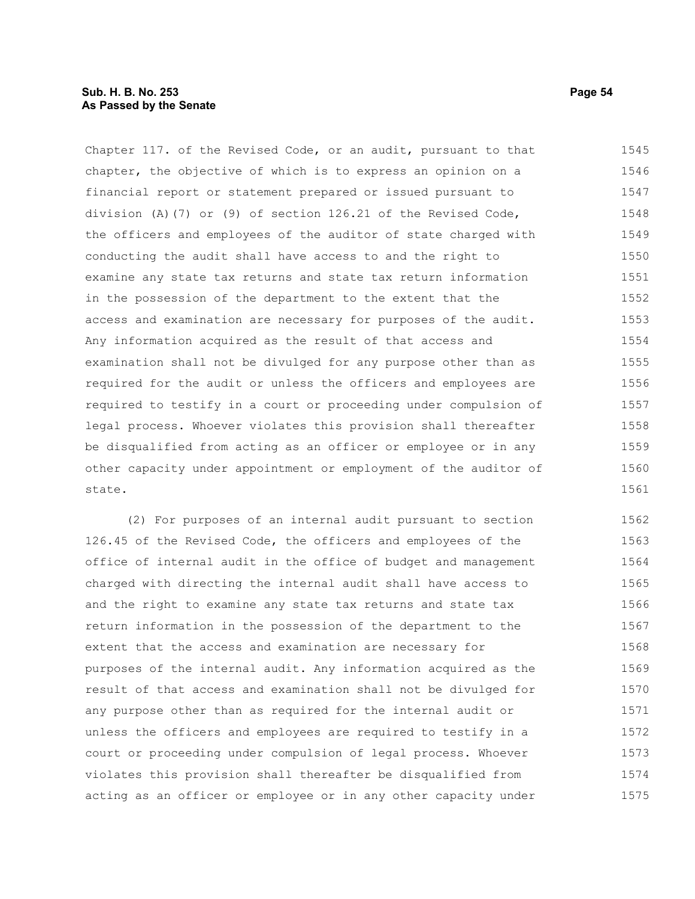Chapter 117. of the Revised Code, or an audit, pursuant to that chapter, the objective of which is to express an opinion on a financial report or statement prepared or issued pursuant to division (A)(7) or (9) of section 126.21 of the Revised Code, the officers and employees of the auditor of state charged with conducting the audit shall have access to and the right to examine any state tax returns and state tax return information in the possession of the department to the extent that the access and examination are necessary for purposes of the audit. Any information acquired as the result of that access and examination shall not be divulged for any purpose other than as required for the audit or unless the officers and employees are required to testify in a court or proceeding under compulsion of legal process. Whoever violates this provision shall thereafter be disqualified from acting as an officer or employee or in any other capacity under appointment or employment of the auditor of state.

(2) For purposes of an internal audit pursuant to section 126.45 of the Revised Code, the officers and employees of the office of internal audit in the office of budget and management charged with directing the internal audit shall have access to and the right to examine any state tax returns and state tax return information in the possession of the department to the extent that the access and examination are necessary for purposes of the internal audit. Any information acquired as the result of that access and examination shall not be divulged for any purpose other than as required for the internal audit or unless the officers and employees are required to testify in a court or proceeding under compulsion of legal process. Whoever violates this provision shall thereafter be disqualified from acting as an officer or employee or in any other capacity under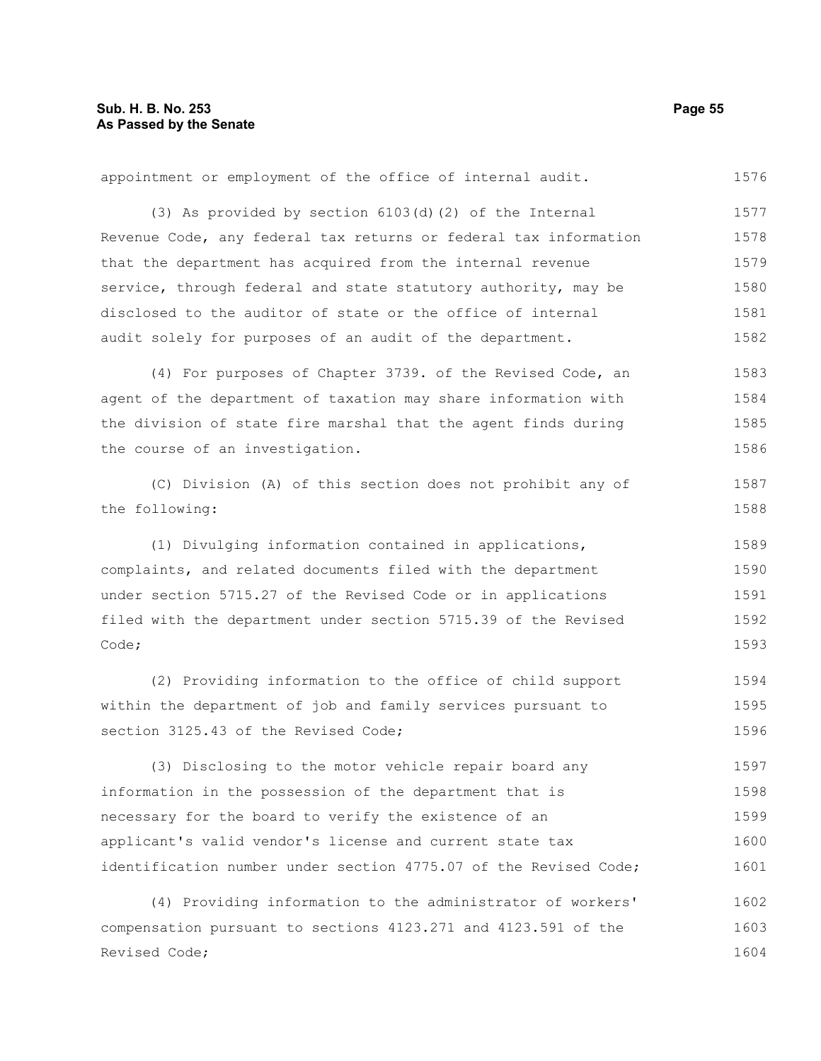appointment or employment of the office of internal audit.

(3) As provided by section 6103(d)(2) of the Internal Revenue Code, any federal tax returns or federal tax information that the department has acquired from the internal revenue service, through federal and state statutory authority, may be disclosed to the auditor of state or the office of internal audit solely for purposes of an audit of the department.

(4) For purposes of Chapter 3739. of the Revised Code, an agent of the department of taxation may share information with the division of state fire marshal that the agent finds during the course of an investigation.

(C) Division (A) of this section does not prohibit any of the following:

(1) Divulging information contained in applications, complaints, and related documents filed with the department under section 5715.27 of the Revised Code or in applications filed with the department under section 5715.39 of the Revised Code;

(2) Providing information to the office of child support within the department of job and family services pursuant to section 3125.43 of the Revised Code;

(3) Disclosing to the motor vehicle repair board any information in the possession of the department that is necessary for the board to verify the existence of an applicant's valid vendor's license and current state tax identification number under section 4775.07 of the Revised Code;

(4) Providing information to the administrator of workers' compensation pursuant to sections 4123.271 and 4123.591 of the Revised Code;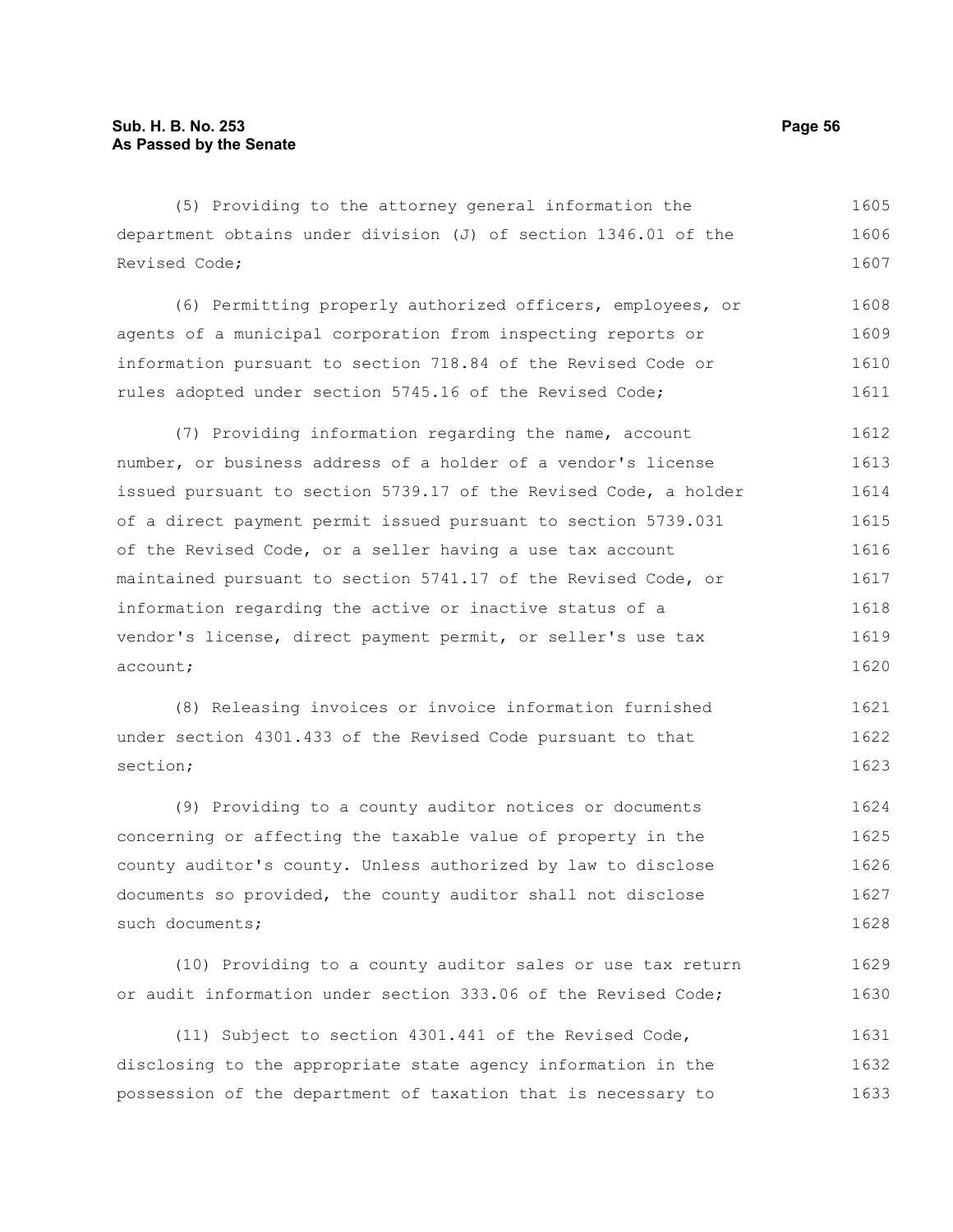(5) Providing to the attorney general information the department obtains under division (J) of section 1346.01 of the Revised Code;

(6) Permitting properly authorized officers, employees, or agents of a municipal corporation from inspecting reports or information pursuant to section 718.84 of the Revised Code or rules adopted under section 5745.16 of the Revised Code;

(7) Providing information regarding the name, account number, or business address of a holder of a vendor's license issued pursuant to section 5739.17 of the Revised Code, a holder of a direct payment permit issued pursuant to section 5739.031 of the Revised Code, or a seller having a use tax account maintained pursuant to section 5741.17 of the Revised Code, or information regarding the active or inactive status of a vendor's license, direct payment permit, or seller's use tax account;

(8) Releasing invoices or invoice information furnished under section 4301.433 of the Revised Code pursuant to that section;

(9) Providing to a county auditor notices or documents concerning or affecting the taxable value of property in the county auditor's county. Unless authorized by law to disclose documents so provided, the county auditor shall not disclose such documents;

(10) Providing to a county auditor sales or use tax return or audit information under section 333.06 of the Revised Code;

(11) Subject to section 4301.441 of the Revised Code, disclosing to the appropriate state agency information in the possession of the department of taxation that is necessary to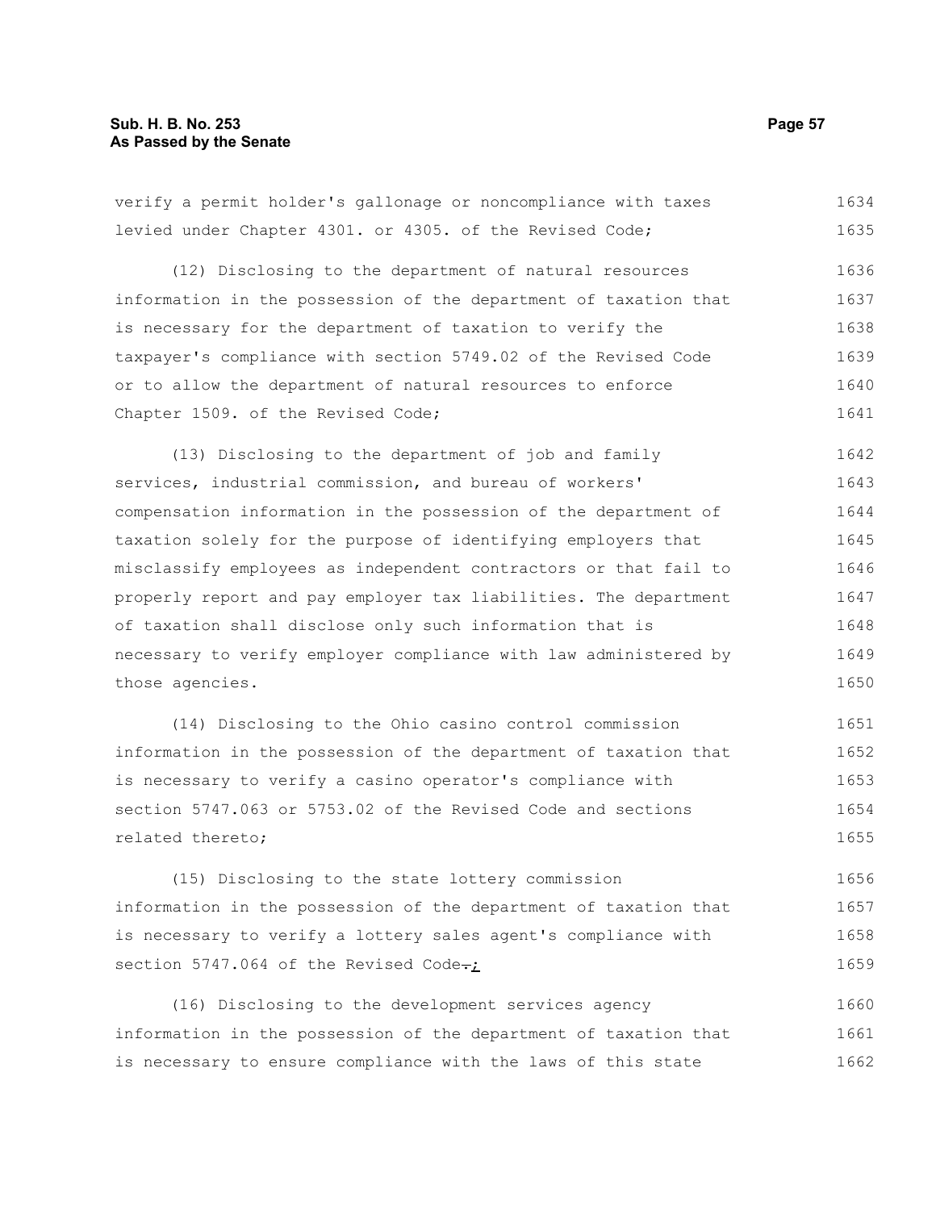verify a permit holder's gallonage or noncompliance with taxes levied under Chapter 4301. or 4305. of the Revised Code;

(12) Disclosing to the department of natural resources information in the possession of the department of taxation that is necessary for the department of taxation to verify the taxpayer's compliance with section 5749.02 of the Revised Code or to allow the department of natural resources to enforce Chapter 1509. of the Revised Code;

(13) Disclosing to the department of job and family services, industrial commission, and bureau of workers' compensation information in the possession of the department of taxation solely for the purpose of identifying employers that misclassify employees as independent contractors or that fail to properly report and pay employer tax liabilities. The department of taxation shall disclose only such information that is necessary to verify employer compliance with law administered by those agencies.

(14) Disclosing to the Ohio casino control commission information in the possession of the department of taxation that is necessary to verify a casino operator's compliance with section 5747.063 or 5753.02 of the Revised Code and sections related thereto;

(15) Disclosing to the state lottery commission information in the possession of the department of taxation that is necessary to verify a lottery sales agent's compliance with section 5747.064 of the Revised Code.;

(16) Disclosing to the development services agency information in the possession of the department of taxation that is necessary to ensure compliance with the laws of this state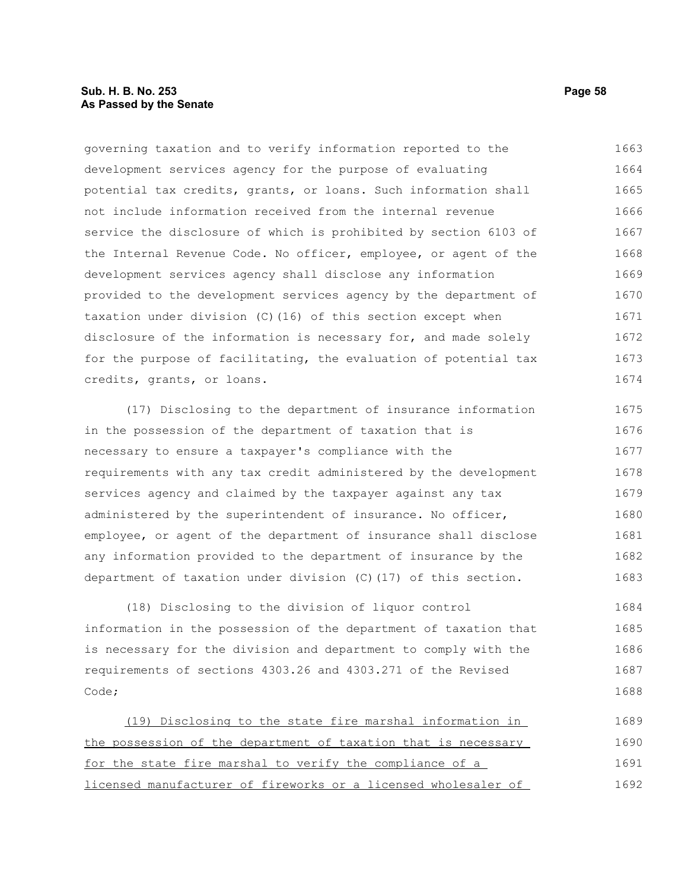governing taxation and to verify information reported to the development services agency for the purpose of evaluating potential tax credits, grants, or loans. Such information shall not include information received from the internal revenue service the disclosure of which is prohibited by section 6103 of the Internal Revenue Code. No officer, employee, or agent of the development services agency shall disclose any information provided to the development services agency by the department of taxation under division (C)(16) of this section except when disclosure of the information is necessary for, and made solely for the purpose of facilitating, the evaluation of potential tax credits, grants, or loans.

(17) Disclosing to the department of insurance information in the possession of the department of taxation that is necessary to ensure a taxpayer's compliance with the requirements with any tax credit administered by the development services agency and claimed by the taxpayer against any tax administered by the superintendent of insurance. No officer, employee, or agent of the department of insurance shall disclose any information provided to the department of insurance by the department of taxation under division (C)(17) of this section.

(18) Disclosing to the division of liquor control information in the possession of the department of taxation that is necessary for the division and department to comply with the requirements of sections 4303.26 and 4303.271 of the Revised Code;

<u>(19) Disclosing to the state fire marshal information in the possession of the department of taxation that is necessary for the state fire marshal to verify the compliance of a licensed manufacturer of fireworks or a licensed wholesaler of</u>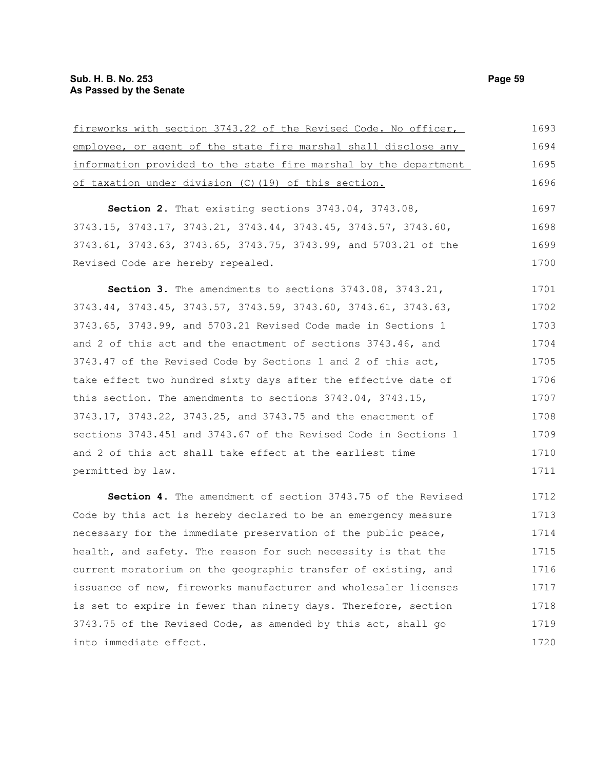fireworks with section 3743.22 of the Revised Code. No officer, employee, or agent of the state fire marshal shall disclose any information provided to the state fire marshal by the department of taxation under division (C)(19) of this section.

**Section 2.** That existing sections 3743.04, 3743.08, 3743.15, 3743.17, 3743.21, 3743.44, 3743.45, 3743.57, 3743.60, 3743.61, 3743.63, 3743.65, 3743.75, 3743.99, and 5703.21 of the Revised Code are hereby repealed.

**Section 3.** The amendments to sections 3743.08, 3743.21, 3743.44, 3743.45, 3743.57, 3743.59, 3743.60, 3743.61, 3743.63, 3743.65, 3743.99, and 5703.21 Revised Code made in Sections 1 and 2 of this act and the enactment of sections 3743.46, and 3743.47 of the Revised Code by Sections 1 and 2 of this act, take effect two hundred sixty days after the effective date of this section. The amendments to sections 3743.04, 3743.15, 3743.17, 3743.22, 3743.25, and 3743.75 and the enactment of sections 3743.451 and 3743.67 of the Revised Code in Sections 1 and 2 of this act shall take effect at the earliest time permitted by law.

**Section 4.** The amendment of section 3743.75 of the Revised Code by this act is hereby declared to be an emergency measure necessary for the immediate preservation of the public peace, health, and safety. The reason for such necessity is that the current moratorium on the geographic transfer of existing, and issuance of new, fireworks manufacturer and wholesaler licenses is set to expire in fewer than ninety days. Therefore, section 3743.75 of the Revised Code, as amended by this act, shall go into immediate effect.